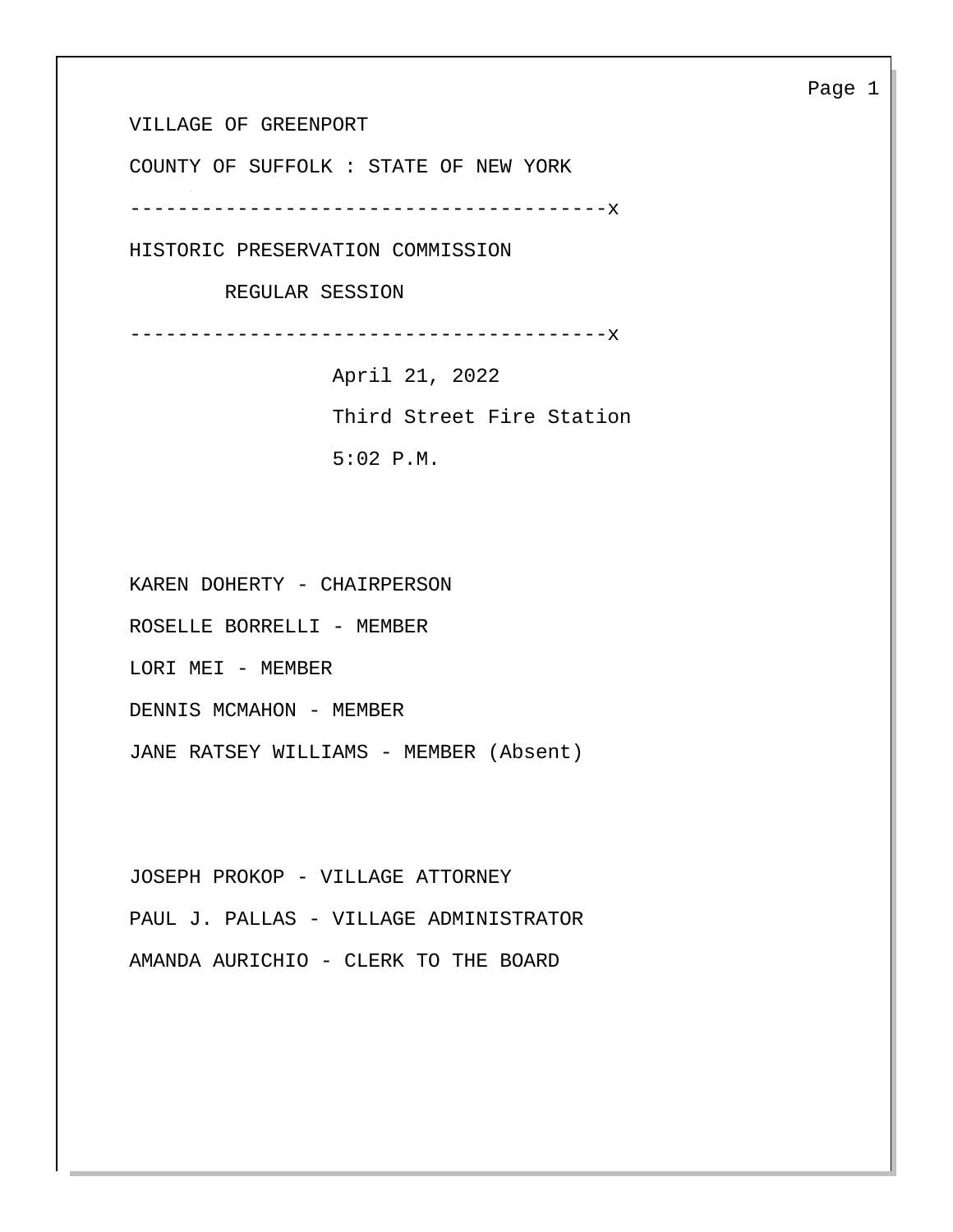VILLAGE OF GREENPORT

COUNTY OF SUFFOLK : STATE OF NEW YORK

----------------------------------------x

HISTORIC PRESERVATION COMMISSION

REGULAR SESSION

----------------------------------------x

April 21, 2022

Third Street Fire Station

5:02 P.M.

KAREN DOHERTY - CHAIRPERSON

ROSELLE BORRELLI - MEMBER

LORI MEI - MEMBER

DENNIS MCMAHON - MEMBER

JANE RATSEY WILLIAMS - MEMBER (Absent)

JOSEPH PROKOP - VILLAGE ATTORNEY

PAUL J. PALLAS - VILLAGE ADMINISTRATOR

AMANDA AURICHIO - CLERK TO THE BOARD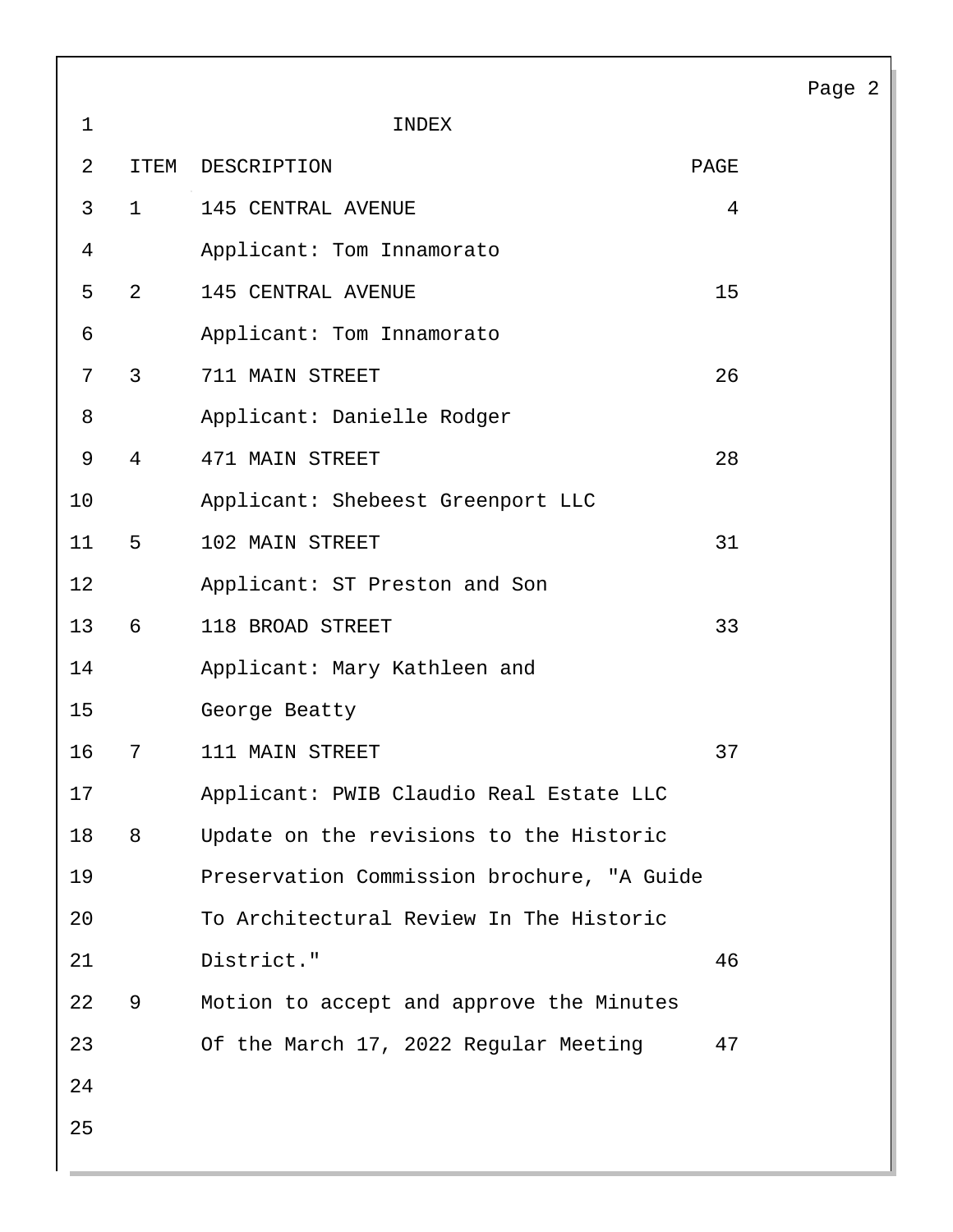# INDEX

| ITEM | DESCRIPTION | PAGE |
|---|---|---|
| 1 | 145 CENTRAL AVENUE<br>Applicant: Tom Innamorato | 4 |
| 2 | 145 CENTRAL AVENUE<br>Applicant: Tom Innamorato | 15 |
| 3 | 711 MAIN STREET<br>Applicant: Danielle Rodger | 26 |
| 4 | 471 MAIN STREET<br>Applicant: Shebeest Greenport LLC | 28 |
| 5 | 102 MAIN STREET<br>Applicant: ST Preston and Son | 31 |
| 6 | 118 BROAD STREET<br>Applicant: Mary Kathleen and George Beatty | 33 |
| 7 | 111 MAIN STREET<br>Applicant: PWIB Claudio Real Estate LLC | 37 |
| 8 | Update on the revisions to the Historic Preservation Commission brochure, "A Guide To Architectural Review In The Historic District." | 46 |
| 9 | Motion to accept and approve the Minutes Of the March 17, 2022 Regular Meeting | 47 |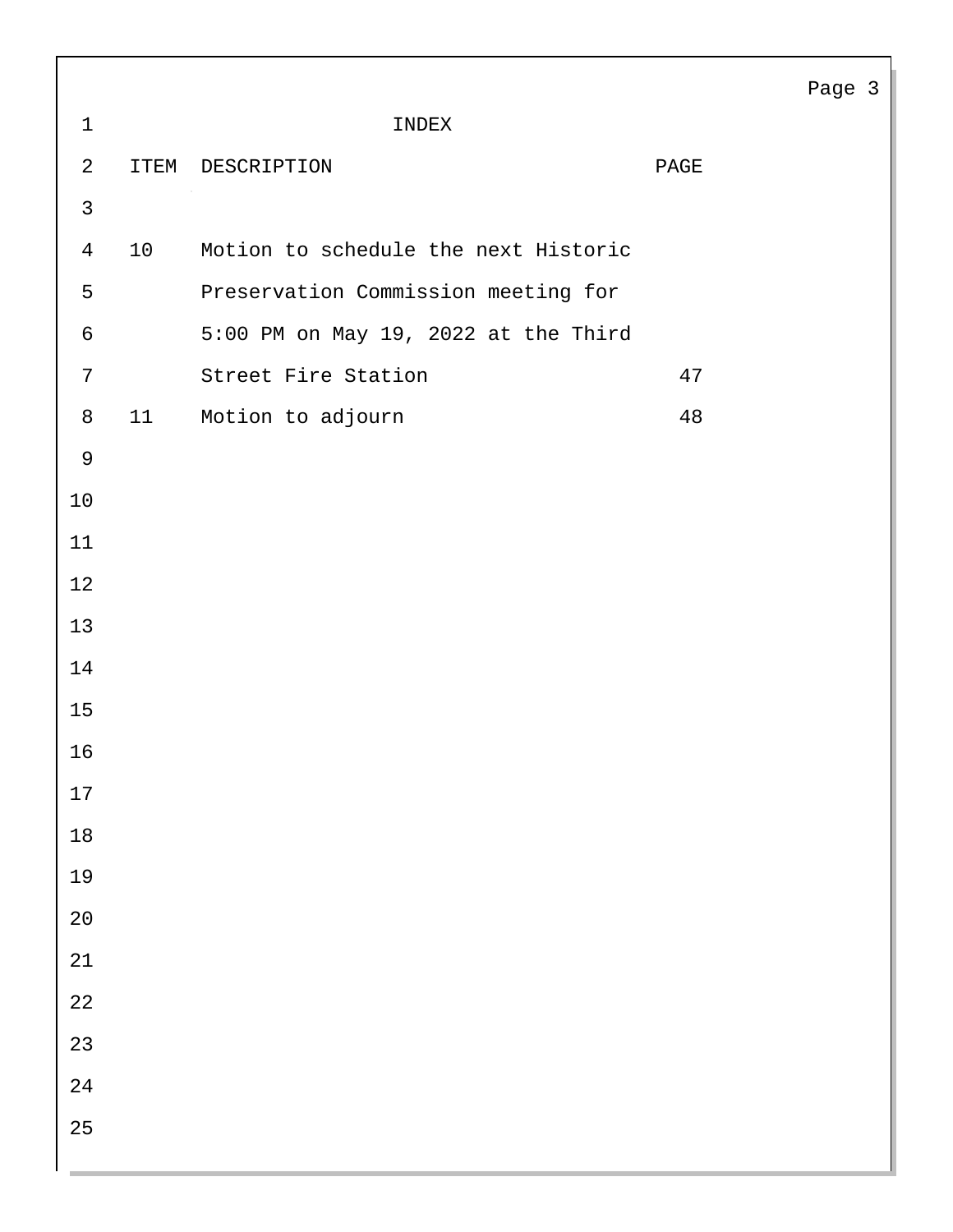# INDEX

| ITEM | DESCRIPTION | PAGE |
| --- | --- | --- |
| 10 | Motion to schedule the next Historic Preservation Commission meeting for 5:00 PM on May 19, 2022 at the Third Street Fire Station | 47 |
| 11 | Motion to adjourn | 48 |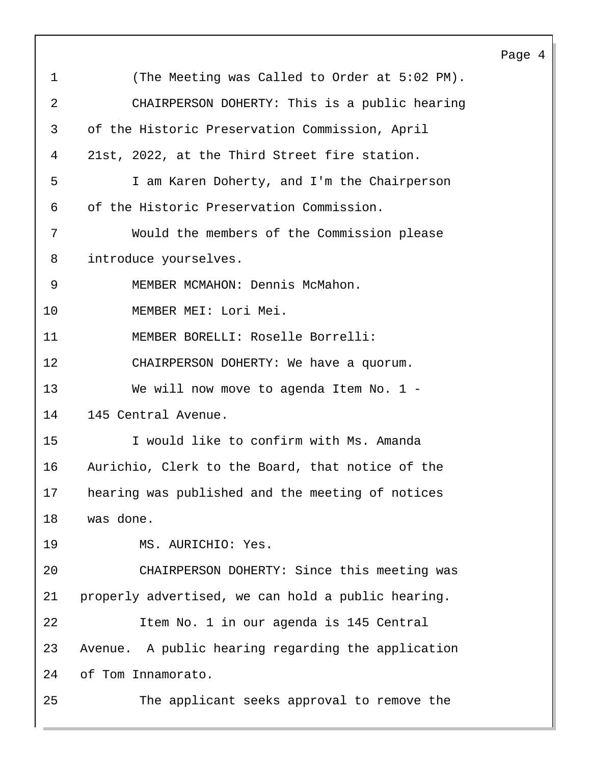1 (The Meeting was Called to Order at 5:02 PM).

2 CHAIRPERSON DOHERTY: This is a public hearing

3 of the Historic Preservation Commission, April

4 21st, 2022, at the Third Street fire station.

5 I am Karen Doherty, and I'm the Chairperson

6 of the Historic Preservation Commission.

7 Would the members of the Commission please

8 introduce yourselves.

9 MEMBER MCMAHON: Dennis McMahon.

10 MEMBER MEI: Lori Mei.

11 MEMBER BORELLI: Roselle Borrelli:

12 CHAIRPERSON DOHERTY: We have a quorum.

13 We will now move to agenda Item No. 1 -

14 145 Central Avenue.

15 I would like to confirm with Ms. Amanda

16 Aurichio, Clerk to the Board, that notice of the

17 hearing was published and the meeting of notices

18 was done.

19 MS. AURICHIO: Yes.

20 CHAIRPERSON DOHERTY: Since this meeting was

21 properly advertised, we can hold a public hearing.

22 Item No. 1 in our agenda is 145 Central

23 Avenue. A public hearing regarding the application

24 of Tom Innamorato.

25 The applicant seeks approval to remove the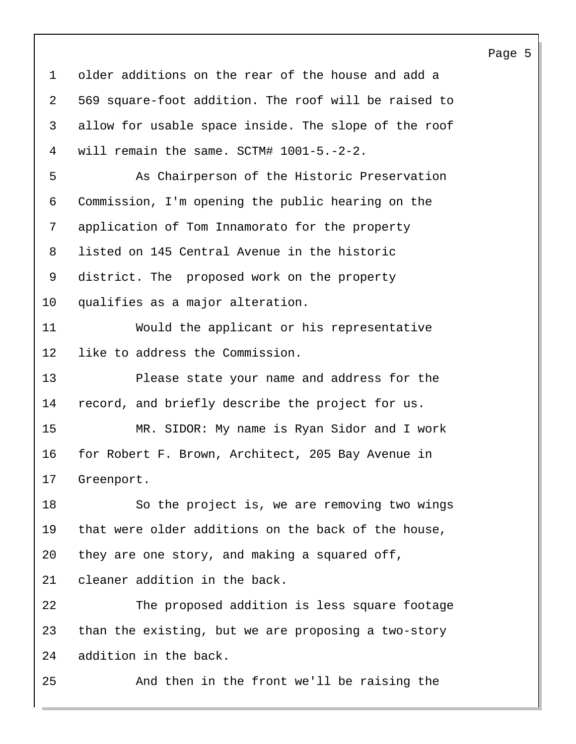older additions on the rear of the house and add a 569 square-foot addition. The roof will be raised to allow for usable space inside. The slope of the roof will remain the same. SCTM# 1001-5.-2-2.

As Chairperson of the Historic Preservation Commission, I'm opening the public hearing on the application of Tom Innamorato for the property listed on 145 Central Avenue in the historic district. The proposed work on the property qualifies as a major alteration.

Would the applicant or his representative like to address the Commission.

Please state your name and address for the record, and briefly describe the project for us.

MR. SIDOR: My name is Ryan Sidor and I work for Robert F. Brown, Architect, 205 Bay Avenue in Greenport.

So the project is, we are removing two wings that were older additions on the back of the house, they are one story, and making a squared off, cleaner addition in the back.

The proposed addition is less square footage than the existing, but we are proposing a two-story addition in the back.

And then in the front we'll be raising the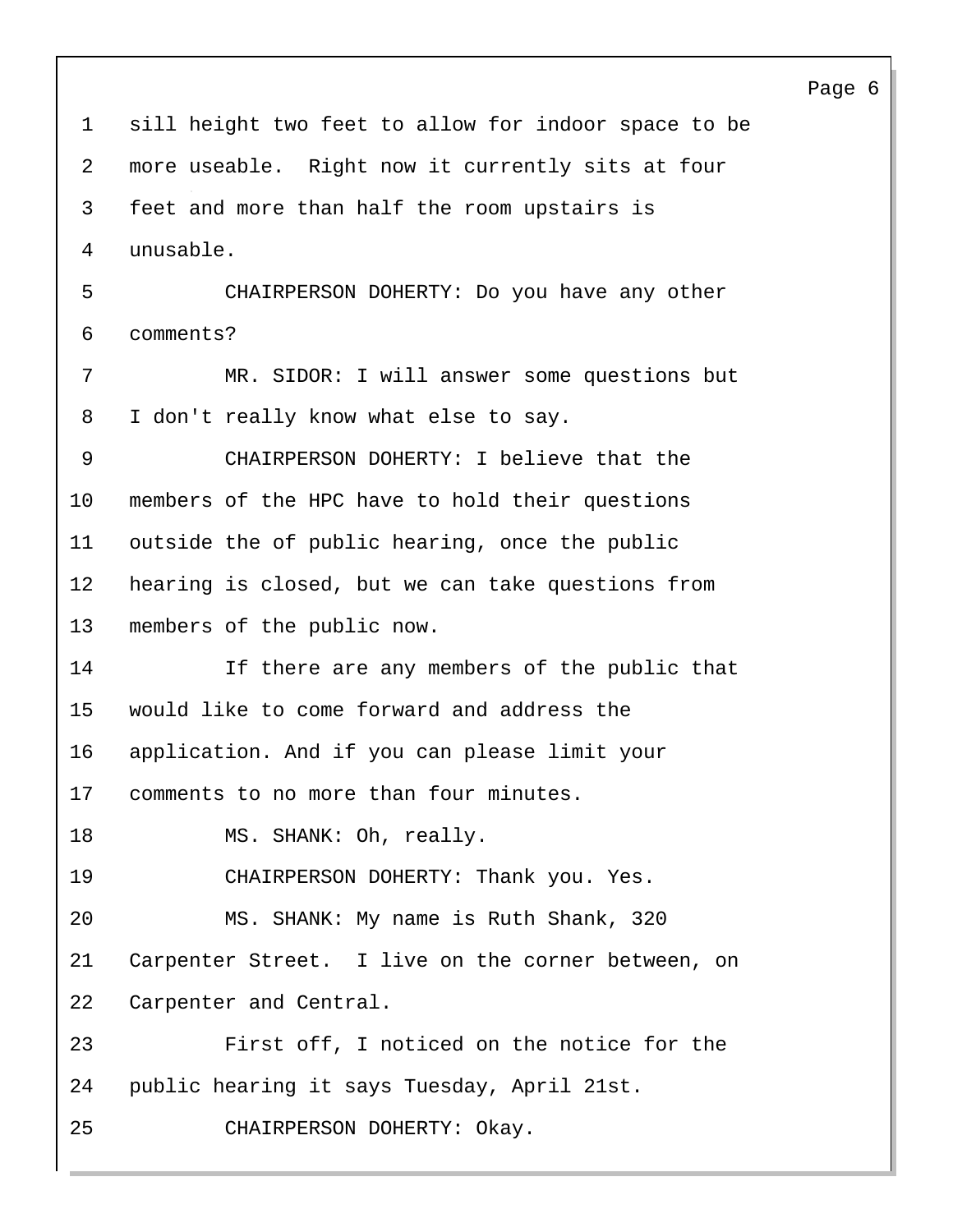sill height two feet to allow for indoor space to be more useable. Right now it currently sits at four feet and more than half the room upstairs is unusable.

CHAIRPERSON DOHERTY: Do you have any other comments?

MR. SIDOR: I will answer some questions but I don't really know what else to say.

CHAIRPERSON DOHERTY: I believe that the members of the HPC have to hold their questions outside the of public hearing, once the public hearing is closed, but we can take questions from members of the public now.

If there are any members of the public that would like to come forward and address the application. And if you can please limit your comments to no more than four minutes.

MS. SHANK: Oh, really.

CHAIRPERSON DOHERTY: Thank you. Yes.

MS. SHANK: My name is Ruth Shank, 320 Carpenter Street. I live on the corner between, on Carpenter and Central.

First off, I noticed on the notice for the public hearing it says Tuesday, April 21st.

CHAIRPERSON DOHERTY: Okay.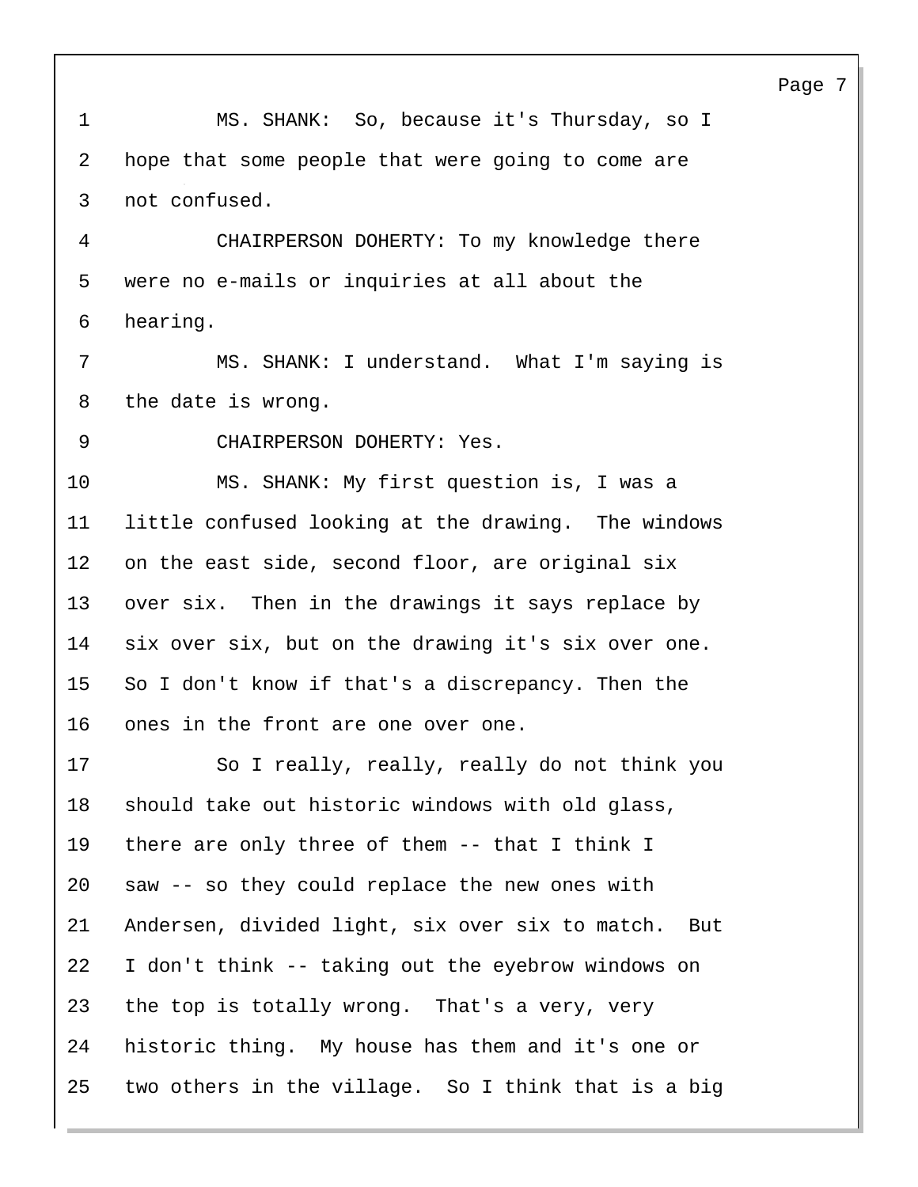MS. SHANK: So, because it's Thursday, so I hope that some people that were going to come are not confused.

CHAIRPERSON DOHERTY: To my knowledge there were no e-mails or inquiries at all about the hearing.

MS. SHANK: I understand. What I'm saying is the date is wrong.

CHAIRPERSON DOHERTY: Yes.

MS. SHANK: My first question is, I was a little confused looking at the drawing. The windows on the east side, second floor, are original six over six. Then in the drawings it says replace by six over six, but on the drawing it's six over one. So I don't know if that's a discrepancy. Then the ones in the front are one over one.

So I really, really, really do not think you should take out historic windows with old glass, there are only three of them -- that I think I saw -- so they could replace the new ones with Andersen, divided light, six over six to match. But I don't think -- taking out the eyebrow windows on the top is totally wrong. That's a very, very historic thing. My house has them and it's one or two others in the village. So I think that is a big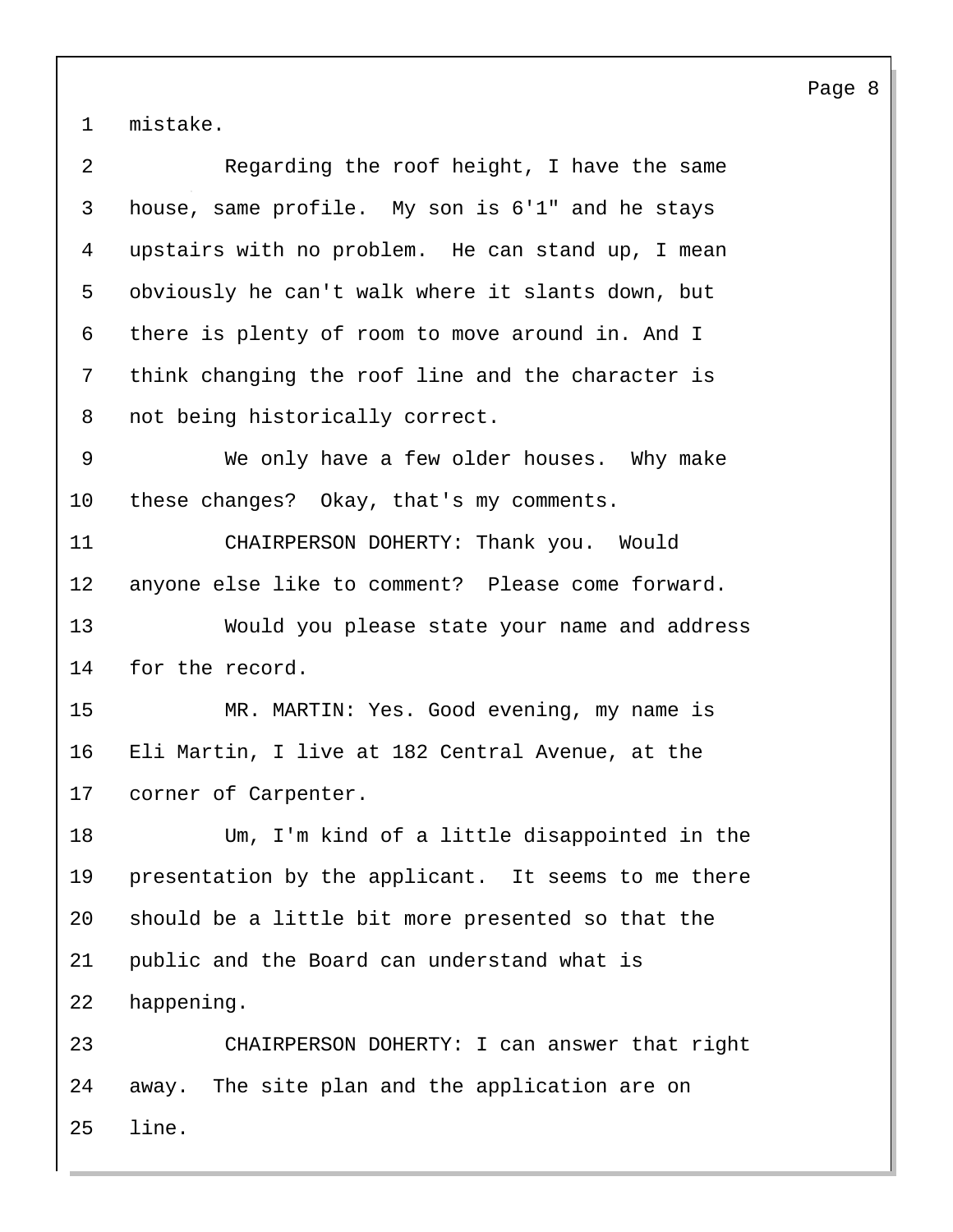mistake.

Regarding the roof height, I have the same house, same profile. My son is 6'1" and he stays upstairs with no problem. He can stand up, I mean obviously he can't walk where it slants down, but there is plenty of room to move around in. And I think changing the roof line and the character is not being historically correct.

We only have a few older houses. Why make these changes? Okay, that's my comments.

CHAIRPERSON DOHERTY: Thank you. Would anyone else like to comment? Please come forward.

Would you please state your name and address for the record.

MR. MARTIN: Yes. Good evening, my name is Eli Martin, I live at 182 Central Avenue, at the corner of Carpenter.

Um, I'm kind of a little disappointed in the presentation by the applicant. It seems to me there should be a little bit more presented so that the public and the Board can understand what is happening.

CHAIRPERSON DOHERTY: I can answer that right away. The site plan and the application are on line.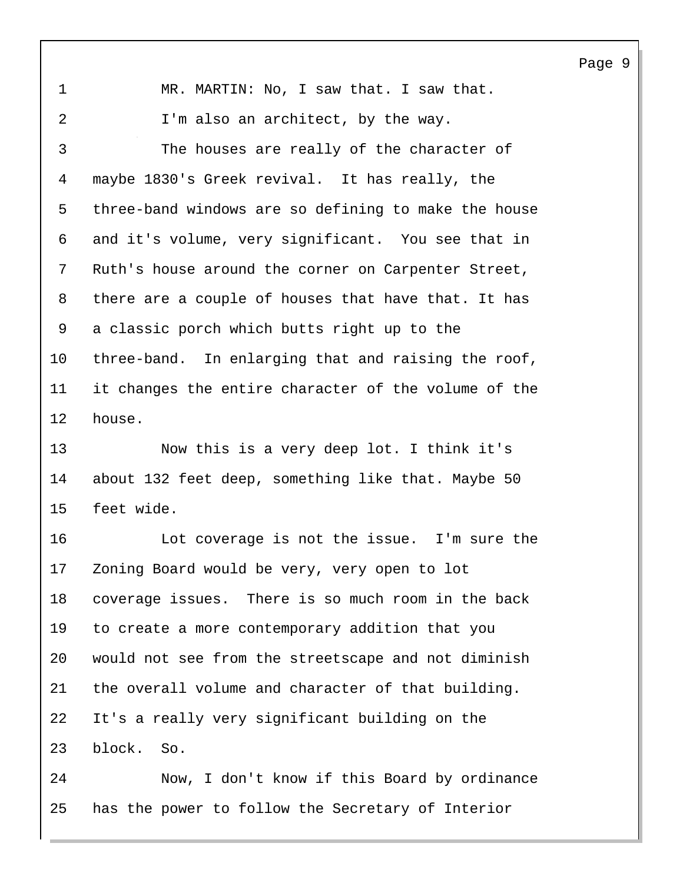MR. MARTIN: No, I saw that. I saw that.

I'm also an architect, by the way.

The houses are really of the character of maybe 1830's Greek revival. It has really, the three-band windows are so defining to make the house and it's volume, very significant. You see that in Ruth's house around the corner on Carpenter Street, there are a couple of houses that have that. It has a classic porch which butts right up to the three-band. In enlarging that and raising the roof, it changes the entire character of the volume of the house.

Now this is a very deep lot. I think it's about 132 feet deep, something like that. Maybe 50 feet wide.

Lot coverage is not the issue. I'm sure the Zoning Board would be very, very open to lot coverage issues. There is so much room in the back to create a more contemporary addition that you would not see from the streetscape and not diminish the overall volume and character of that building. It's a really very significant building on the block. So.

Now, I don't know if this Board by ordinance has the power to follow the Secretary of Interior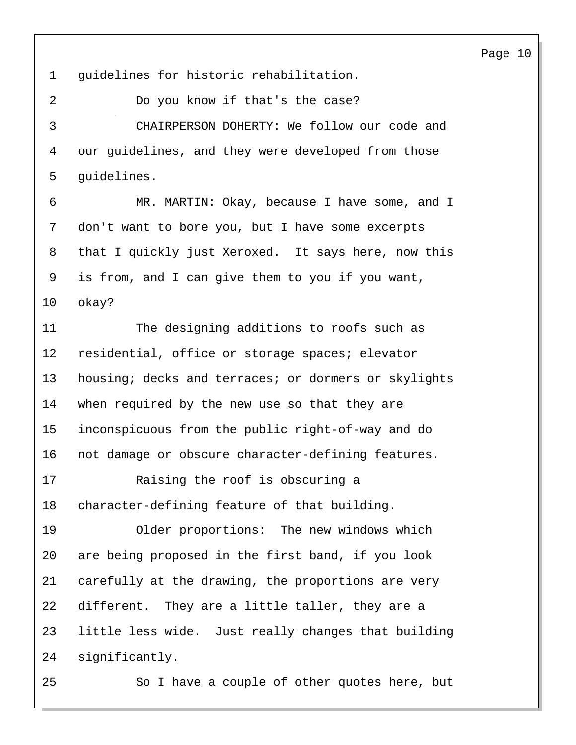guidelines for historic rehabilitation.

Do you know if that's the case?

CHAIRPERSON DOHERTY: We follow our code and our guidelines, and they were developed from those guidelines.

MR. MARTIN: Okay, because I have some, and I don't want to bore you, but I have some excerpts that I quickly just Xeroxed. It says here, now this is from, and I can give them to you if you want, okay?

The designing additions to roofs such as residential, office or storage spaces; elevator housing; decks and terraces; or dormers or skylights when required by the new use so that they are inconspicuous from the public right-of-way and do not damage or obscure character-defining features.

Raising the roof is obscuring a character-defining feature of that building.

Older proportions: The new windows which are being proposed in the first band, if you look carefully at the drawing, the proportions are very different. They are a little taller, they are a little less wide. Just really changes that building significantly.

So I have a couple of other quotes here, but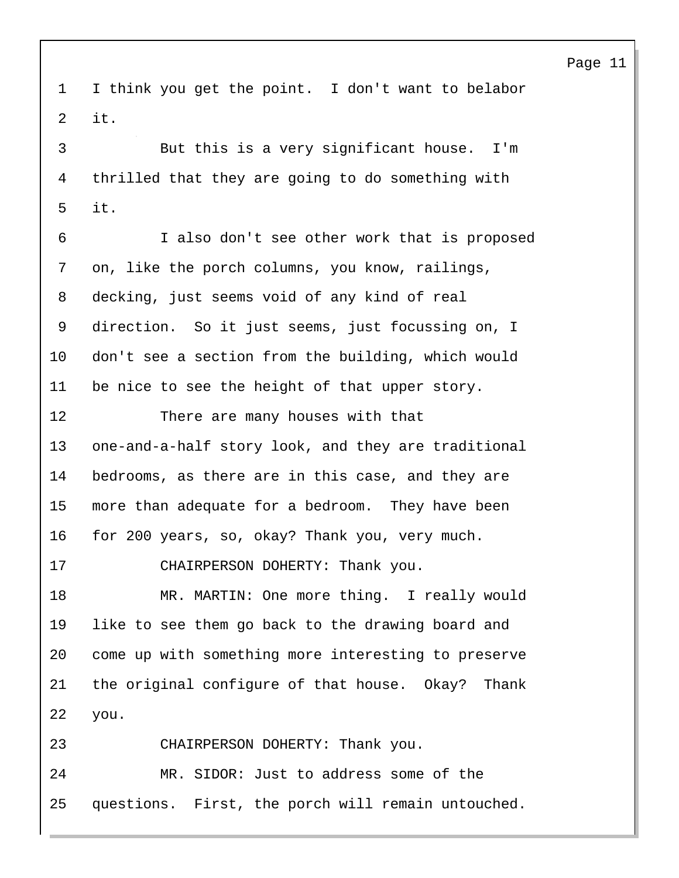I think you get the point. I don't want to belabor it.

But this is a very significant house. I'm thrilled that they are going to do something with it.

I also don't see other work that is proposed on, like the porch columns, you know, railings, decking, just seems void of any kind of real direction. So it just seems, just focussing on, I don't see a section from the building, which would be nice to see the height of that upper story.

There are many houses with that one-and-a-half story look, and they are traditional bedrooms, as there are in this case, and they are more than adequate for a bedroom. They have been for 200 years, so, okay? Thank you, very much.

CHAIRPERSON DOHERTY: Thank you.

MR. MARTIN: One more thing. I really would like to see them go back to the drawing board and come up with something more interesting to preserve the original configure of that house. Okay? Thank you.

CHAIRPERSON DOHERTY: Thank you.

MR. SIDOR: Just to address some of the questions. First, the porch will remain untouched.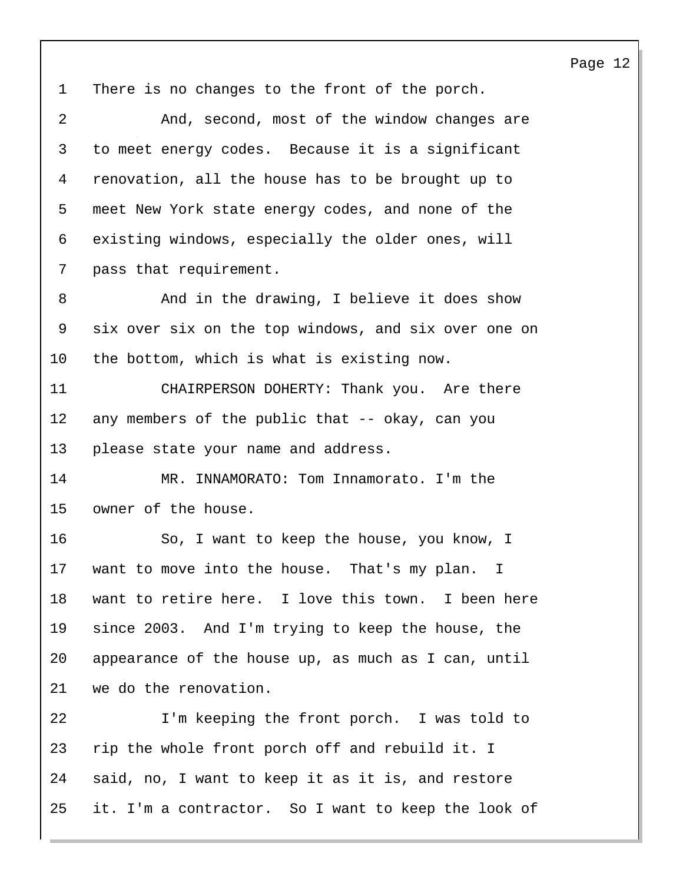There is no changes to the front of the porch.

And, second, most of the window changes are to meet energy codes. Because it is a significant renovation, all the house has to be brought up to meet New York state energy codes, and none of the existing windows, especially the older ones, will pass that requirement.

And in the drawing, I believe it does show six over six on the top windows, and six over one on the bottom, which is what is existing now.

CHAIRPERSON DOHERTY: Thank you. Are there any members of the public that -- okay, can you please state your name and address.

MR. INNAMORATO: Tom Innamorato. I'm the owner of the house.

So, I want to keep the house, you know, I want to move into the house. That's my plan. I want to retire here. I love this town. I been here since 2003. And I'm trying to keep the house, the appearance of the house up, as much as I can, until we do the renovation.

I'm keeping the front porch. I was told to rip the whole front porch off and rebuild it. I said, no, I want to keep it as it is, and restore it. I'm a contractor. So I want to keep the look of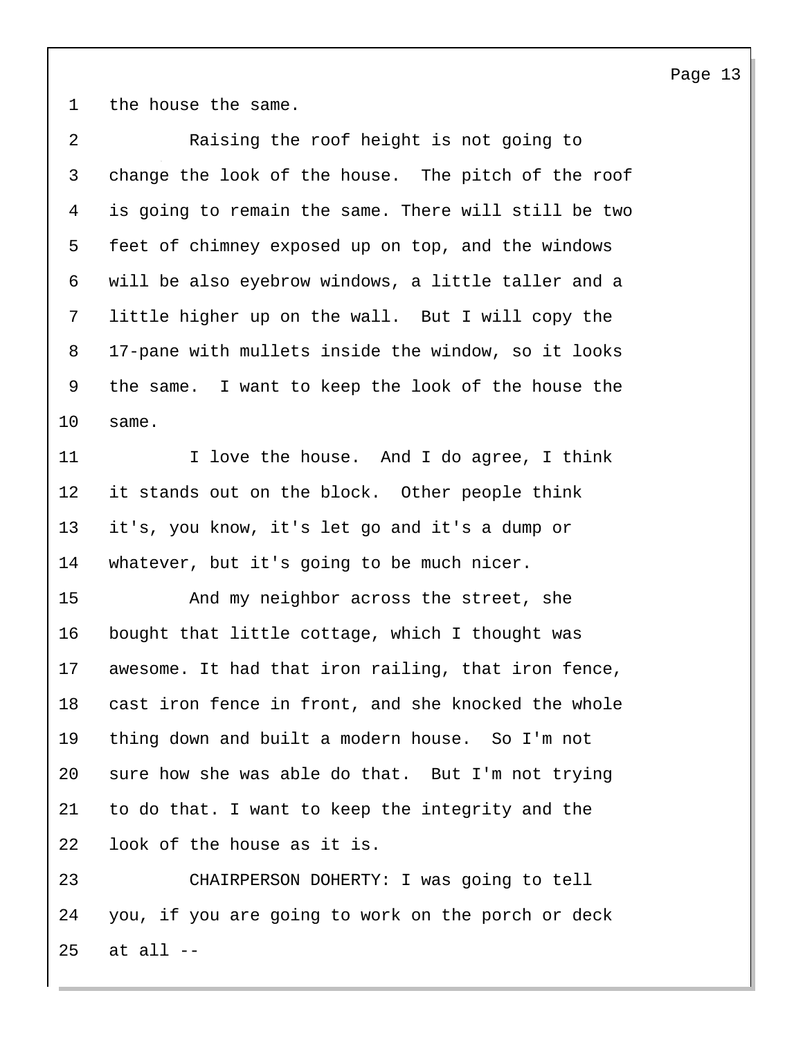the house the same.

Raising the roof height is not going to change the look of the house. The pitch of the roof is going to remain the same. There will still be two feet of chimney exposed up on top, and the windows will be also eyebrow windows, a little taller and a little higher up on the wall. But I will copy the 17-pane with mullets inside the window, so it looks the same. I want to keep the look of the house the same.

I love the house. And I do agree, I think it stands out on the block. Other people think it's, you know, it's let go and it's a dump or whatever, but it's going to be much nicer.

And my neighbor across the street, she bought that little cottage, which I thought was awesome. It had that iron railing, that iron fence, cast iron fence in front, and she knocked the whole thing down and built a modern house. So I'm not sure how she was able do that. But I'm not trying to do that. I want to keep the integrity and the look of the house as it is.

CHAIRPERSON DOHERTY: I was going to tell you, if you are going to work on the porch or deck at all --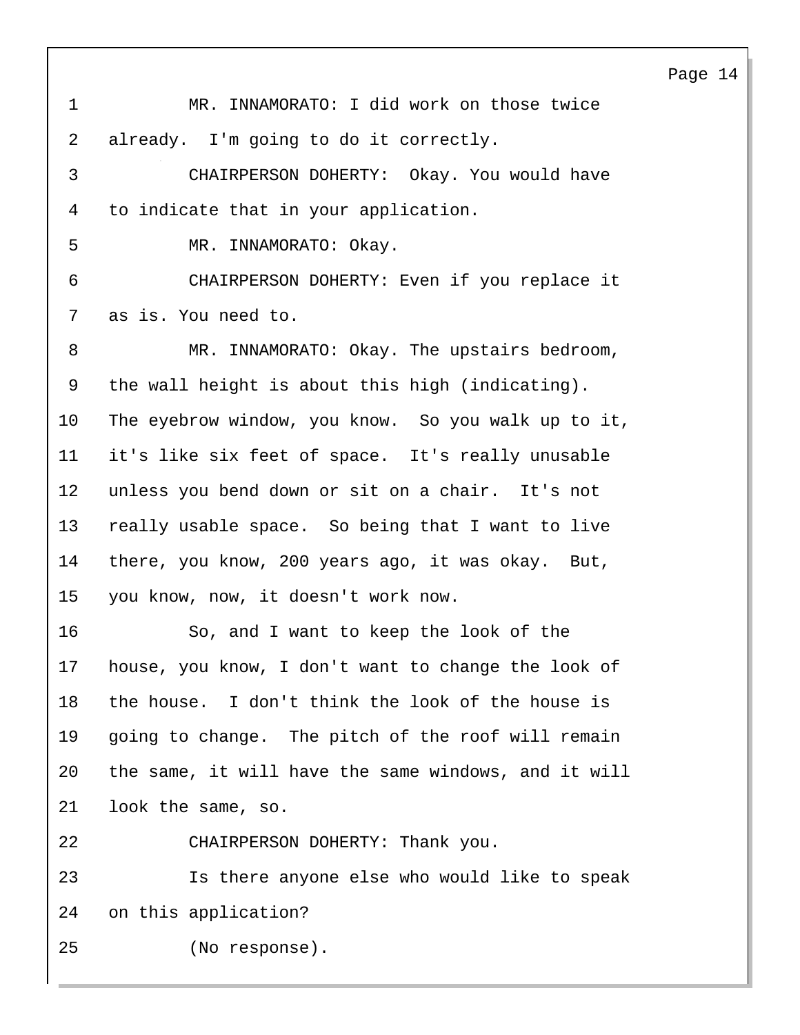MR. INNAMORATO: I did work on those twice already. I'm going to do it correctly.

CHAIRPERSON DOHERTY: Okay. You would have to indicate that in your application.

MR. INNAMORATO: Okay.

CHAIRPERSON DOHERTY: Even if you replace it as is. You need to.

MR. INNAMORATO: Okay. The upstairs bedroom, the wall height is about this high (indicating). The eyebrow window, you know. So you walk up to it, it's like six feet of space. It's really unusable unless you bend down or sit on a chair. It's not really usable space. So being that I want to live there, you know, 200 years ago, it was okay. But, you know, now, it doesn't work now.

So, and I want to keep the look of the house, you know, I don't want to change the look of the house. I don't think the look of the house is going to change. The pitch of the roof will remain the same, it will have the same windows, and it will look the same, so.

CHAIRPERSON DOHERTY: Thank you.

Is there anyone else who would like to speak on this application?

(No response).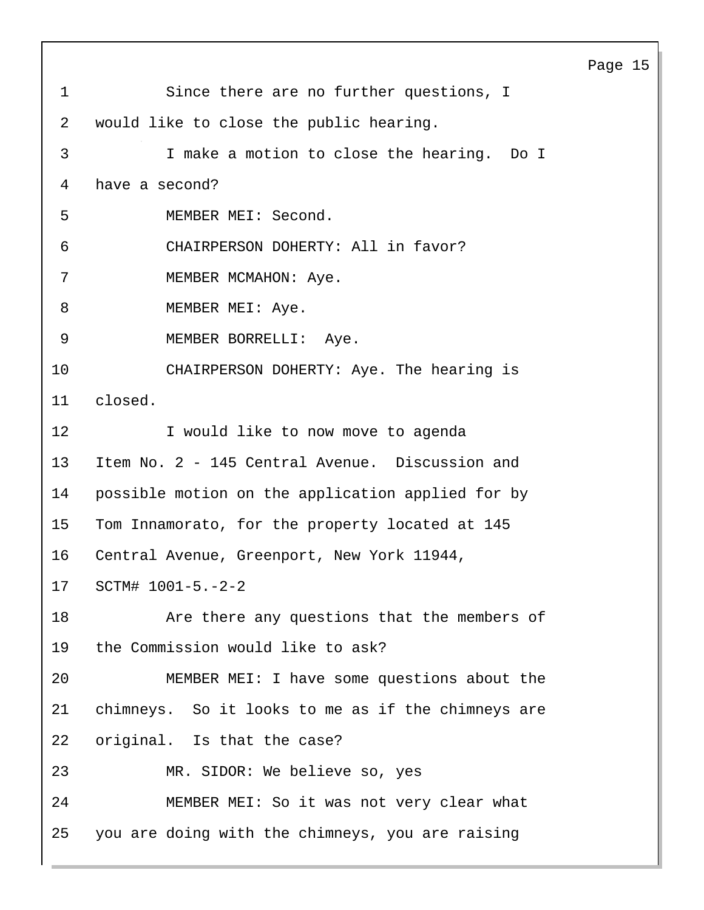Since there are no further questions, I would like to close the public hearing.

I make a motion to close the hearing. Do I have a second?

MEMBER MEI: Second.

CHAIRPERSON DOHERTY: All in favor?

MEMBER MCMAHON: Aye.

MEMBER MEI: Aye.

MEMBER BORRELLI: Aye.

CHAIRPERSON DOHERTY: Aye. The hearing is closed.

I would like to now move to agenda Item No. 2 - 145 Central Avenue. Discussion and possible motion on the application applied for by Tom Innamorato, for the property located at 145 Central Avenue, Greenport, New York 11944, SCTM# 1001-5.-2-2

Are there any questions that the members of the Commission would like to ask?

MEMBER MEI: I have some questions about the chimneys. So it looks to me as if the chimneys are original. Is that the case?

MR. SIDOR: We believe so, yes

MEMBER MEI: So it was not very clear what you are doing with the chimneys, you are raising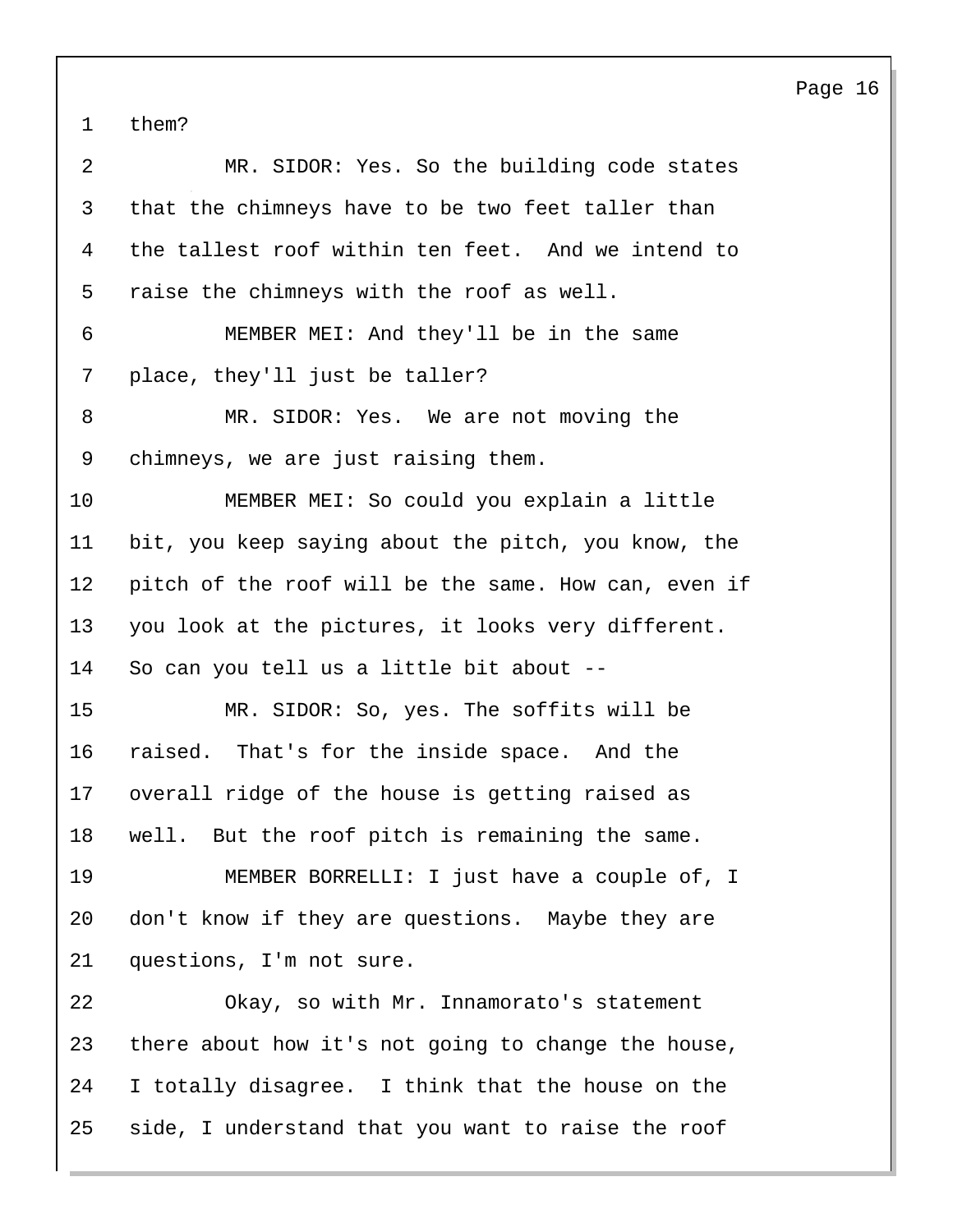them?

MR. SIDOR: Yes. So the building code states that the chimneys have to be two feet taller than the tallest roof within ten feet. And we intend to raise the chimneys with the roof as well.

MEMBER MEI: And they'll be in the same place, they'll just be taller?

MR. SIDOR: Yes. We are not moving the chimneys, we are just raising them.

MEMBER MEI: So could you explain a little bit, you keep saying about the pitch, you know, the pitch of the roof will be the same. How can, even if you look at the pictures, it looks very different. So can you tell us a little bit about --

MR. SIDOR: So, yes. The soffits will be raised. That's for the inside space. And the overall ridge of the house is getting raised as well. But the roof pitch is remaining the same.

MEMBER BORRELLI: I just have a couple of, I don't know if they are questions. Maybe they are questions, I'm not sure.

Okay, so with Mr. Innamorato's statement there about how it's not going to change the house, I totally disagree. I think that the house on the side, I understand that you want to raise the roof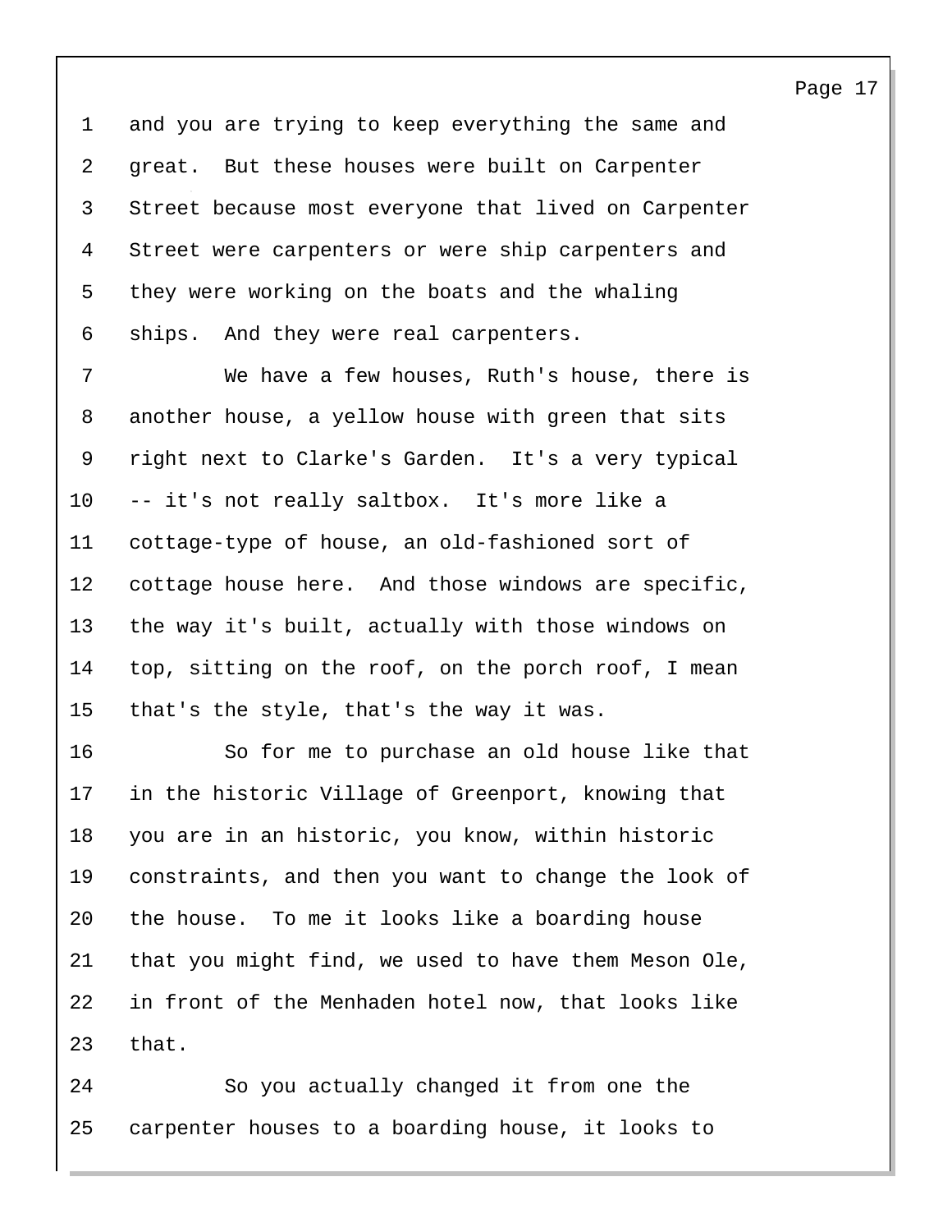and you are trying to keep everything the same and great. But these houses were built on Carpenter Street because most everyone that lived on Carpenter Street were carpenters or were ship carpenters and they were working on the boats and the whaling ships. And they were real carpenters.

We have a few houses, Ruth's house, there is another house, a yellow house with green that sits right next to Clarke's Garden. It's a very typical -- it's not really saltbox. It's more like a cottage-type of house, an old-fashioned sort of cottage house here. And those windows are specific, the way it's built, actually with those windows on top, sitting on the roof, on the porch roof, I mean that's the style, that's the way it was.

So for me to purchase an old house like that in the historic Village of Greenport, knowing that you are in an historic, you know, within historic constraints, and then you want to change the look of the house. To me it looks like a boarding house that you might find, we used to have them Meson Ole, in front of the Menhaden hotel now, that looks like that.

So you actually changed it from one the carpenter houses to a boarding house, it looks to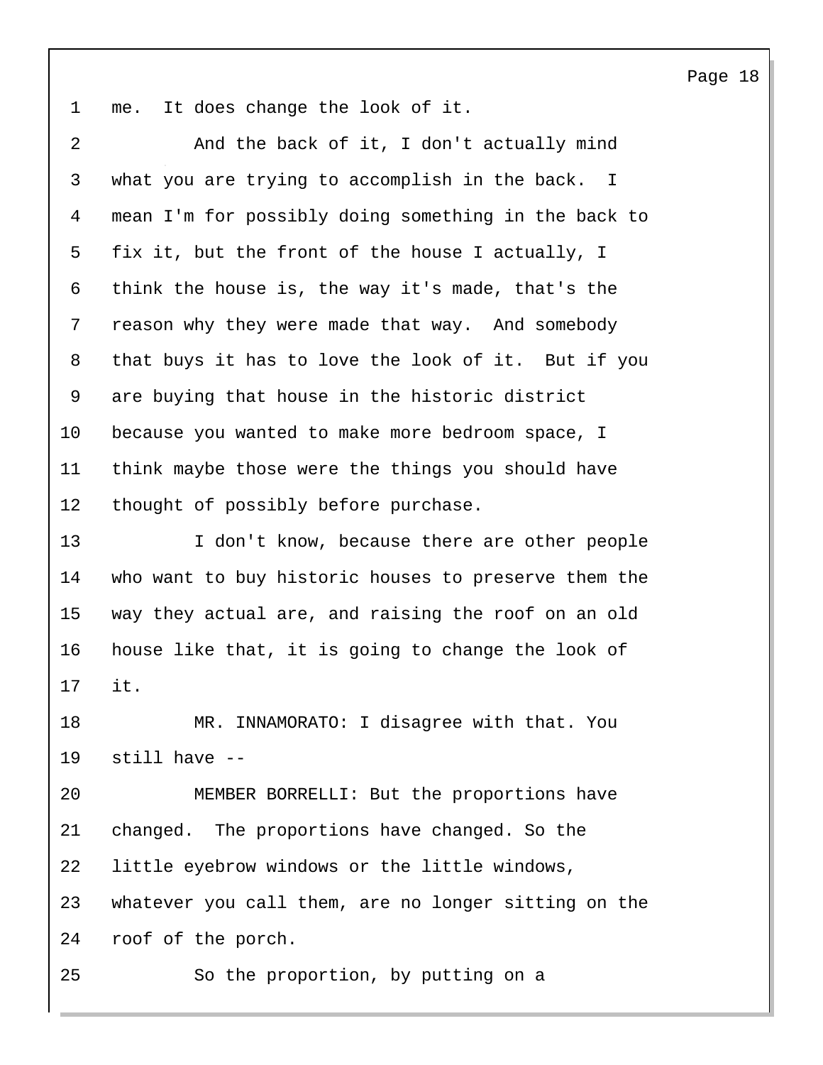me. It does change the look of it.

And the back of it, I don't actually mind what you are trying to accomplish in the back. I mean I'm for possibly doing something in the back to fix it, but the front of the house I actually, I think the house is, the way it's made, that's the reason why they were made that way. And somebody that buys it has to love the look of it. But if you are buying that house in the historic district because you wanted to make more bedroom space, I think maybe those were the things you should have thought of possibly before purchase.

I don't know, because there are other people who want to buy historic houses to preserve them the way they actual are, and raising the roof on an old house like that, it is going to change the look of it.

MR. INNAMORATO: I disagree with that. You still have --

MEMBER BORRELLI: But the proportions have changed. The proportions have changed. So the little eyebrow windows or the little windows, whatever you call them, are no longer sitting on the roof of the porch.

So the proportion, by putting on a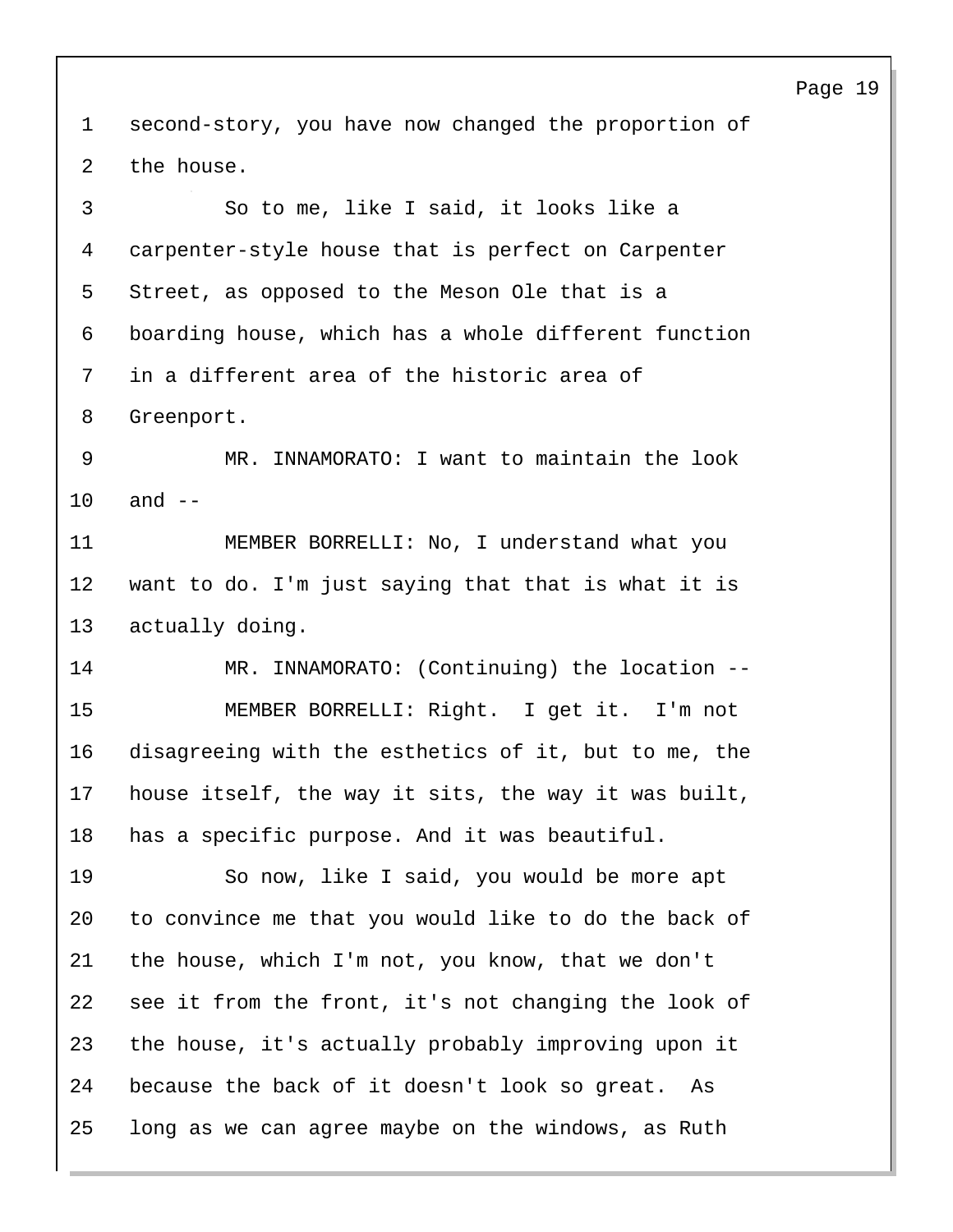second-story, you have now changed the proportion of the house.

So to me, like I said, it looks like a carpenter-style house that is perfect on Carpenter Street, as opposed to the Meson Ole that is a boarding house, which has a whole different function in a different area of the historic area of Greenport.

MR. INNAMORATO: I want to maintain the look and --

MEMBER BORRELLI: No, I understand what you want to do. I'm just saying that that is what it is actually doing.

MR. INNAMORATO: (Continuing) the location --

MEMBER BORRELLI: Right. I get it. I'm not disagreeing with the esthetics of it, but to me, the house itself, the way it sits, the way it was built, has a specific purpose. And it was beautiful.

So now, like I said, you would be more apt to convince me that you would like to do the back of the house, which I'm not, you know, that we don't see it from the front, it's not changing the look of the house, it's actually probably improving upon it because the back of it doesn't look so great. As long as we can agree maybe on the windows, as Ruth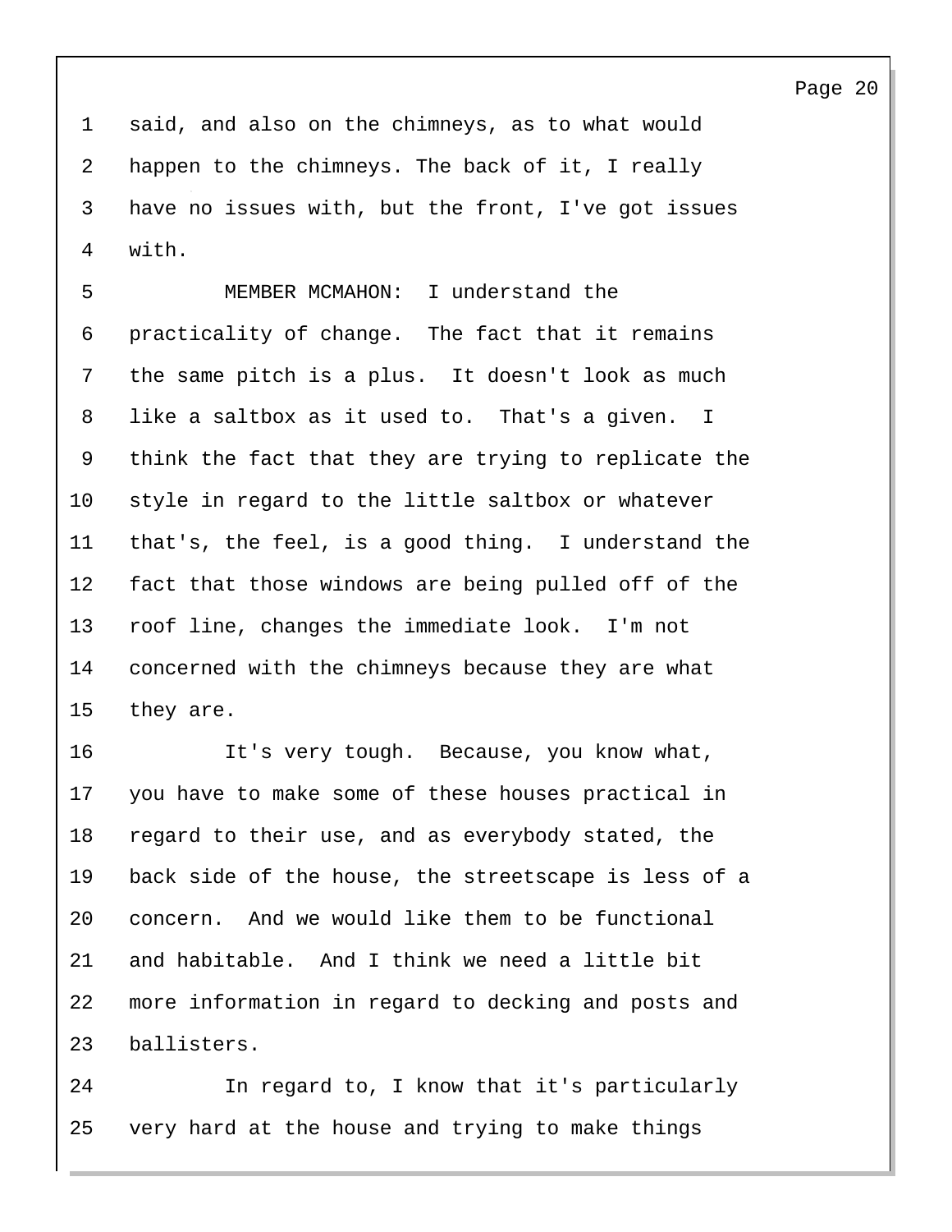said, and also on the chimneys, as to what would happen to the chimneys. The back of it, I really have no issues with, but the front, I've got issues with.

MEMBER MCMAHON: I understand the practicality of change. The fact that it remains the same pitch is a plus. It doesn't look as much like a saltbox as it used to. That's a given. I think the fact that they are trying to replicate the style in regard to the little saltbox or whatever that's, the feel, is a good thing. I understand the fact that those windows are being pulled off of the roof line, changes the immediate look. I'm not concerned with the chimneys because they are what they are.

It's very tough. Because, you know what, you have to make some of these houses practical in regard to their use, and as everybody stated, the back side of the house, the streetscape is less of a concern. And we would like them to be functional and habitable. And I think we need a little bit more information in regard to decking and posts and ballisters.

In regard to, I know that it's particularly very hard at the house and trying to make things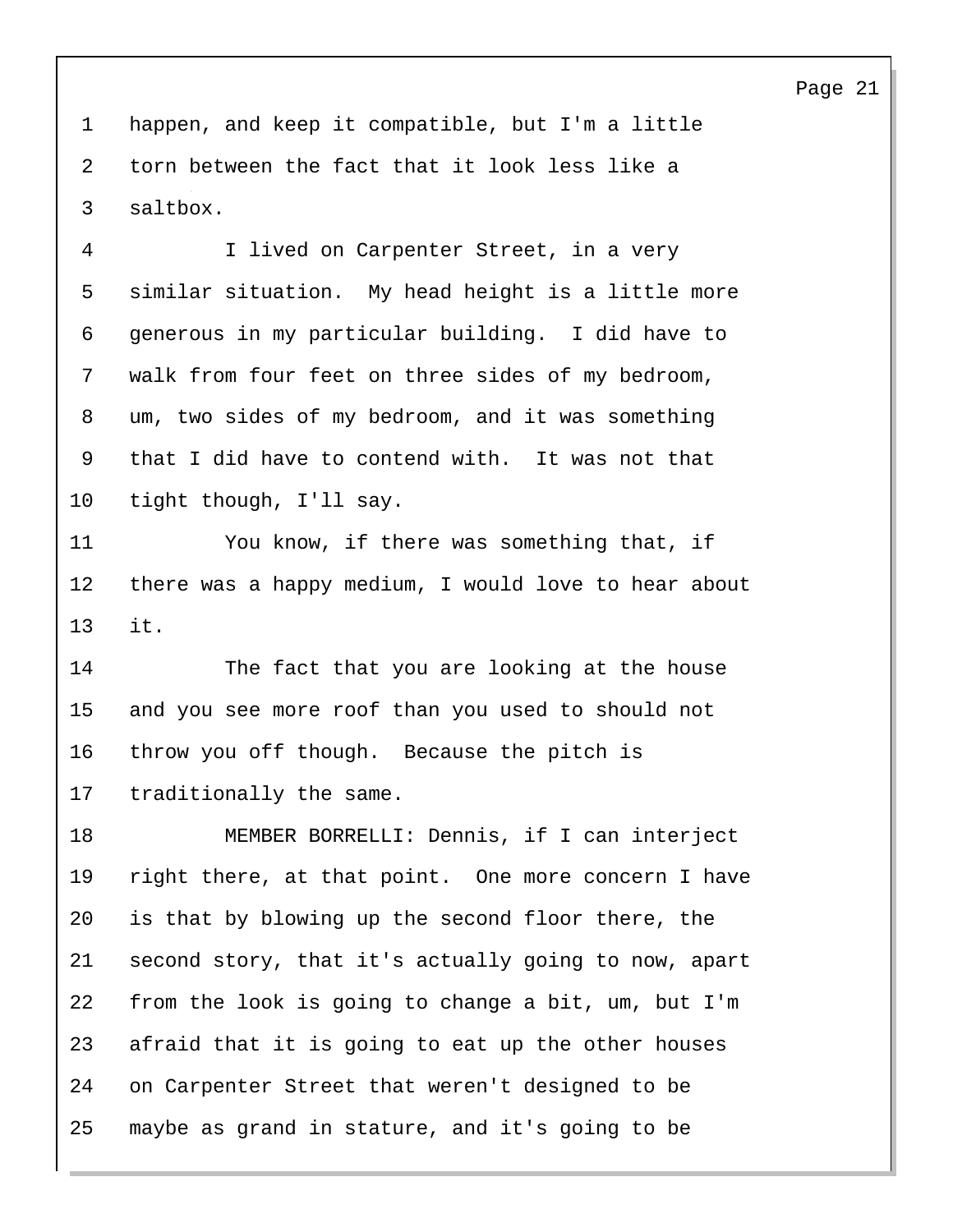1 happen, and keep it compatible, but I'm a little
2 torn between the fact that it look less like a
3 saltbox.
4 I lived on Carpenter Street, in a very
5 similar situation. My head height is a little more
6 generous in my particular building. I did have to
7 walk from four feet on three sides of my bedroom,
8 um, two sides of my bedroom, and it was something
9 that I did have to contend with. It was not that
10 tight though, I'll say.
11 You know, if there was something that, if
12 there was a happy medium, I would love to hear about
13 it.
14 The fact that you are looking at the house
15 and you see more roof than you used to should not
16 throw you off though. Because the pitch is
17 traditionally the same.
18 MEMBER BORRELLI: Dennis, if I can interject
19 right there, at that point. One more concern I have
20 is that by blowing up the second floor there, the
21 second story, that it's actually going to now, apart
22 from the look is going to change a bit, um, but I'm
23 afraid that it is going to eat up the other houses
24 on Carpenter Street that weren't designed to be
25 maybe as grand in stature, and it's going to be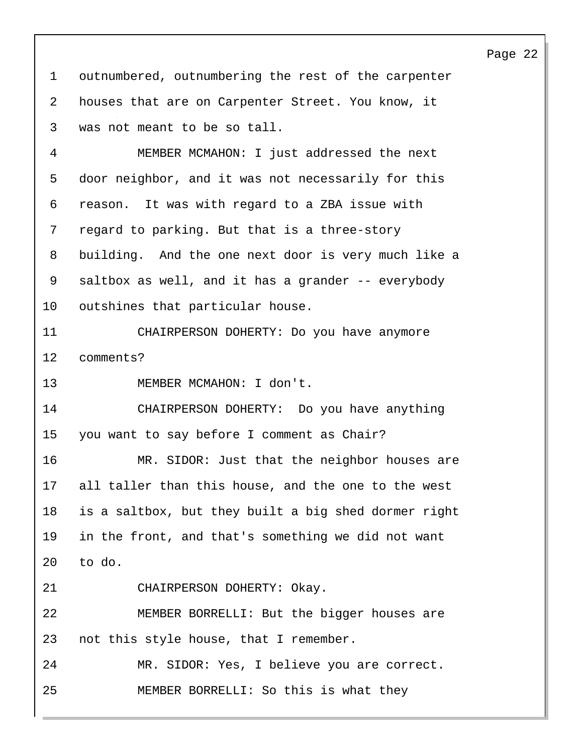outnumbered, outnumbering the rest of the carpenter houses that are on Carpenter Street. You know, it was not meant to be so tall.

MEMBER MCMAHON: I just addressed the next door neighbor, and it was not necessarily for this reason. It was with regard to a ZBA issue with regard to parking. But that is a three-story building. And the one next door is very much like a saltbox as well, and it has a grander -- everybody outshines that particular house.

CHAIRPERSON DOHERTY: Do you have anymore comments?

MEMBER MCMAHON: I don't.

CHAIRPERSON DOHERTY: Do you have anything you want to say before I comment as Chair?

MR. SIDOR: Just that the neighbor houses are all taller than this house, and the one to the west is a saltbox, but they built a big shed dormer right in the front, and that's something we did not want to do.

CHAIRPERSON DOHERTY: Okay.

MEMBER BORRELLI: But the bigger houses are not this style house, that I remember.

MR. SIDOR: Yes, I believe you are correct.

MEMBER BORRELLI: So this is what they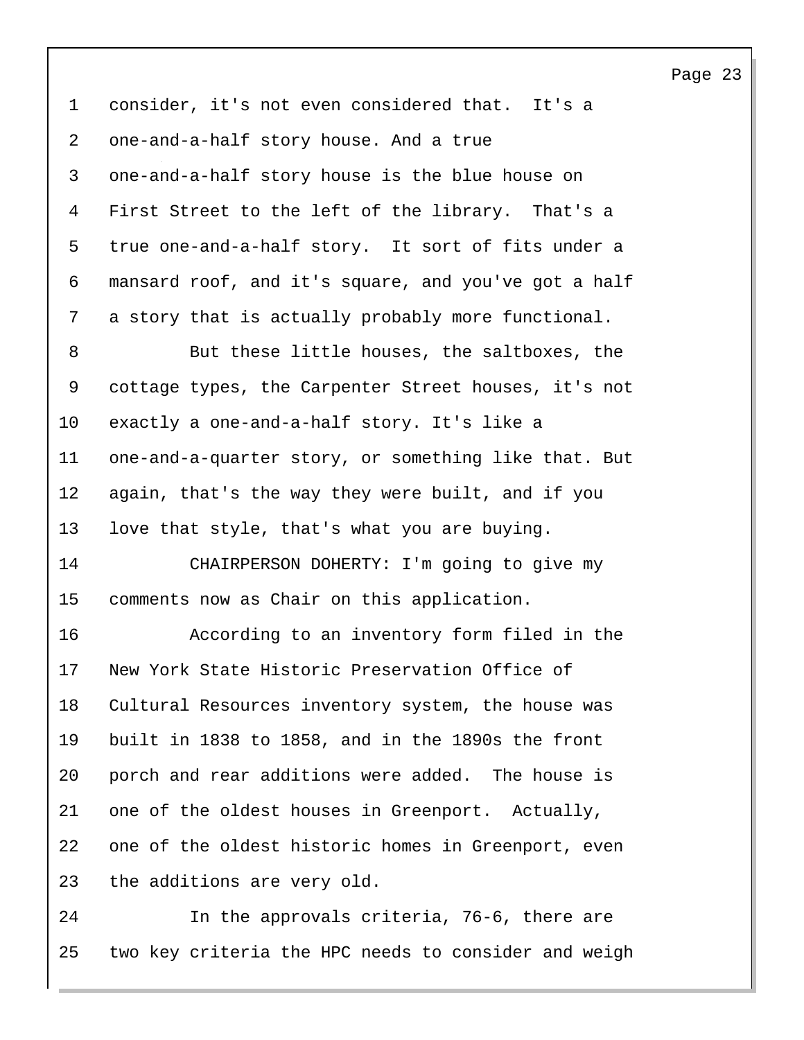consider, it's not even considered that. It's a one-and-a-half story house. And a true one-and-a-half story house is the blue house on First Street to the left of the library. That's a true one-and-a-half story. It sort of fits under a mansard roof, and it's square, and you've got a half a story that is actually probably more functional.

But these little houses, the saltboxes, the cottage types, the Carpenter Street houses, it's not exactly a one-and-a-half story. It's like a one-and-a-quarter story, or something like that. But again, that's the way they were built, and if you love that style, that's what you are buying.

CHAIRPERSON DOHERTY: I'm going to give my comments now as Chair on this application.

According to an inventory form filed in the New York State Historic Preservation Office of Cultural Resources inventory system, the house was built in 1838 to 1858, and in the 1890s the front porch and rear additions were added. The house is one of the oldest houses in Greenport. Actually, one of the oldest historic homes in Greenport, even the additions are very old.

In the approvals criteria, 76-6, there are two key criteria the HPC needs to consider and weigh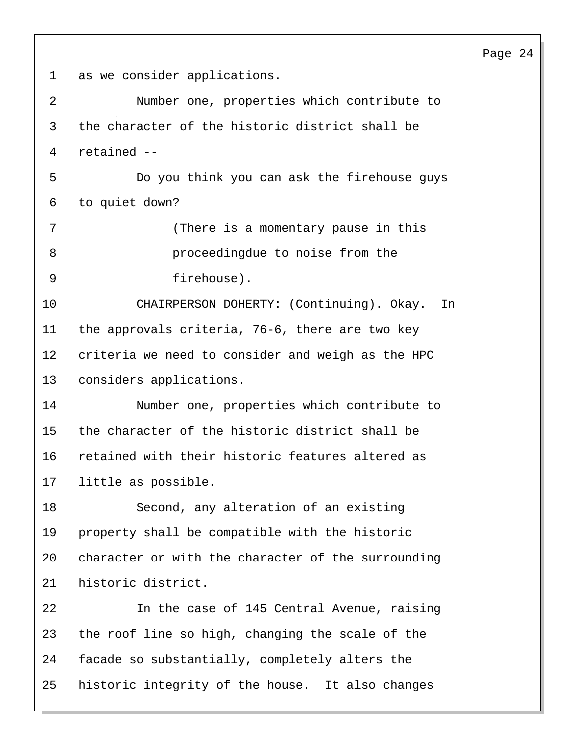as we consider applications.

Number one, properties which contribute to the character of the historic district shall be retained --

Do you think you can ask the firehouse guys to quiet down?

(There is a momentary pause in this proceedingdue to noise from the firehouse).

CHAIRPERSON DOHERTY: (Continuing). Okay. In the approvals criteria, 76-6, there are two key criteria we need to consider and weigh as the HPC considers applications.

Number one, properties which contribute to the character of the historic district shall be retained with their historic features altered as little as possible.

Second, any alteration of an existing property shall be compatible with the historic character or with the character of the surrounding historic district.

In the case of 145 Central Avenue, raising the roof line so high, changing the scale of the facade so substantially, completely alters the historic integrity of the house. It also changes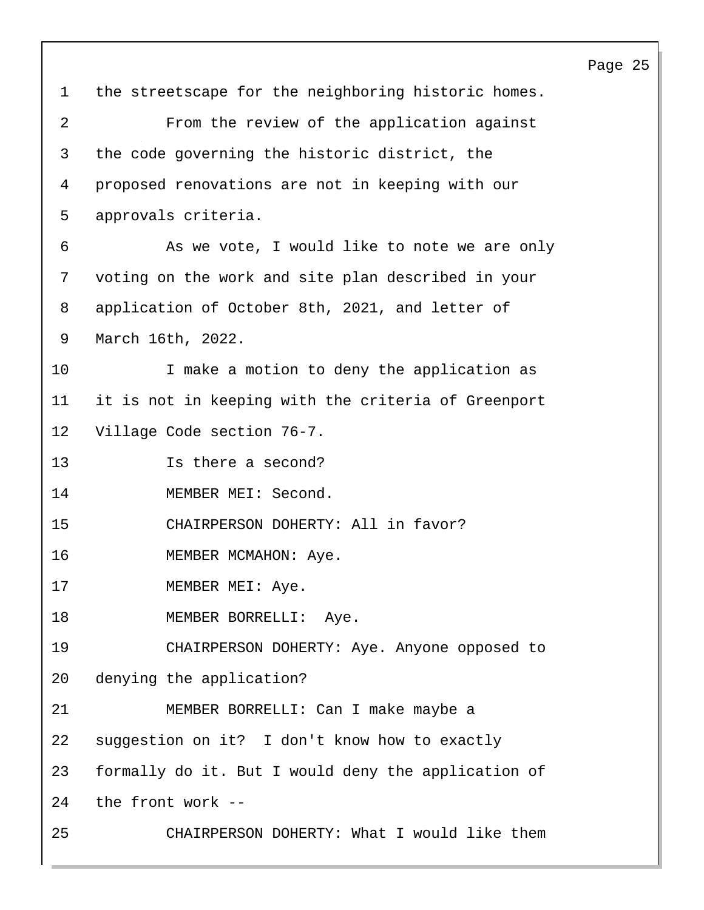the streetscape for the neighboring historic homes.

From the review of the application against the code governing the historic district, the proposed renovations are not in keeping with our approvals criteria.

As we vote, I would like to note we are only voting on the work and site plan described in your application of October 8th, 2021, and letter of March 16th, 2022.

I make a motion to deny the application as it is not in keeping with the criteria of Greenport Village Code section 76-7.

Is there a second?

MEMBER MEI: Second.

CHAIRPERSON DOHERTY: All in favor?

MEMBER MCMAHON: Aye.

MEMBER MEI: Aye.

MEMBER BORRELLI: Aye.

CHAIRPERSON DOHERTY: Aye. Anyone opposed to denying the application?

MEMBER BORRELLI: Can I make maybe a suggestion on it? I don't know how to exactly formally do it. But I would deny the application of the front work --

CHAIRPERSON DOHERTY: What I would like them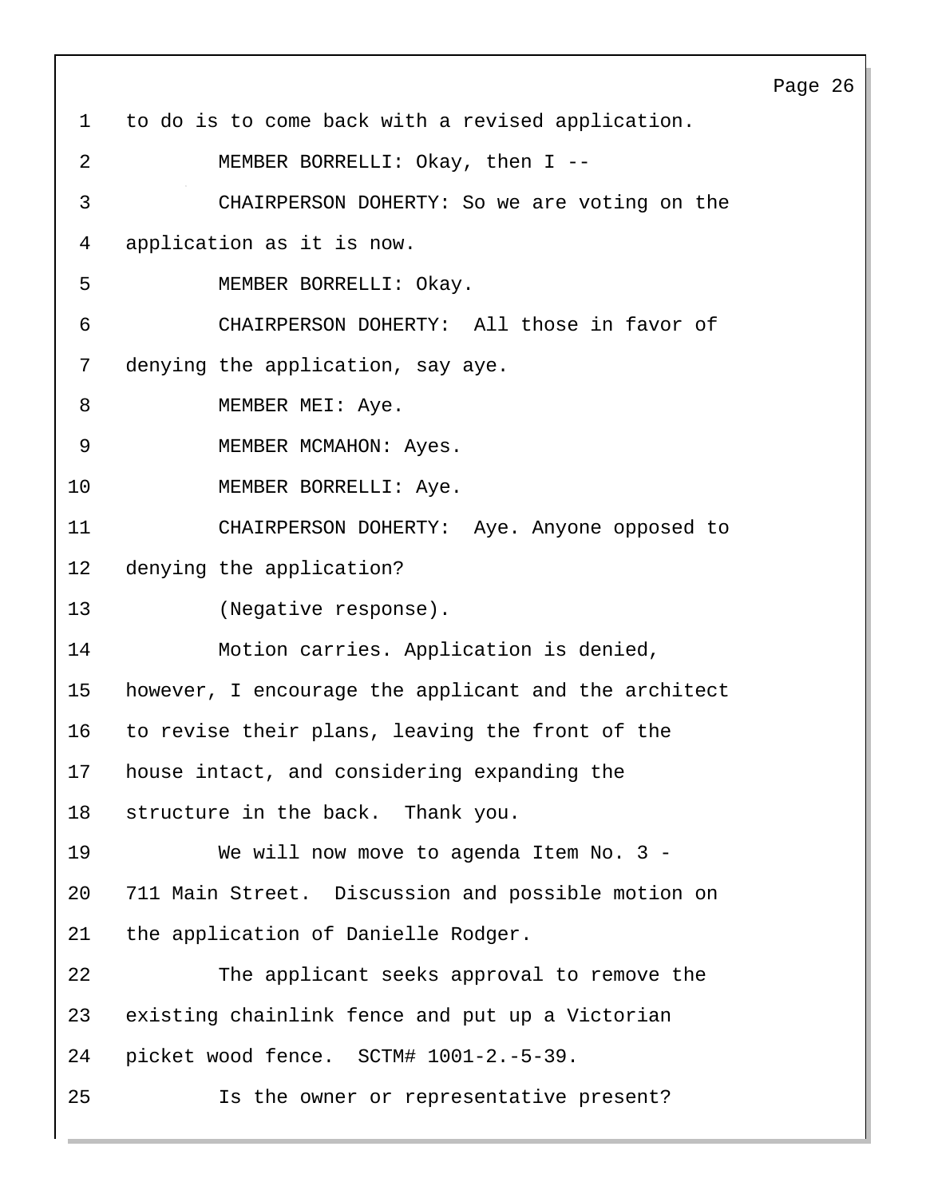to do is to come back with a revised application.

MEMBER BORRELLI: Okay, then I --

CHAIRPERSON DOHERTY: So we are voting on the application as it is now.

MEMBER BORRELLI: Okay.

CHAIRPERSON DOHERTY: All those in favor of denying the application, say aye.

MEMBER MEI: Aye.

MEMBER MCMAHON: Ayes.

MEMBER BORRELLI: Aye.

CHAIRPERSON DOHERTY: Aye. Anyone opposed to denying the application?

(Negative response).

Motion carries. Application is denied, however, I encourage the applicant and the architect to revise their plans, leaving the front of the house intact, and considering expanding the structure in the back. Thank you.

We will now move to agenda Item No. 3 - 711 Main Street. Discussion and possible motion on the application of Danielle Rodger.

The applicant seeks approval to remove the existing chainlink fence and put up a Victorian picket wood fence. SCTM# 1001-2.-5-39.

Is the owner or representative present?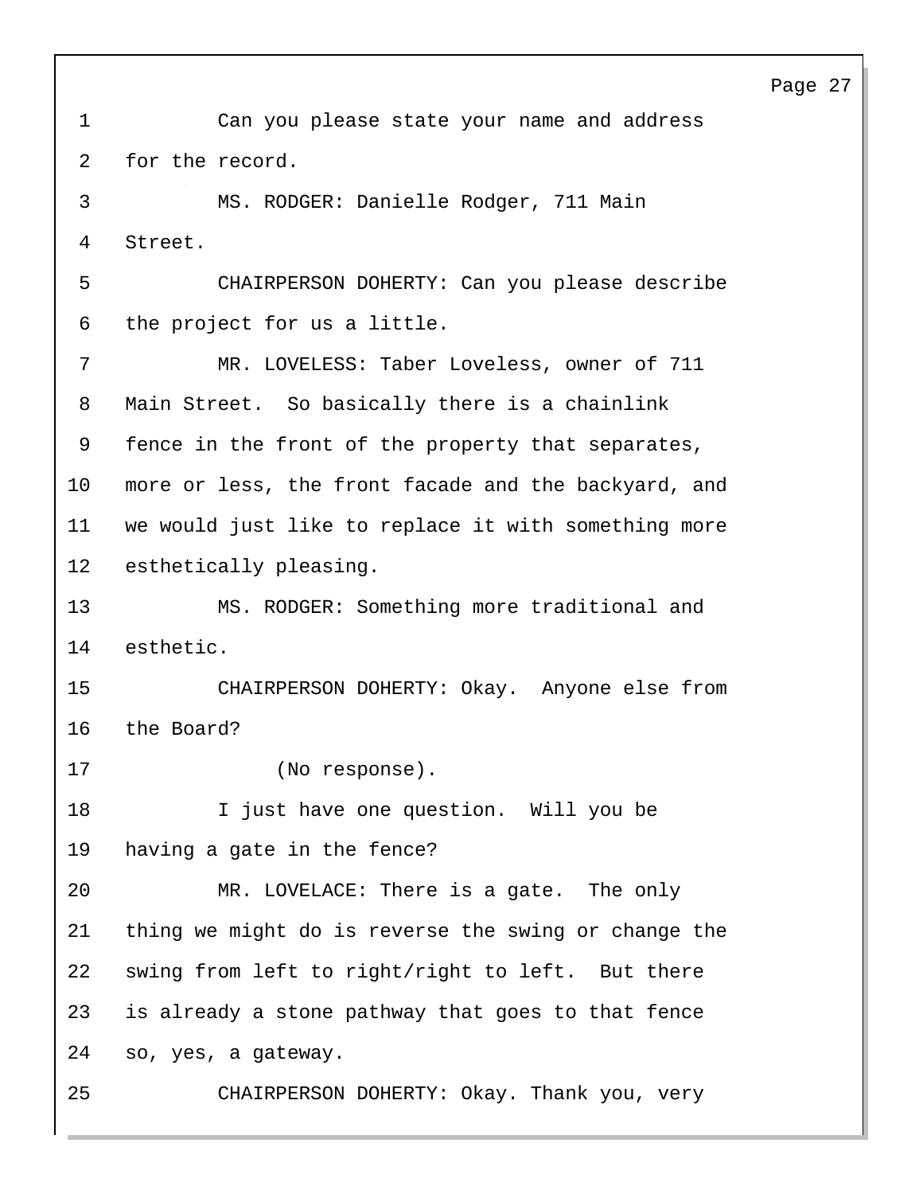1 Can you please state your name and address
2 for the record.
3 MS. RODGER: Danielle Rodger, 711 Main
4 Street.
5 CHAIRPERSON DOHERTY: Can you please describe
6 the project for us a little.
7 MR. LOVELESS: Taber Loveless, owner of 711
8 Main Street. So basically there is a chainlink
9 fence in the front of the property that separates,
10 more or less, the front facade and the backyard, and
11 we would just like to replace it with something more
12 esthetically pleasing.
13 MS. RODGER: Something more traditional and
14 esthetic.
15 CHAIRPERSON DOHERTY: Okay. Anyone else from
16 the Board?
17 (No response).
18 I just have one question. Will you be
19 having a gate in the fence?
20 MR. LOVELACE: There is a gate. The only
21 thing we might do is reverse the swing or change the
22 swing from left to right/right to left. But there
23 is already a stone pathway that goes to that fence
24 so, yes, a gateway.
25 CHAIRPERSON DOHERTY: Okay. Thank you, very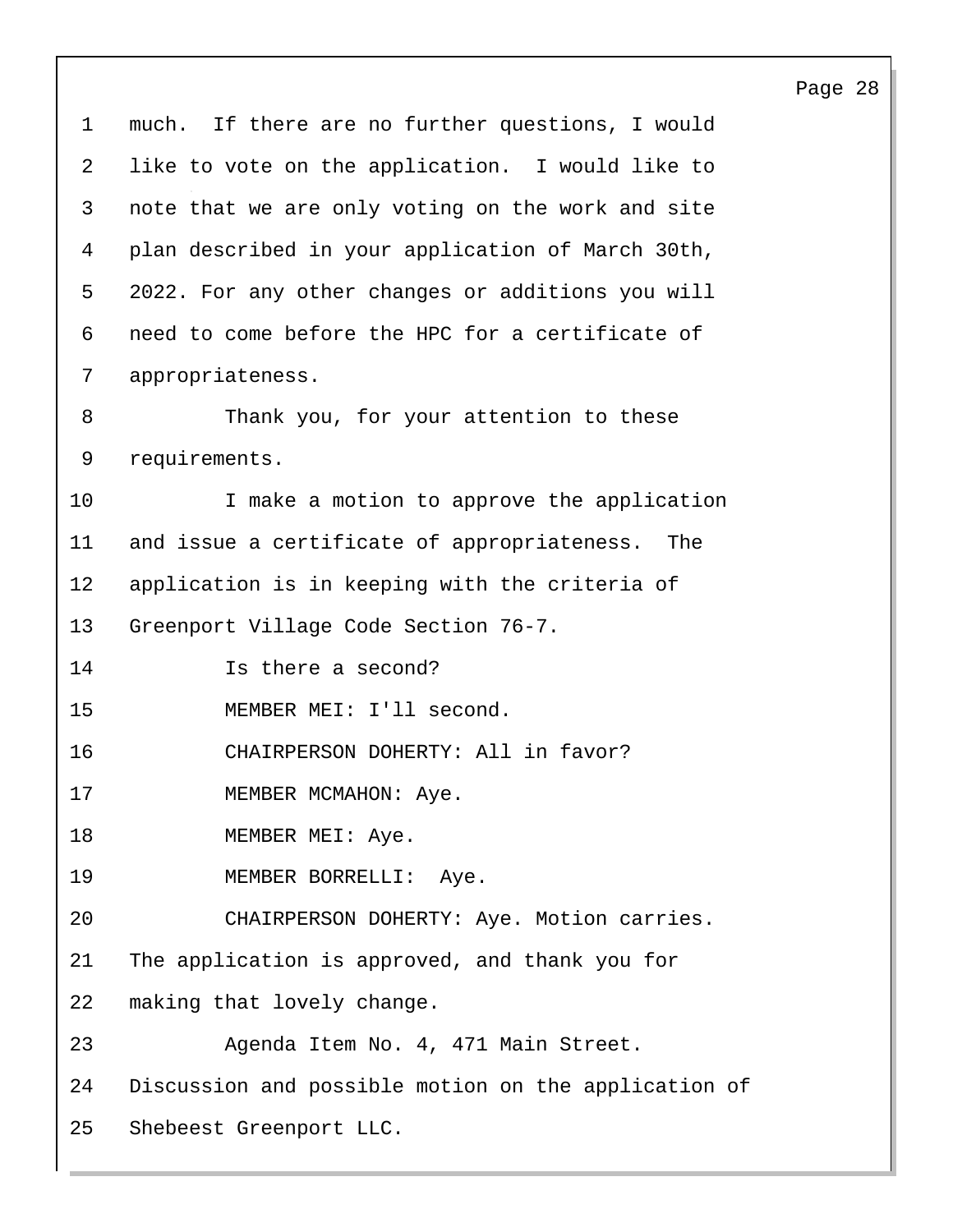much. If there are no further questions, I would like to vote on the application. I would like to note that we are only voting on the work and site plan described in your application of March 30th, 2022. For any other changes or additions you will need to come before the HPC for a certificate of appropriateness.

Thank you, for your attention to these requirements.

I make a motion to approve the application and issue a certificate of appropriateness. The application is in keeping with the criteria of Greenport Village Code Section 76-7.

Is there a second?

MEMBER MEI: I'll second.

CHAIRPERSON DOHERTY: All in favor?

MEMBER MCMAHON: Aye.

MEMBER MEI: Aye.

MEMBER BORRELLI: Aye.

CHAIRPERSON DOHERTY: Aye. Motion carries. The application is approved, and thank you for making that lovely change.

Agenda Item No. 4, 471 Main Street. Discussion and possible motion on the application of Shebeest Greenport LLC.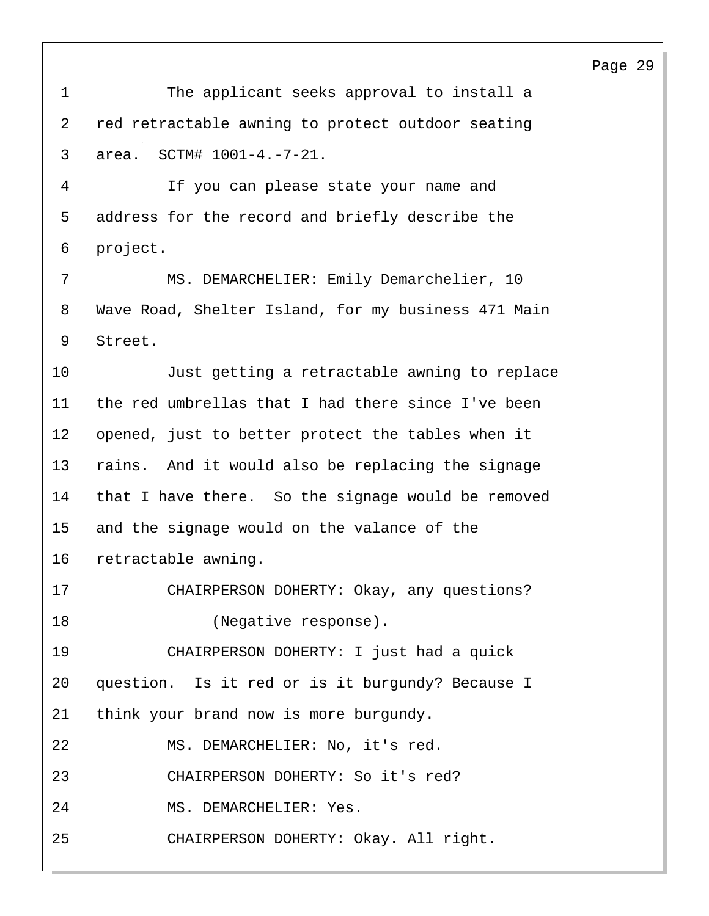The applicant seeks approval to install a red retractable awning to protect outdoor seating area. SCTM# 1001-4.-7-21.

If you can please state your name and address for the record and briefly describe the project.

MS. DEMARCHELIER: Emily Demarchelier, 10 Wave Road, Shelter Island, for my business 471 Main Street.

Just getting a retractable awning to replace the red umbrellas that I had there since I've been opened, just to better protect the tables when it rains. And it would also be replacing the signage that I have there. So the signage would be removed and the signage would on the valance of the retractable awning.

CHAIRPERSON DOHERTY: Okay, any questions?

(Negative response).

CHAIRPERSON DOHERTY: I just had a quick question. Is it red or is it burgundy? Because I think your brand now is more burgundy.

MS. DEMARCHELIER: No, it's red.

CHAIRPERSON DOHERTY: So it's red?

MS. DEMARCHELIER: Yes.

CHAIRPERSON DOHERTY: Okay. All right.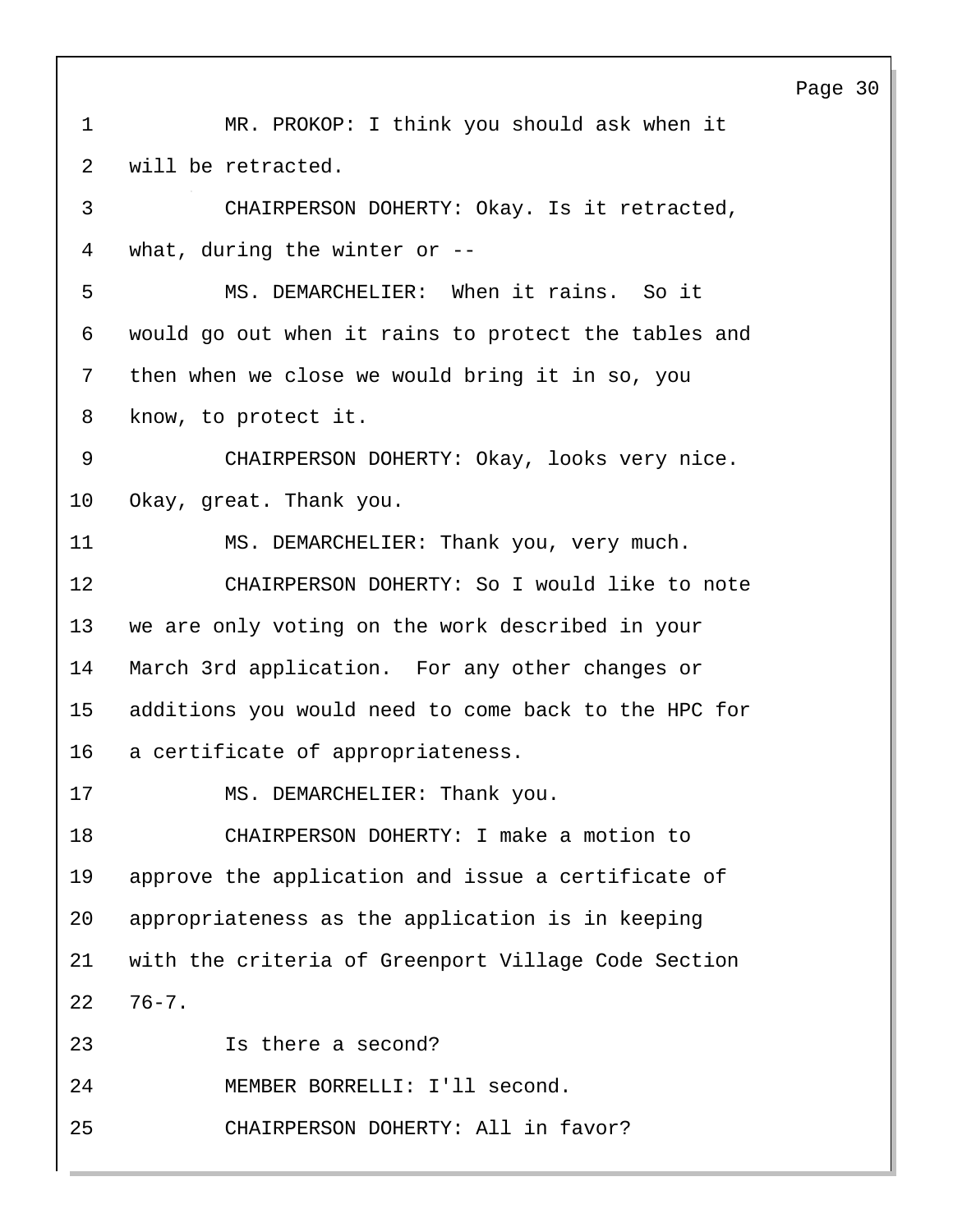1 MR. PROKOP: I think you should ask when it
2 will be retracted.
3 CHAIRPERSON DOHERTY: Okay. Is it retracted,
4 what, during the winter or --
5 MS. DEMARCHELIER: When it rains. So it
6 would go out when it rains to protect the tables and
7 then when we close we would bring it in so, you
8 know, to protect it.
9 CHAIRPERSON DOHERTY: Okay, looks very nice.
10 Okay, great. Thank you.
11 MS. DEMARCHELIER: Thank you, very much.
12 CHAIRPERSON DOHERTY: So I would like to note
13 we are only voting on the work described in your
14 March 3rd application. For any other changes or
15 additions you would need to come back to the HPC for
16 a certificate of appropriateness.
17 MS. DEMARCHELIER: Thank you.
18 CHAIRPERSON DOHERTY: I make a motion to
19 approve the application and issue a certificate of
20 appropriateness as the application is in keeping
21 with the criteria of Greenport Village Code Section
22 76-7.
23 Is there a second?
24 MEMBER BORRELLI: I'll second.
25 CHAIRPERSON DOHERTY: All in favor?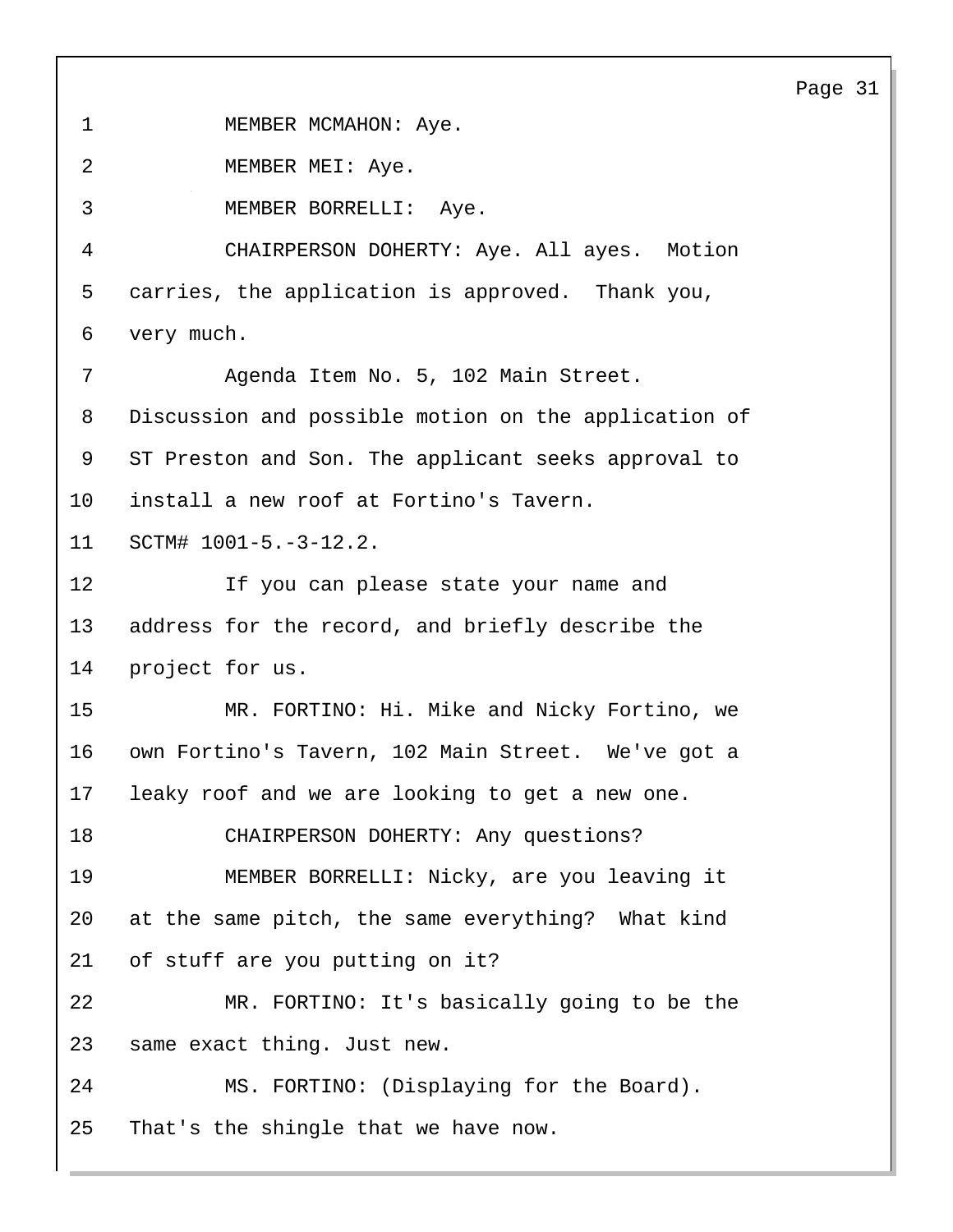MEMBER MCMAHON: Aye.

MEMBER MEI: Aye.

MEMBER BORRELLI: Aye.

CHAIRPERSON DOHERTY: Aye. All ayes. Motion carries, the application is approved. Thank you, very much.

Agenda Item No. 5, 102 Main Street. Discussion and possible motion on the application of ST Preston and Son. The applicant seeks approval to install a new roof at Fortino's Tavern. SCTM# 1001-5.-3-12.2.

If you can please state your name and address for the record, and briefly describe the project for us.

MR. FORTINO: Hi. Mike and Nicky Fortino, we own Fortino's Tavern, 102 Main Street. We've got a leaky roof and we are looking to get a new one.

CHAIRPERSON DOHERTY: Any questions?

MEMBER BORRELLI: Nicky, are you leaving it at the same pitch, the same everything? What kind of stuff are you putting on it?

MR. FORTINO: It's basically going to be the same exact thing. Just new.

MS. FORTINO: (Displaying for the Board). That's the shingle that we have now.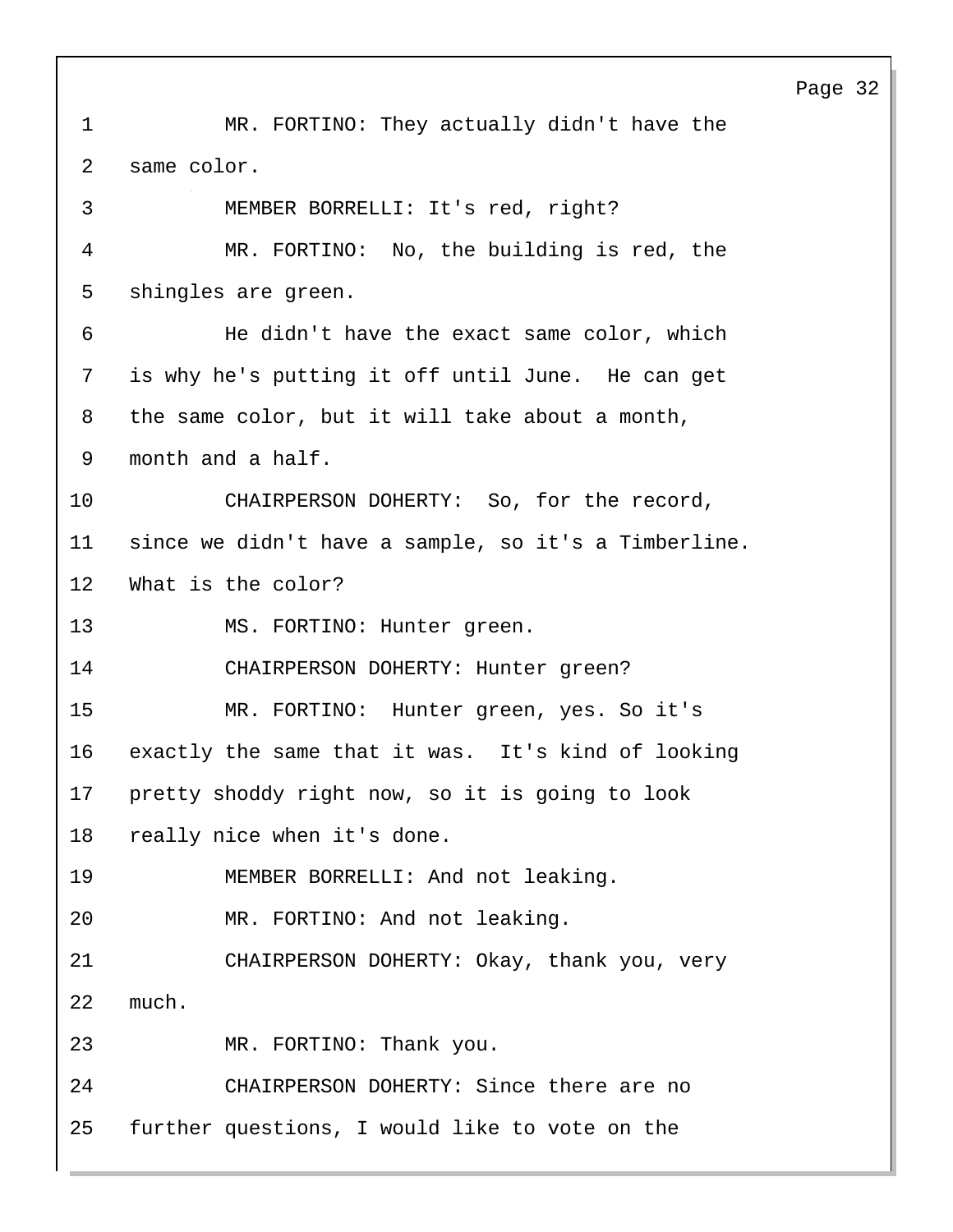1 MR. FORTINO: They actually didn't have the
2 same color.
3 MEMBER BORRELLI: It's red, right?
4 MR. FORTINO: No, the building is red, the
5 shingles are green.
6 He didn't have the exact same color, which
7 is why he's putting it off until June. He can get
8 the same color, but it will take about a month,
9 month and a half.
10 CHAIRPERSON DOHERTY: So, for the record,
11 since we didn't have a sample, so it's a Timberline.
12 What is the color?
13 MS. FORTINO: Hunter green.
14 CHAIRPERSON DOHERTY: Hunter green?
15 MR. FORTINO: Hunter green, yes. So it's
16 exactly the same that it was. It's kind of looking
17 pretty shoddy right now, so it is going to look
18 really nice when it's done.
19 MEMBER BORRELLI: And not leaking.
20 MR. FORTINO: And not leaking.
21 CHAIRPERSON DOHERTY: Okay, thank you, very
22 much.
23 MR. FORTINO: Thank you.
24 CHAIRPERSON DOHERTY: Since there are no
25 further questions, I would like to vote on the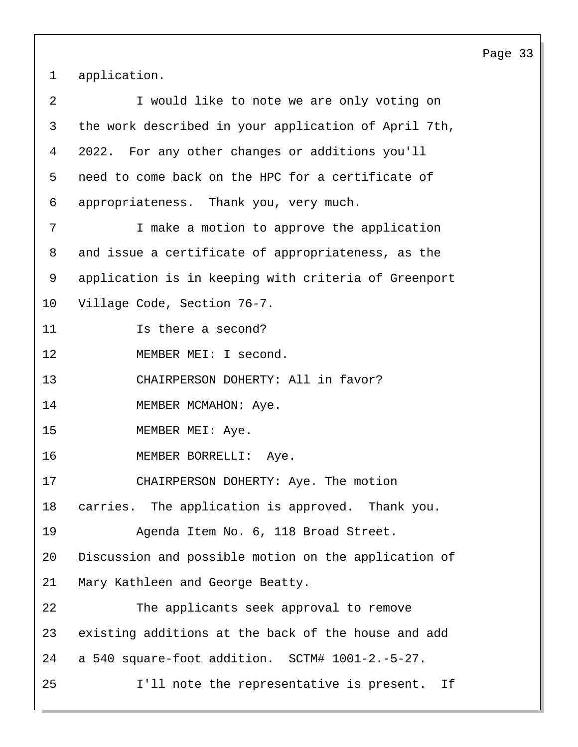application.

I would like to note we are only voting on the work described in your application of April 7th, 2022. For any other changes or additions you'll need to come back on the HPC for a certificate of appropriateness. Thank you, very much.

I make a motion to approve the application and issue a certificate of appropriateness, as the application is in keeping with criteria of Greenport Village Code, Section 76-7.

Is there a second?

MEMBER MEI: I second.

CHAIRPERSON DOHERTY: All in favor?

MEMBER MCMAHON: Aye.

MEMBER MEI: Aye.

MEMBER BORRELLI: Aye.

CHAIRPERSON DOHERTY: Aye. The motion carries. The application is approved. Thank you.

Agenda Item No. 6, 118 Broad Street. Discussion and possible motion on the application of Mary Kathleen and George Beatty.

The applicants seek approval to remove existing additions at the back of the house and add a 540 square-foot addition. SCTM# 1001-2.-5-27.

I'll note the representative is present. If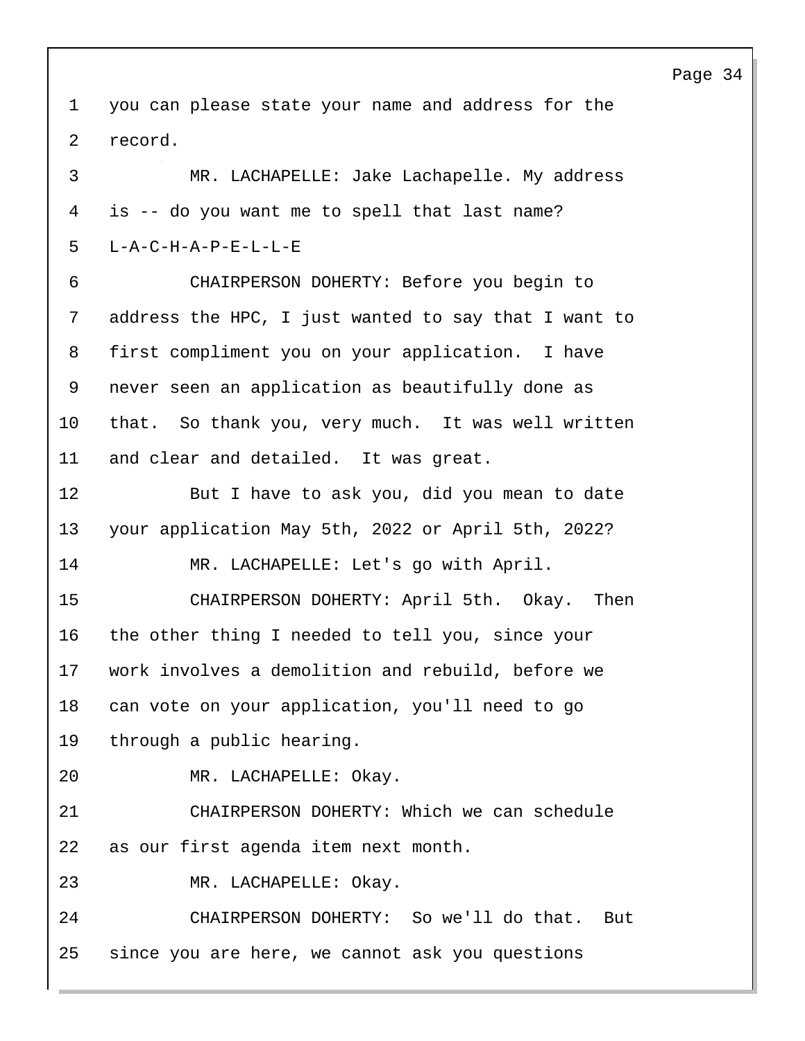1 you can please state your name and address for the
2 record.
3 MR. LACHAPELLE: Jake Lachapelle. My address
4 is -- do you want me to spell that last name?
5 L-A-C-H-A-P-E-L-L-E
6 CHAIRPERSON DOHERTY: Before you begin to
7 address the HPC, I just wanted to say that I want to
8 first compliment you on your application. I have
9 never seen an application as beautifully done as
10 that. So thank you, very much. It was well written
11 and clear and detailed. It was great.
12 But I have to ask you, did you mean to date
13 your application May 5th, 2022 or April 5th, 2022?
14 MR. LACHAPELLE: Let's go with April.
15 CHAIRPERSON DOHERTY: April 5th. Okay. Then
16 the other thing I needed to tell you, since your
17 work involves a demolition and rebuild, before we
18 can vote on your application, you'll need to go
19 through a public hearing.
20 MR. LACHAPELLE: Okay.
21 CHAIRPERSON DOHERTY: Which we can schedule
22 as our first agenda item next month.
23 MR. LACHAPELLE: Okay.
24 CHAIRPERSON DOHERTY: So we'll do that. But
25 since you are here, we cannot ask you questions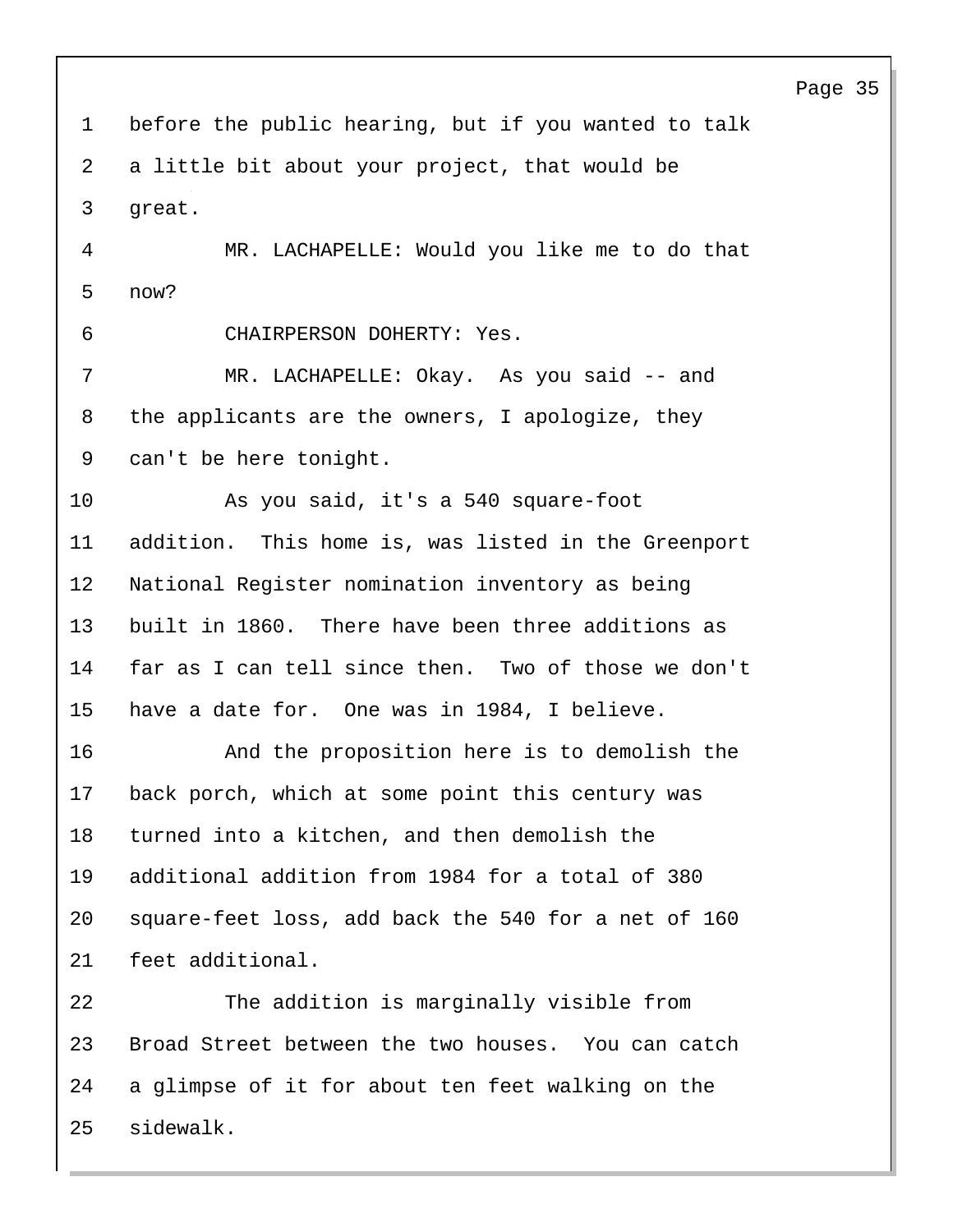before the public hearing, but if you wanted to talk a little bit about your project, that would be great.

MR. LACHAPELLE: Would you like me to do that now?

CHAIRPERSON DOHERTY: Yes.

MR. LACHAPELLE: Okay. As you said -- and the applicants are the owners, I apologize, they can't be here tonight.

As you said, it's a 540 square-foot addition. This home is, was listed in the Greenport National Register nomination inventory as being built in 1860. There have been three additions as far as I can tell since then. Two of those we don't have a date for. One was in 1984, I believe.

And the proposition here is to demolish the back porch, which at some point this century was turned into a kitchen, and then demolish the additional addition from 1984 for a total of 380 square-feet loss, add back the 540 for a net of 160 feet additional.

The addition is marginally visible from Broad Street between the two houses. You can catch a glimpse of it for about ten feet walking on the sidewalk.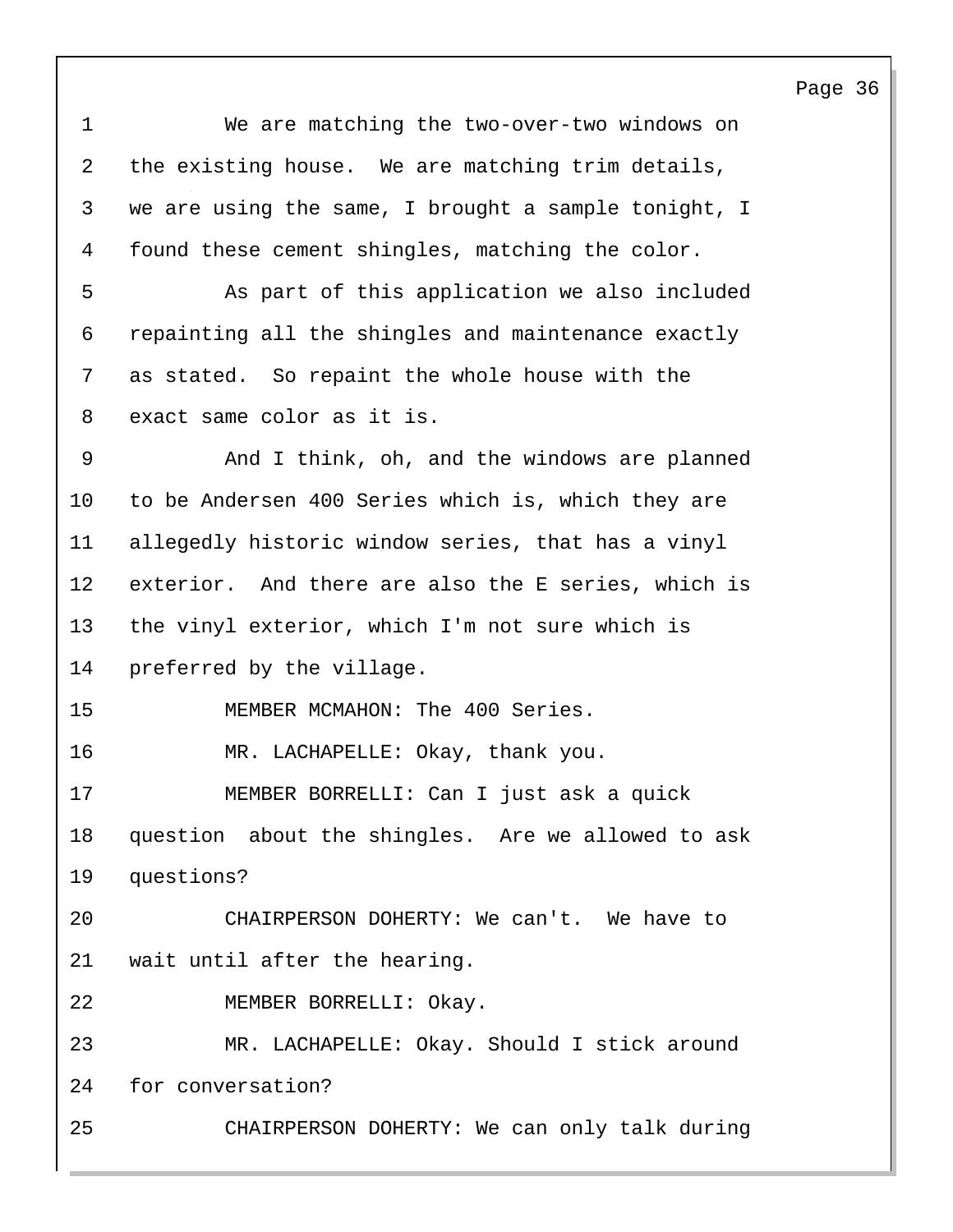We are matching the two-over-two windows on the existing house. We are matching trim details, we are using the same, I brought a sample tonight, I found these cement shingles, matching the color.

As part of this application we also included repainting all the shingles and maintenance exactly as stated. So repaint the whole house with the exact same color as it is.

And I think, oh, and the windows are planned to be Andersen 400 Series which is, which they are allegedly historic window series, that has a vinyl exterior. And there are also the E series, which is the vinyl exterior, which I'm not sure which is preferred by the village.

MEMBER MCMAHON: The 400 Series.

MR. LACHAPELLE: Okay, thank you.

MEMBER BORRELLI: Can I just ask a quick question about the shingles. Are we allowed to ask questions?

CHAIRPERSON DOHERTY: We can't. We have to wait until after the hearing.

MEMBER BORRELLI: Okay.

MR. LACHAPELLE: Okay. Should I stick around for conversation?

CHAIRPERSON DOHERTY: We can only talk during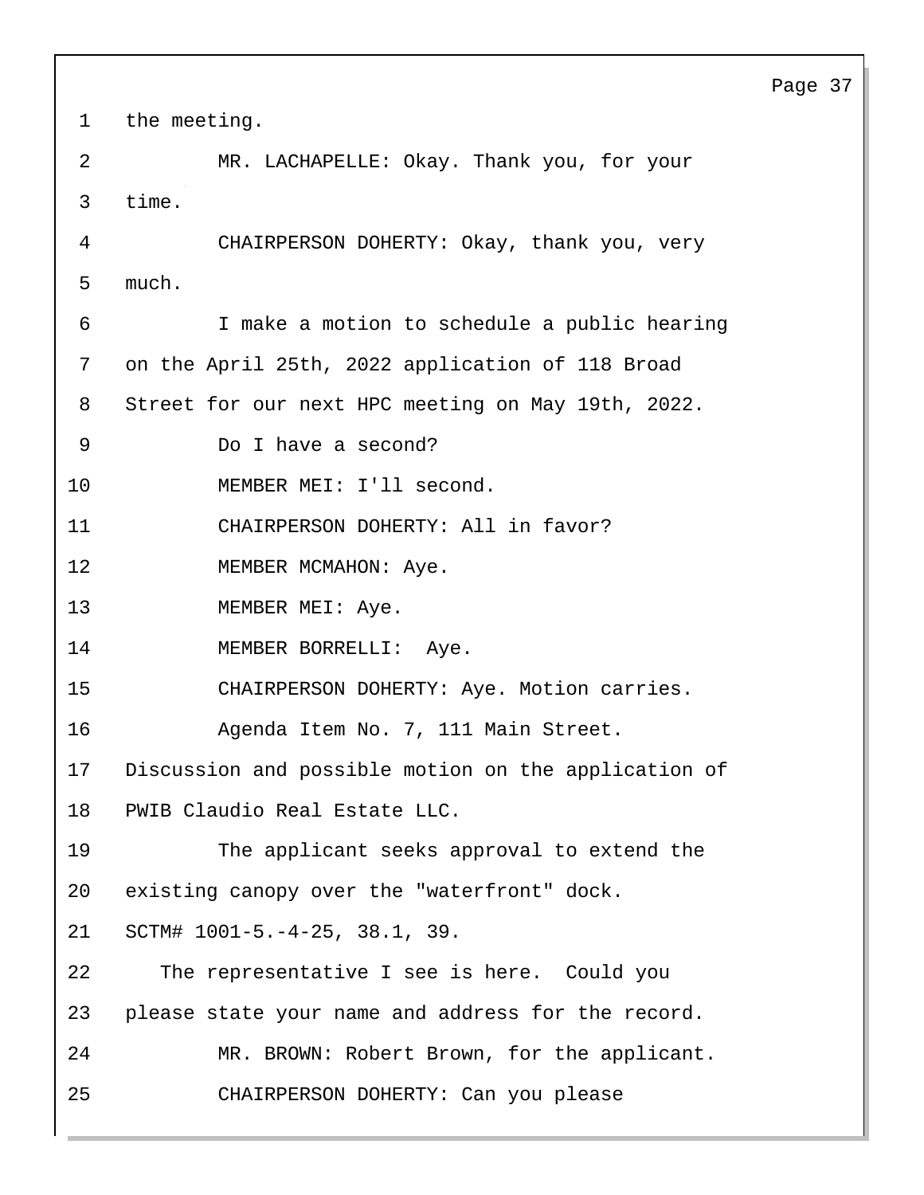1 the meeting.

2 MR. LACHAPELLE: Okay. Thank you, for your

3 time.

4 CHAIRPERSON DOHERTY: Okay, thank you, very

5 much.

6 I make a motion to schedule a public hearing

7 on the April 25th, 2022 application of 118 Broad

8 Street for our next HPC meeting on May 19th, 2022.

9 Do I have a second?

10 MEMBER MEI: I'll second.

11 CHAIRPERSON DOHERTY: All in favor?

12 MEMBER MCMAHON: Aye.

13 MEMBER MEI: Aye.

14 MEMBER BORRELLI: Aye.

15 CHAIRPERSON DOHERTY: Aye. Motion carries.

16 Agenda Item No. 7, 111 Main Street.

17 Discussion and possible motion on the application of

18 PWIB Claudio Real Estate LLC.

19 The applicant seeks approval to extend the

20 existing canopy over the "waterfront" dock.

21 SCTM# 1001-5.-4-25, 38.1, 39.

22 The representative I see is here. Could you

23 please state your name and address for the record.

24 MR. BROWN: Robert Brown, for the applicant.

25 CHAIRPERSON DOHERTY: Can you please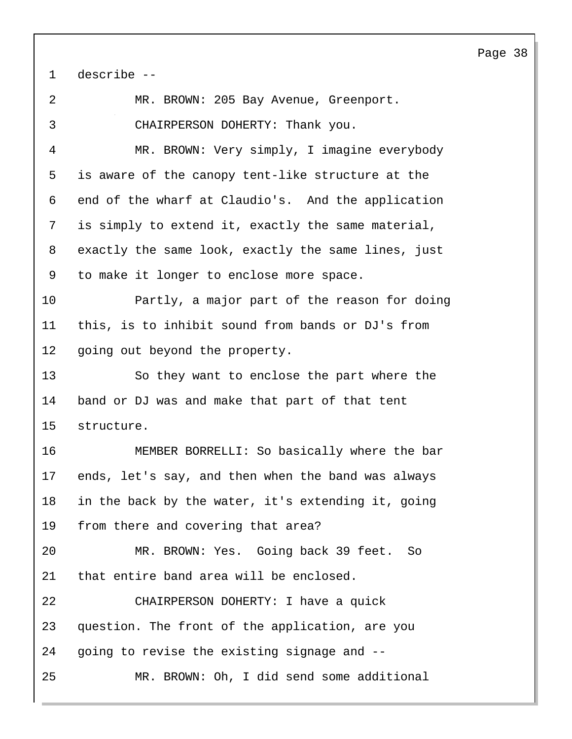describe --

MR. BROWN: 205 Bay Avenue, Greenport.

CHAIRPERSON DOHERTY: Thank you.

MR. BROWN: Very simply, I imagine everybody is aware of the canopy tent-like structure at the end of the wharf at Claudio's. And the application is simply to extend it, exactly the same material, exactly the same look, exactly the same lines, just to make it longer to enclose more space.

Partly, a major part of the reason for doing this, is to inhibit sound from bands or DJ's from going out beyond the property.

So they want to enclose the part where the band or DJ was and make that part of that tent structure.

MEMBER BORRELLI: So basically where the bar ends, let's say, and then when the band was always in the back by the water, it's extending it, going from there and covering that area?

MR. BROWN: Yes. Going back 39 feet. So that entire band area will be enclosed.

CHAIRPERSON DOHERTY: I have a quick question. The front of the application, are you going to revise the existing signage and --

MR. BROWN: Oh, I did send some additional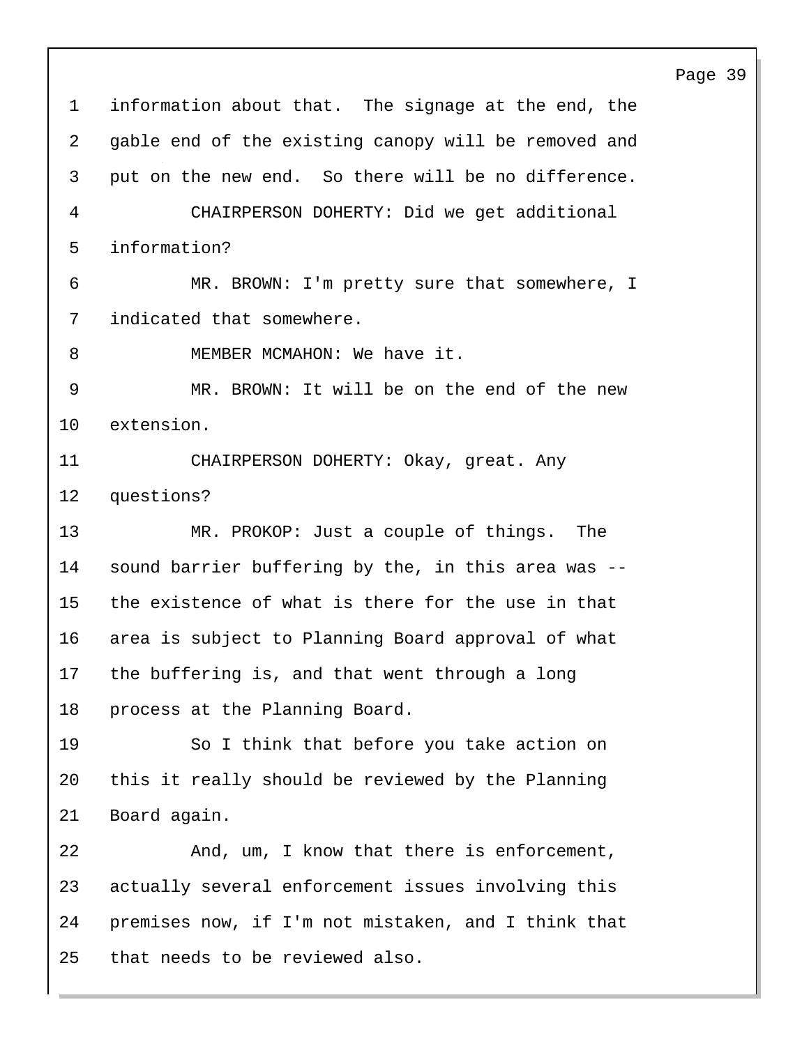information about that. The signage at the end, the gable end of the existing canopy will be removed and put on the new end. So there will be no difference.

CHAIRPERSON DOHERTY: Did we get additional information?

MR. BROWN: I'm pretty sure that somewhere, I indicated that somewhere.

MEMBER MCMAHON: We have it.

MR. BROWN: It will be on the end of the new extension.

CHAIRPERSON DOHERTY: Okay, great. Any questions?

MR. PROKOP: Just a couple of things. The sound barrier buffering by the, in this area was -- the existence of what is there for the use in that area is subject to Planning Board approval of what the buffering is, and that went through a long process at the Planning Board.

So I think that before you take action on this it really should be reviewed by the Planning Board again.

And, um, I know that there is enforcement, actually several enforcement issues involving this premises now, if I'm not mistaken, and I think that that needs to be reviewed also.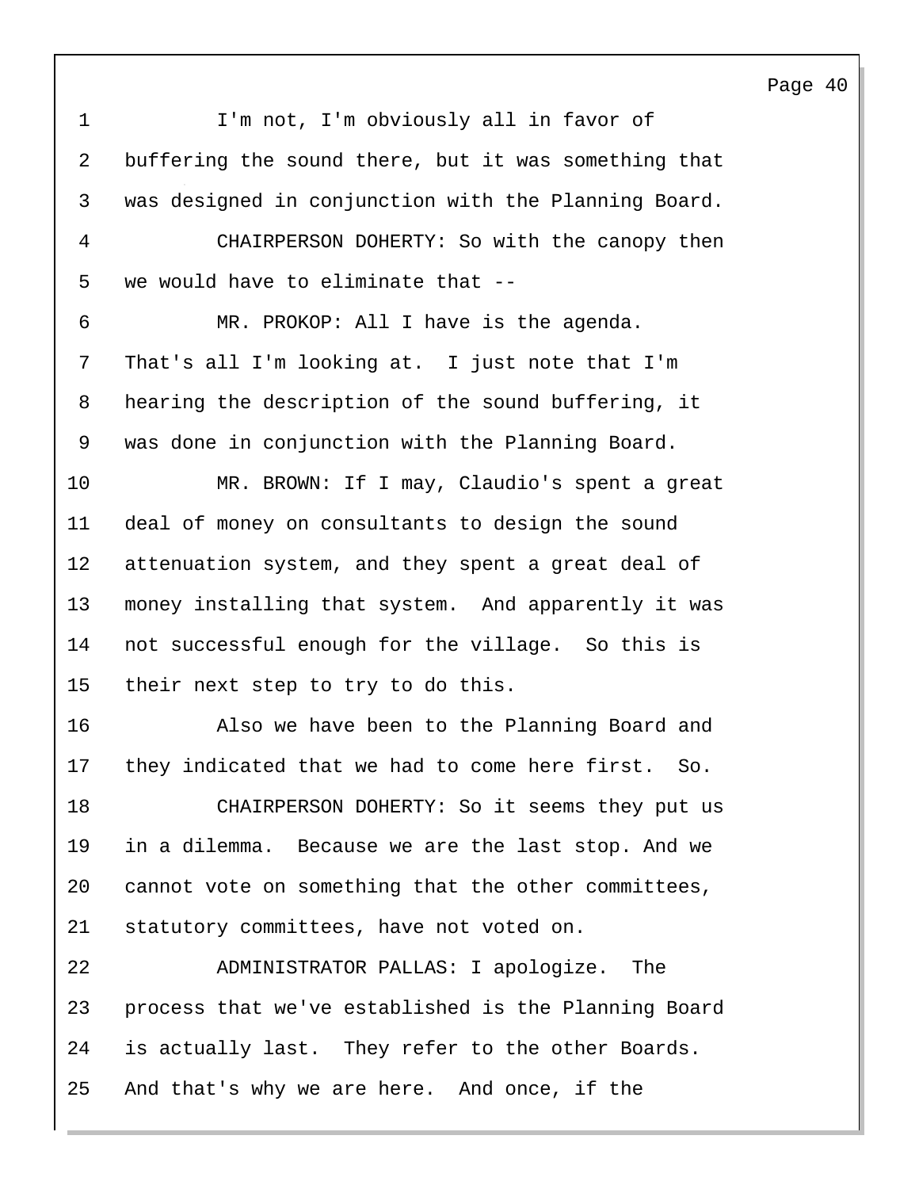I'm not, I'm obviously all in favor of buffering the sound there, but it was something that was designed in conjunction with the Planning Board.

CHAIRPERSON DOHERTY: So with the canopy then we would have to eliminate that --

MR. PROKOP: All I have is the agenda. That's all I'm looking at. I just note that I'm hearing the description of the sound buffering, it was done in conjunction with the Planning Board.

MR. BROWN: If I may, Claudio's spent a great deal of money on consultants to design the sound attenuation system, and they spent a great deal of money installing that system. And apparently it was not successful enough for the village. So this is their next step to try to do this.

Also we have been to the Planning Board and they indicated that we had to come here first. So.

CHAIRPERSON DOHERTY: So it seems they put us in a dilemma. Because we are the last stop. And we cannot vote on something that the other committees, statutory committees, have not voted on.

ADMINISTRATOR PALLAS: I apologize. The process that we've established is the Planning Board is actually last. They refer to the other Boards. And that's why we are here. And once, if the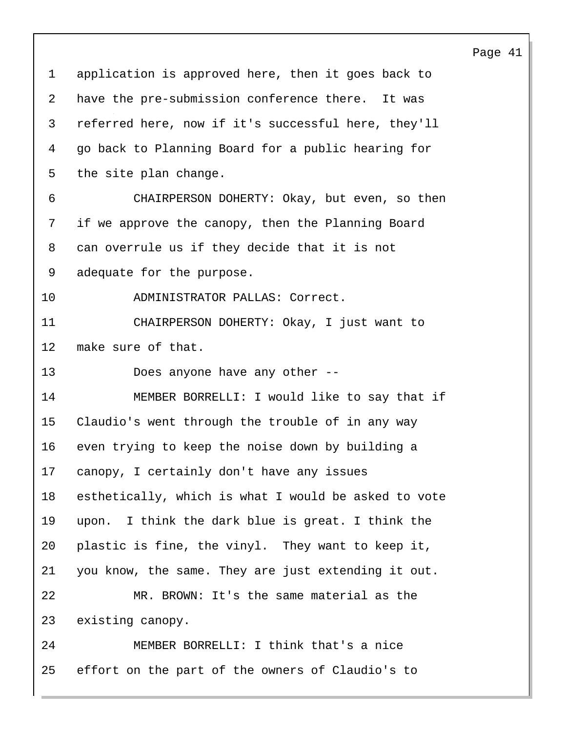1 application is approved here, then it goes back to
2 have the pre-submission conference there. It was
3 referred here, now if it's successful here, they'll
4 go back to Planning Board for a public hearing for
5 the site plan change.
6 CHAIRPERSON DOHERTY: Okay, but even, so then
7 if we approve the canopy, then the Planning Board
8 can overrule us if they decide that it is not
9 adequate for the purpose.
10 ADMINISTRATOR PALLAS: Correct.
11 CHAIRPERSON DOHERTY: Okay, I just want to
12 make sure of that.
13 Does anyone have any other --
14 MEMBER BORRELLI: I would like to say that if
15 Claudio's went through the trouble of in any way
16 even trying to keep the noise down by building a
17 canopy, I certainly don't have any issues
18 esthetically, which is what I would be asked to vote
19 upon. I think the dark blue is great. I think the
20 plastic is fine, the vinyl. They want to keep it,
21 you know, the same. They are just extending it out.
22 MR. BROWN: It's the same material as the
23 existing canopy.
24 MEMBER BORRELLI: I think that's a nice
25 effort on the part of the owners of Claudio's to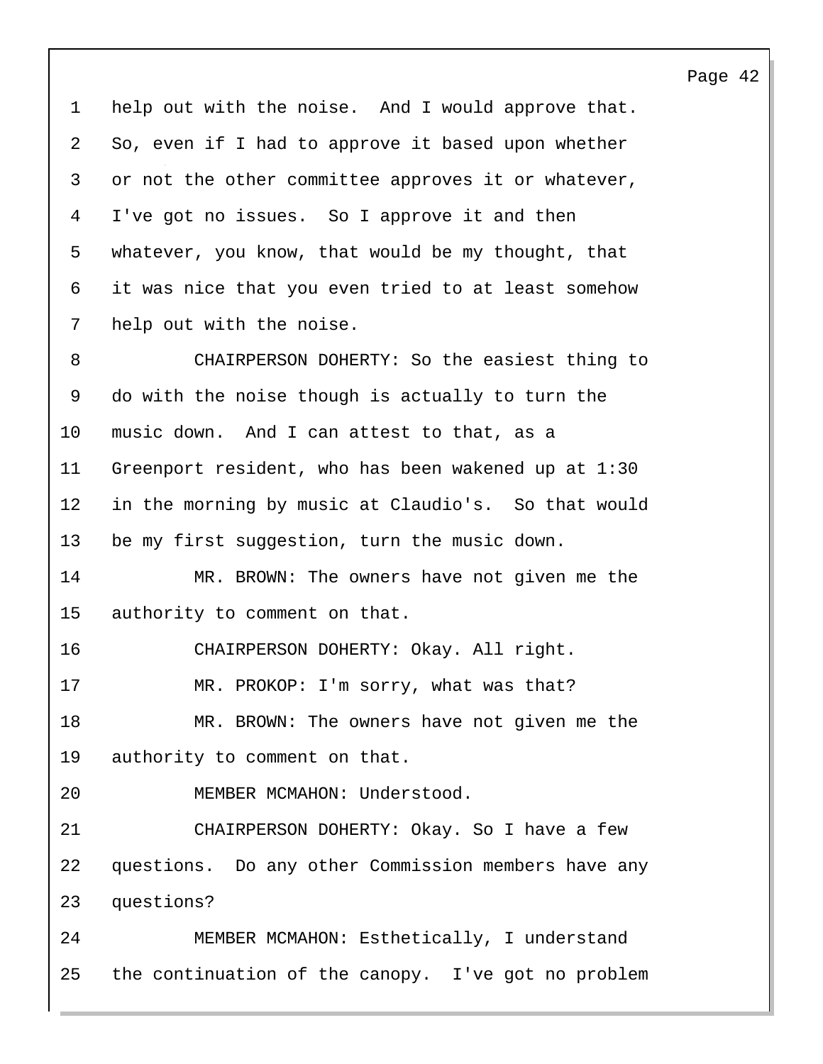help out with the noise. And I would approve that. So, even if I had to approve it based upon whether or not the other committee approves it or whatever, I've got no issues. So I approve it and then whatever, you know, that would be my thought, that it was nice that you even tried to at least somehow help out with the noise.

CHAIRPERSON DOHERTY: So the easiest thing to do with the noise though is actually to turn the music down. And I can attest to that, as a Greenport resident, who has been wakened up at 1:30 in the morning by music at Claudio's. So that would be my first suggestion, turn the music down.

MR. BROWN: The owners have not given me the authority to comment on that.

CHAIRPERSON DOHERTY: Okay. All right.

MR. PROKOP: I'm sorry, what was that?

MR. BROWN: The owners have not given me the authority to comment on that.

MEMBER MCMAHON: Understood.

CHAIRPERSON DOHERTY: Okay. So I have a few questions. Do any other Commission members have any questions?

MEMBER MCMAHON: Esthetically, I understand the continuation of the canopy. I've got no problem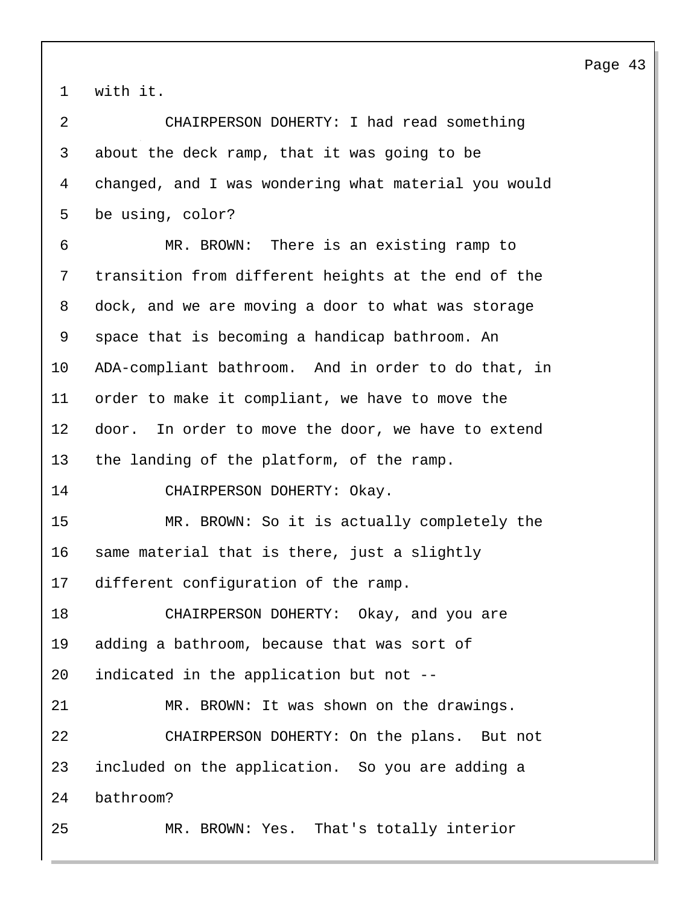1 with it.

2 CHAIRPERSON DOHERTY: I had read something

3 about the deck ramp, that it was going to be

4 changed, and I was wondering what material you would

5 be using, color?

6 MR. BROWN: There is an existing ramp to

7 transition from different heights at the end of the

8 dock, and we are moving a door to what was storage

9 space that is becoming a handicap bathroom. An

10 ADA-compliant bathroom. And in order to do that, in

11 order to make it compliant, we have to move the

12 door. In order to move the door, we have to extend

13 the landing of the platform, of the ramp.

14 CHAIRPERSON DOHERTY: Okay.

15 MR. BROWN: So it is actually completely the

16 same material that is there, just a slightly

17 different configuration of the ramp.

18 CHAIRPERSON DOHERTY: Okay, and you are

19 adding a bathroom, because that was sort of

20 indicated in the application but not --

21 MR. BROWN: It was shown on the drawings.

22 CHAIRPERSON DOHERTY: On the plans. But not

23 included on the application. So you are adding a

24 bathroom?

25 MR. BROWN: Yes. That's totally interior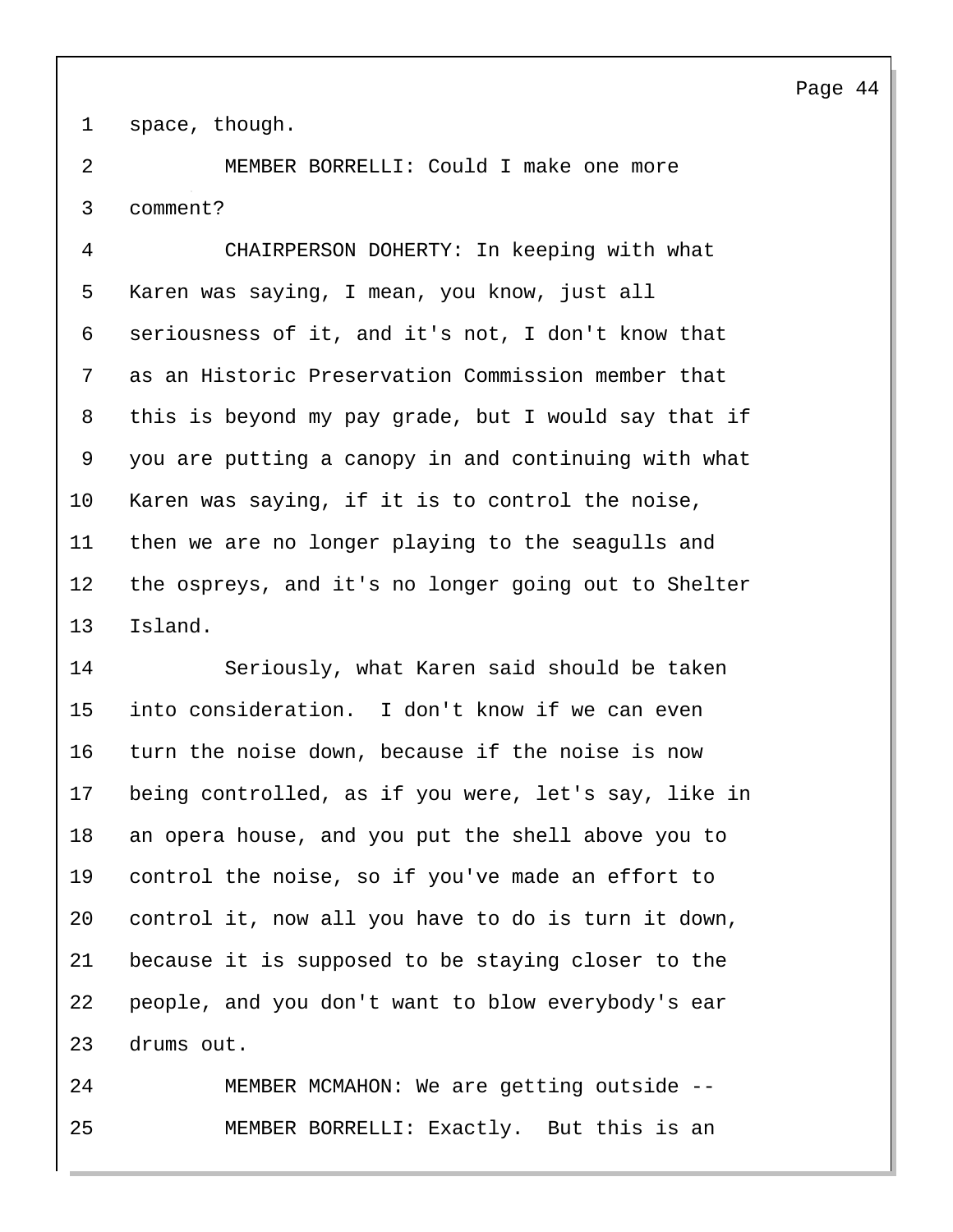space, though.

MEMBER BORRELLI: Could I make one more comment?

CHAIRPERSON DOHERTY: In keeping with what Karen was saying, I mean, you know, just all seriousness of it, and it's not, I don't know that as an Historic Preservation Commission member that this is beyond my pay grade, but I would say that if you are putting a canopy in and continuing with what Karen was saying, if it is to control the noise, then we are no longer playing to the seagulls and the ospreys, and it's no longer going out to Shelter Island.

Seriously, what Karen said should be taken into consideration. I don't know if we can even turn the noise down, because if the noise is now being controlled, as if you were, let's say, like in an opera house, and you put the shell above you to control the noise, so if you've made an effort to control it, now all you have to do is turn it down, because it is supposed to be staying closer to the people, and you don't want to blow everybody's ear drums out.

MEMBER MCMAHON: We are getting outside --

MEMBER BORRELLI: Exactly. But this is an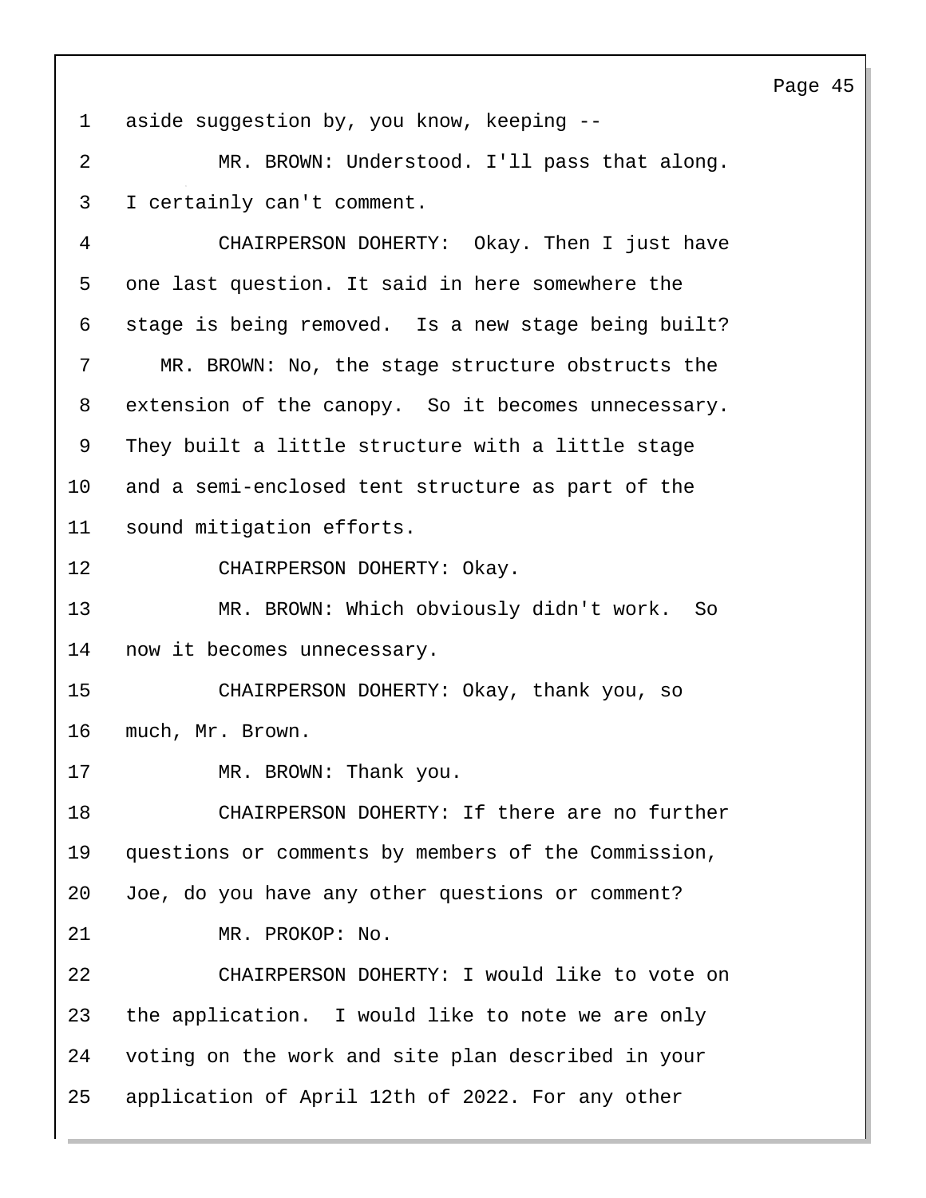aside suggestion by, you know, keeping --

MR. BROWN: Understood. I'll pass that along. I certainly can't comment.

CHAIRPERSON DOHERTY: Okay. Then I just have one last question. It said in here somewhere the stage is being removed. Is a new stage being built?

MR. BROWN: No, the stage structure obstructs the extension of the canopy. So it becomes unnecessary. They built a little structure with a little stage and a semi-enclosed tent structure as part of the sound mitigation efforts.

CHAIRPERSON DOHERTY: Okay.

MR. BROWN: Which obviously didn't work. So now it becomes unnecessary.

CHAIRPERSON DOHERTY: Okay, thank you, so much, Mr. Brown.

MR. BROWN: Thank you.

CHAIRPERSON DOHERTY: If there are no further questions or comments by members of the Commission, Joe, do you have any other questions or comment?

MR. PROKOP: No.

CHAIRPERSON DOHERTY: I would like to vote on the application. I would like to note we are only voting on the work and site plan described in your application of April 12th of 2022. For any other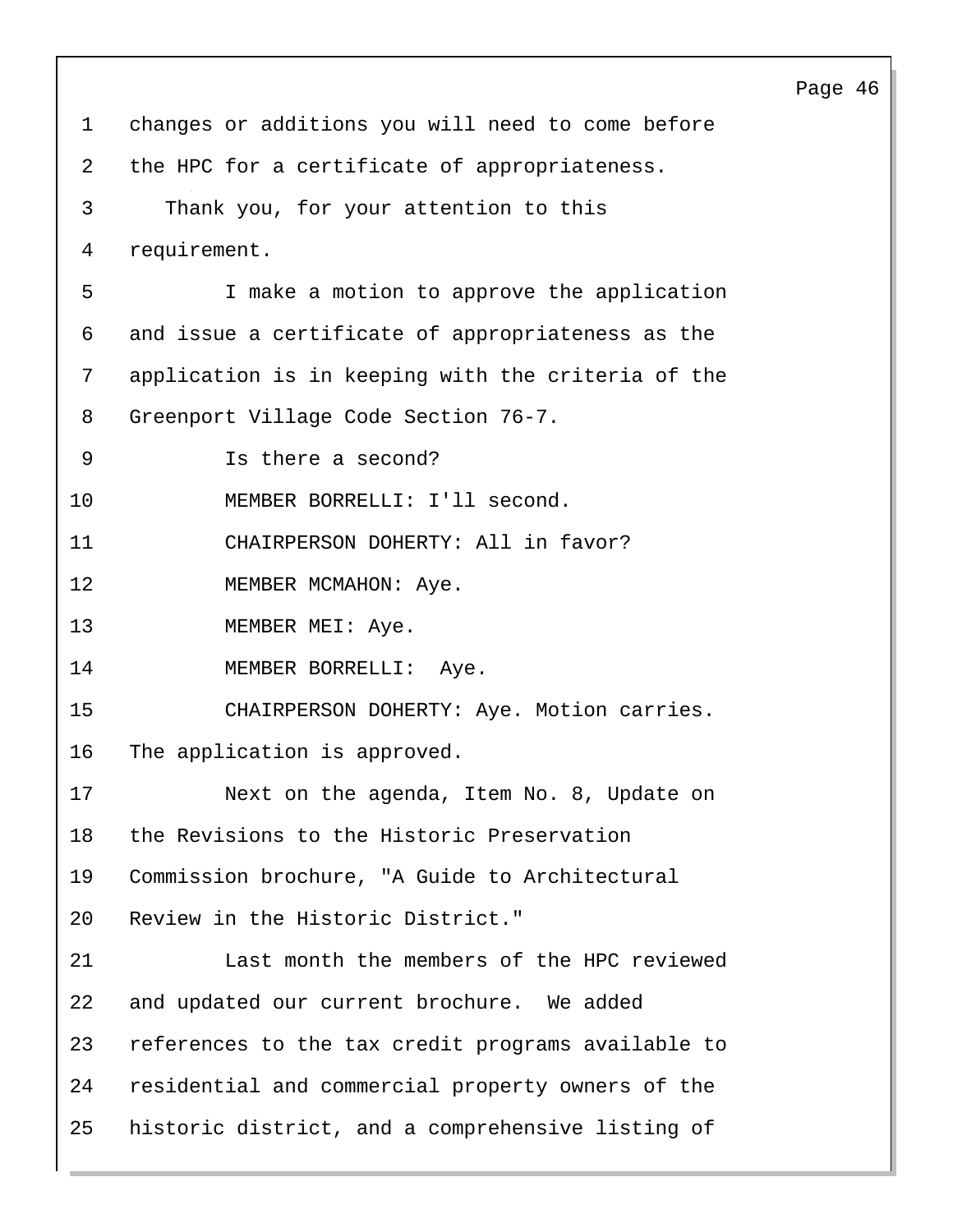changes or additions you will need to come before the HPC for a certificate of appropriateness.

Thank you, for your attention to this requirement.

I make a motion to approve the application and issue a certificate of appropriateness as the application is in keeping with the criteria of the Greenport Village Code Section 76-7.

Is there a second?

MEMBER BORRELLI: I'll second.

CHAIRPERSON DOHERTY: All in favor?

MEMBER MCMAHON: Aye.

MEMBER MEI: Aye.

MEMBER BORRELLI: Aye.

CHAIRPERSON DOHERTY: Aye. Motion carries. The application is approved.

Next on the agenda, Item No. 8, Update on the Revisions to the Historic Preservation Commission brochure, "A Guide to Architectural Review in the Historic District."

Last month the members of the HPC reviewed and updated our current brochure. We added references to the tax credit programs available to residential and commercial property owners of the historic district, and a comprehensive listing of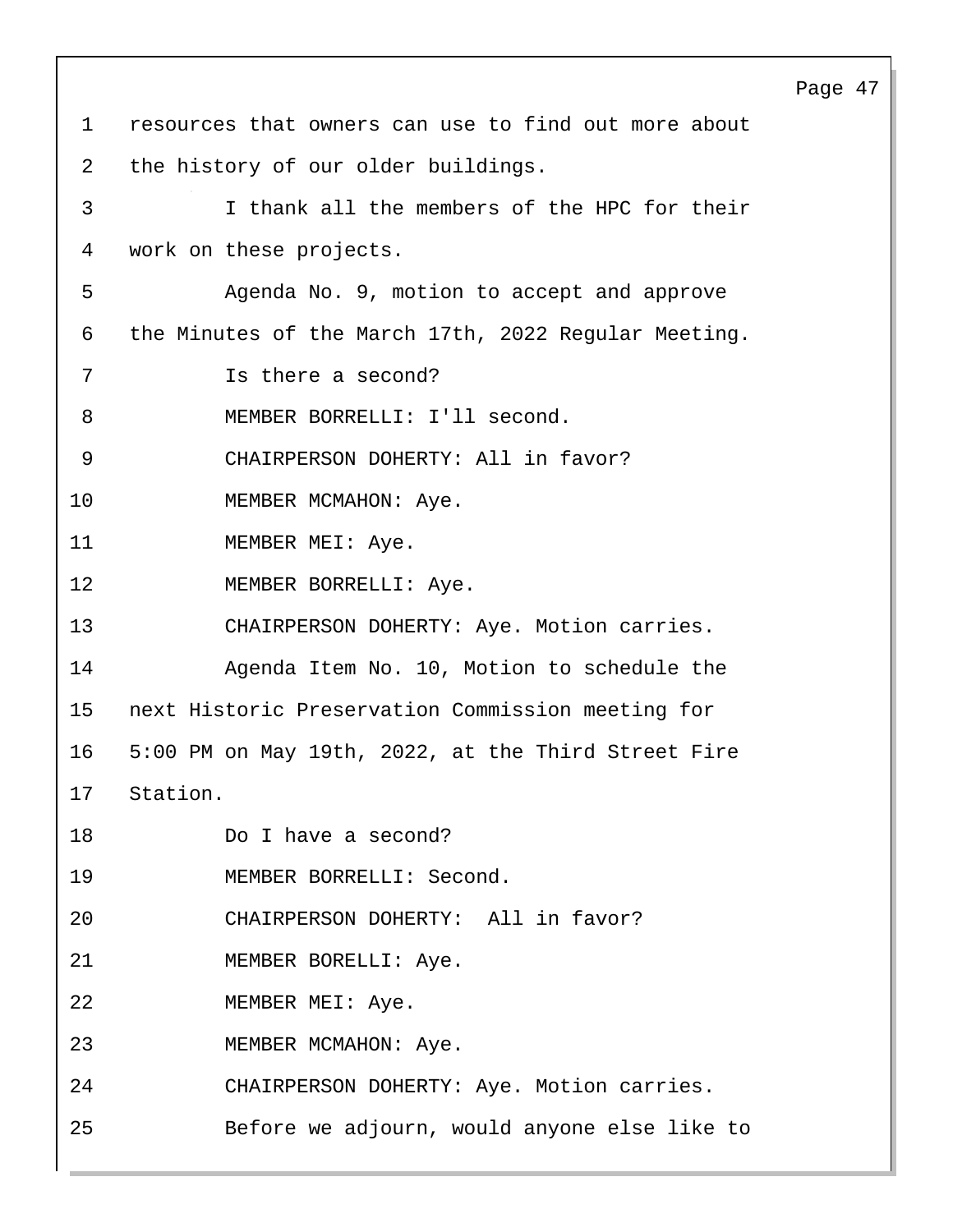resources that owners can use to find out more about the history of our older buildings.

I thank all the members of the HPC for their work on these projects.

Agenda No. 9, motion to accept and approve the Minutes of the March 17th, 2022 Regular Meeting.

Is there a second?

MEMBER BORRELLI: I'll second.

CHAIRPERSON DOHERTY: All in favor?

MEMBER MCMAHON: Aye.

MEMBER MEI: Aye.

MEMBER BORRELLI: Aye.

CHAIRPERSON DOHERTY: Aye. Motion carries.

Agenda Item No. 10, Motion to schedule the next Historic Preservation Commission meeting for 5:00 PM on May 19th, 2022, at the Third Street Fire Station.

Do I have a second?

MEMBER BORRELLI: Second.

CHAIRPERSON DOHERTY: All in favor?

MEMBER BORELLI: Aye.

MEMBER MEI: Aye.

MEMBER MCMAHON: Aye.

CHAIRPERSON DOHERTY: Aye. Motion carries.

Before we adjourn, would anyone else like to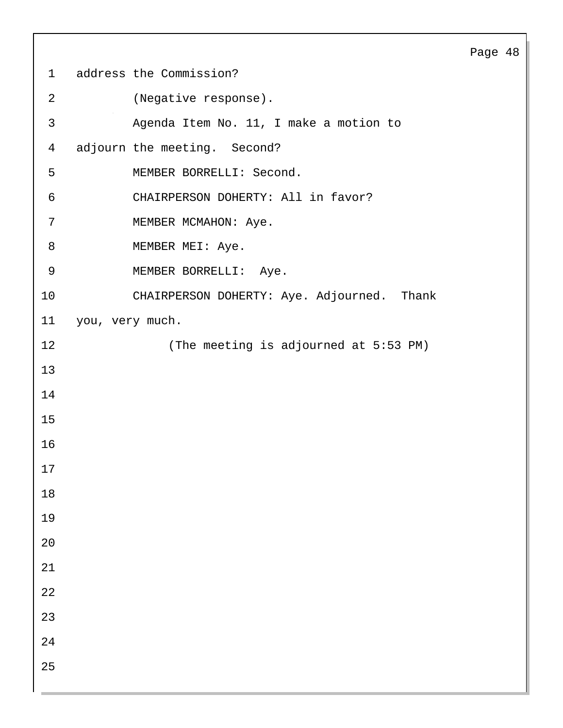address the Commission?

(Negative response).

Agenda Item No. 11, I make a motion to adjourn the meeting. Second?

MEMBER BORRELLI: Second.

CHAIRPERSON DOHERTY: All in favor?

MEMBER MCMAHON: Aye.

MEMBER MEI: Aye.

MEMBER BORRELLI: Aye.

CHAIRPERSON DOHERTY: Aye. Adjourned. Thank you, very much.

(The meeting is adjourned at 5:53 PM)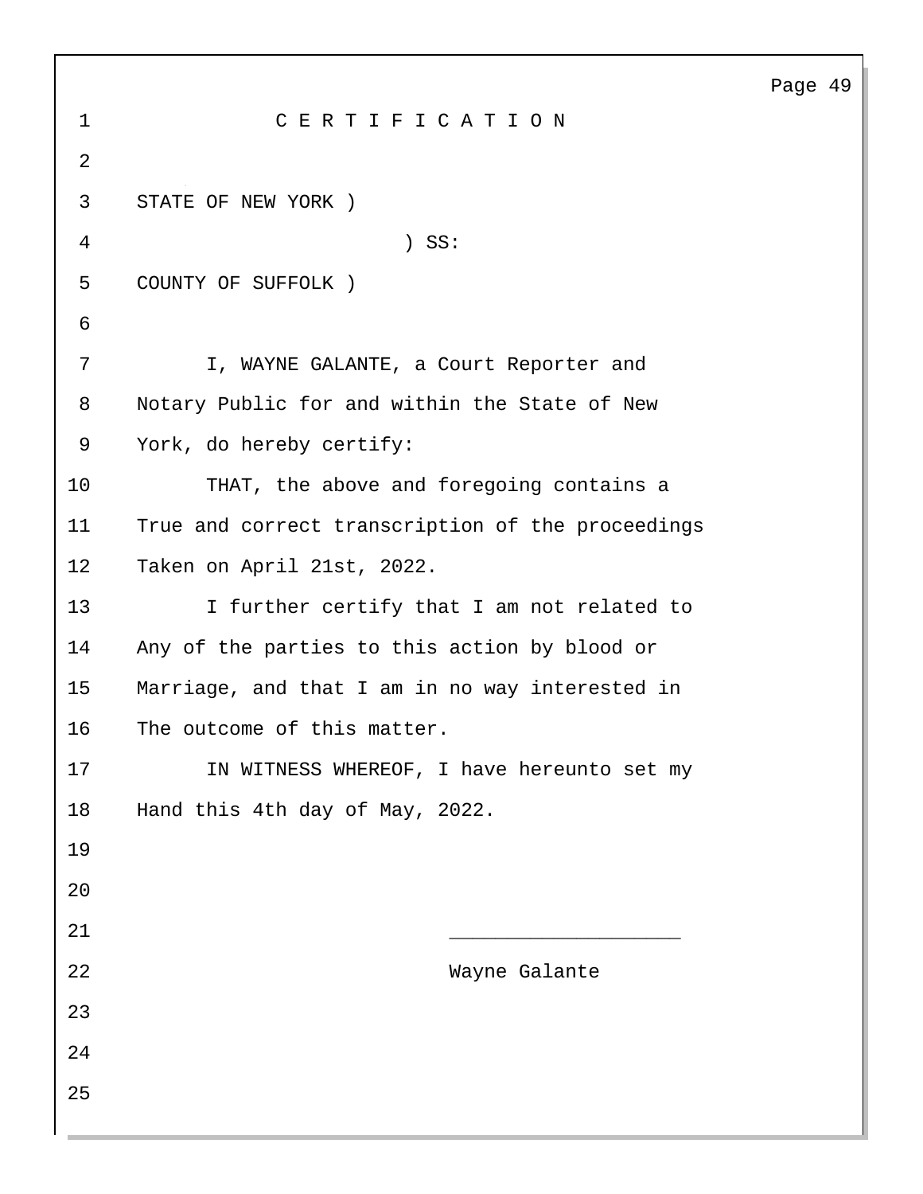# C E R T I F I C A T I O N

STATE OF NEW YORK )

) SS:

COUNTY OF SUFFOLK )

I, WAYNE GALANTE, a Court Reporter and Notary Public for and within the State of New York, do hereby certify:

THAT, the above and foregoing contains a True and correct transcription of the proceedings Taken on April 21st, 2022.

I further certify that I am not related to Any of the parties to this action by blood or Marriage, and that I am in no way interested in The outcome of this matter.

IN WITNESS WHEREOF, I have hereunto set my Hand this 4th day of May, 2022.

____________________

Wayne Galante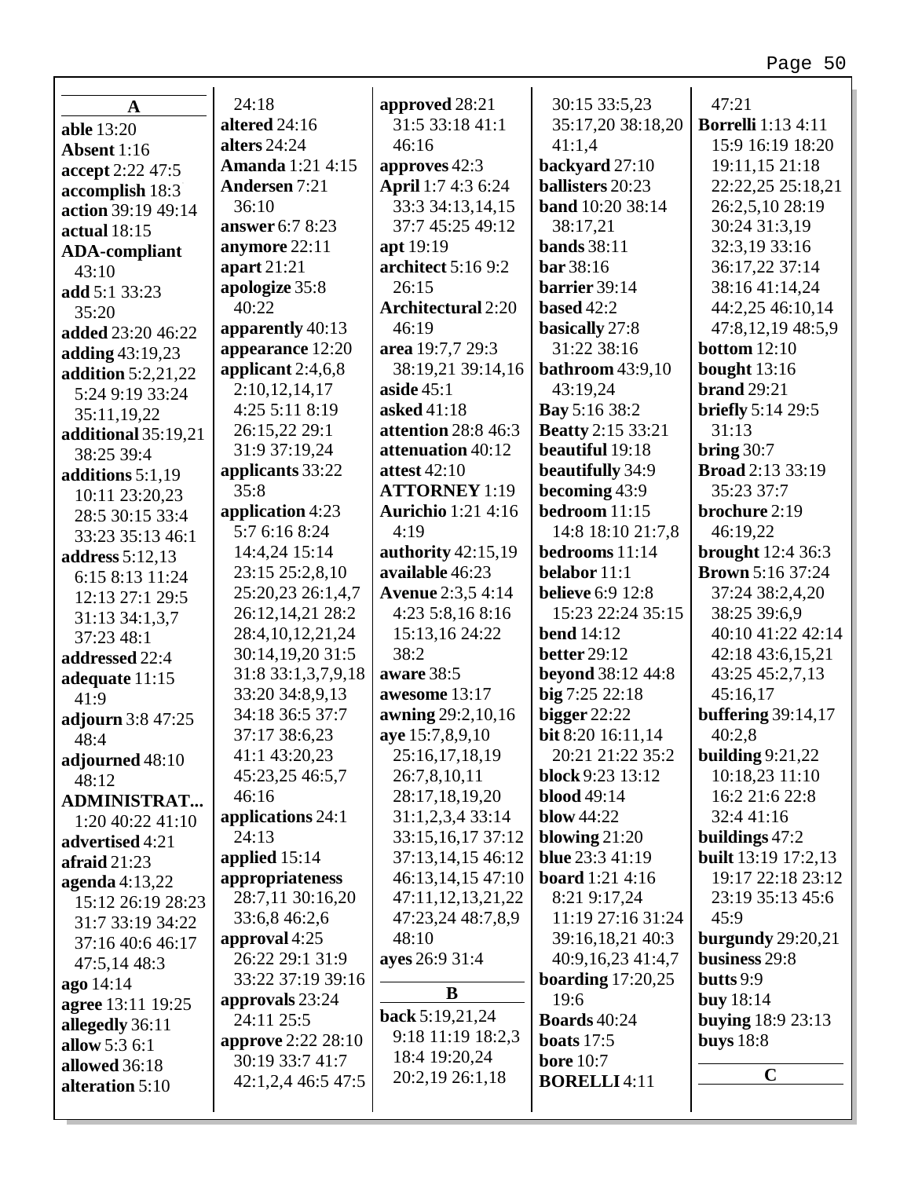**A**

**able** 13:20
**Absent** 1:16
**accept** 2:22 47:5
**accomplish** 18:3
**action** 39:19 49:14
**actual** 18:15
**ADA-compliant** 43:10
**add** 5:1 33:23 35:20
**added** 23:20 46:22
**adding** 43:19,23
**addition** 5:2,21,22 5:24 9:19 33:24 35:11,19,22
**additional** 35:19,21 38:25 39:4
**additions** 5:1,19 10:11 23:20,23 28:5 30:15 33:4 33:23 35:13 46:1
**address** 5:12,13 6:15 8:13 11:24 12:13 27:1 29:5 31:13 34:1,3,7 37:23 48:1
**addressed** 22:4
**adequate** 11:15 41:9
**adjourn** 3:8 47:25 48:4
**adjourned** 48:10 48:12
**ADMINISTRAT...** 1:20 40:22 41:10
**advertised** 4:21
**afraid** 21:23
**agenda** 4:13,22 15:12 26:19 28:23 31:7 33:19 34:22 37:16 40:6 46:17 47:5,14 48:3
**ago** 14:14
**agree** 13:11 19:25
**allegedly** 36:11
**allow** 5:3 6:1
**allowed** 36:18
**alteration** 5:10
24:18
**altered** 24:16
**alters** 24:24
**Amanda** 1:21 4:15
**Andersen** 7:21 36:10
**answer** 6:7 8:23
**anymore** 22:11
**apart** 21:21
**apologize** 35:8 40:22
**apparently** 40:13
**appearance** 12:20
**applicant** 2:4,6,8 2:10,12,14,17 4:25 5:11 8:19 26:15,22 29:1 31:9 37:19,24
**applicants** 33:22 35:8
**application** 4:23 5:7 6:16 8:24 14:4,24 15:14 23:15 25:2,8,10 25:20,23 26:1,4,7 26:12,14,21 28:2 28:4,10,12,21,24 30:14,19,20 31:5 31:8 33:1,3,7,9,18 33:20 34:8,9,13 34:18 36:5 37:7 37:17 38:6,23 41:1 43:20,23 45:23,25 46:5,7 46:16
**applications** 24:1 24:13
**applied** 15:14
**appropriateness** 28:7,11 30:16,20 33:6,8 46:2,6
**approval** 4:25 26:22 29:1 31:9 33:22 37:19 39:16
**approvals** 23:24 24:11 25:5
**approve** 2:22 28:10 30:19 33:7 41:7 42:1,2,4 46:5 47:5
**approved** 28:21 31:5 33:18 41:1 46:16
**approves** 42:3
**April** 1:7 4:3 6:24 33:3 34:13,14,15 37:7 45:25 49:12
**apt** 19:19
**architect** 5:16 9:2 26:15
**Architectural** 2:20 46:19
**area** 19:7,7 29:3 38:19,21 39:14,16
**aside** 45:1
**asked** 41:18
**attention** 28:8 46:3
**attenuation** 40:12
**attest** 42:10
**ATTORNEY** 1:19
**Aurichio** 1:21 4:16 4:19
**authority** 42:15,19
**available** 46:23
**Avenue** 2:3,5 4:14 4:23 5:8,16 8:16 15:13,16 24:22 38:2
**aware** 38:5
**awesome** 13:17
**awning** 29:2,10,16
**aye** 15:7,8,9,10 25:16,17,18,19 26:7,8,10,11 28:17,18,19,20 31:1,2,3,4 33:14 33:15,16,17 37:12 37:13,14,15 46:12 46:13,14,15 47:10 47:11,12,13,21,22 47:23,24 48:7,8,9 48:10
**ayes** 26:9 31:4

**B**

**back** 5:19,21,24 9:18 11:19 18:2,3 18:4 19:20,24 20:2,19 26:1,18 30:15 33:5,23 35:17,20 38:18,20 41:1,4
**backyard** 27:10
**ballisters** 20:23
**band** 10:20 38:14 38:17,21
**bands** 38:11
**bar** 38:16
**barrier** 39:14
**based** 42:2
**basically** 27:8 31:22 38:16
**bathroom** 43:9,10 43:19,24
**Bay** 5:16 38:2
**Beatty** 2:15 33:21
**beautiful** 19:18
**beautifully** 34:9
**becoming** 43:9
**bedroom** 11:15 14:8 18:10 21:7,8
**bedrooms** 11:14
**belabor** 11:1
**believe** 6:9 12:8 15:23 22:24 35:15
**bend** 14:12
**better** 29:12
**beyond** 38:12 44:8
**big** 7:25 22:18
**bigger** 22:22
**bit** 8:20 16:11,14 20:21 21:22 35:2
**block** 9:23 13:12
**blood** 49:14
**blow** 44:22
**blowing** 21:20
**blue** 23:3 41:19
**board** 1:21 4:16 8:21 9:17,24 11:19 27:16 31:24 39:16,18,21 40:3 40:9,16,23 41:4,7
**boarding** 17:20,25 19:6
**Boards** 40:24
**boats** 17:5
**bore** 10:7
**BORELLI** 4:11
47:21
**Borrelli** 1:13 4:11 15:9 16:19 18:20 19:11,15 21:18 22:22,25 25:18,21 26:2,5,10 28:19 30:24 31:3,19 32:3,19 33:16 36:17,22 37:14 38:16 41:14,24 44:2,25 46:10,14 47:8,12,19 48:5,9
**bottom** 12:10
**bought** 13:16
**brand** 29:21
**briefly** 5:14 29:5 31:13
**bring** 30:7
**Broad** 2:13 33:19 35:23 37:7
**brochure** 2:19 46:19,22
**brought** 12:4 36:3
**Brown** 5:16 37:24 37:24 38:2,4,20 38:25 39:6,9 40:10 41:22 42:14 42:18 43:6,15,21 43:25 45:2,7,13 45:16,17
**buffering** 39:14,17 40:2,8
**building** 9:21,22 10:18,23 11:10 16:2 21:6 22:8 32:4 41:16
**buildings** 47:2
**built** 13:19 17:2,13 19:17 22:18 23:12 23:19 35:13 45:6 45:9
**burgundy** 29:20,21
**business** 29:8
**butts** 9:9
**buy** 18:14
**buying** 18:9 23:13
**buys** 18:8

**C**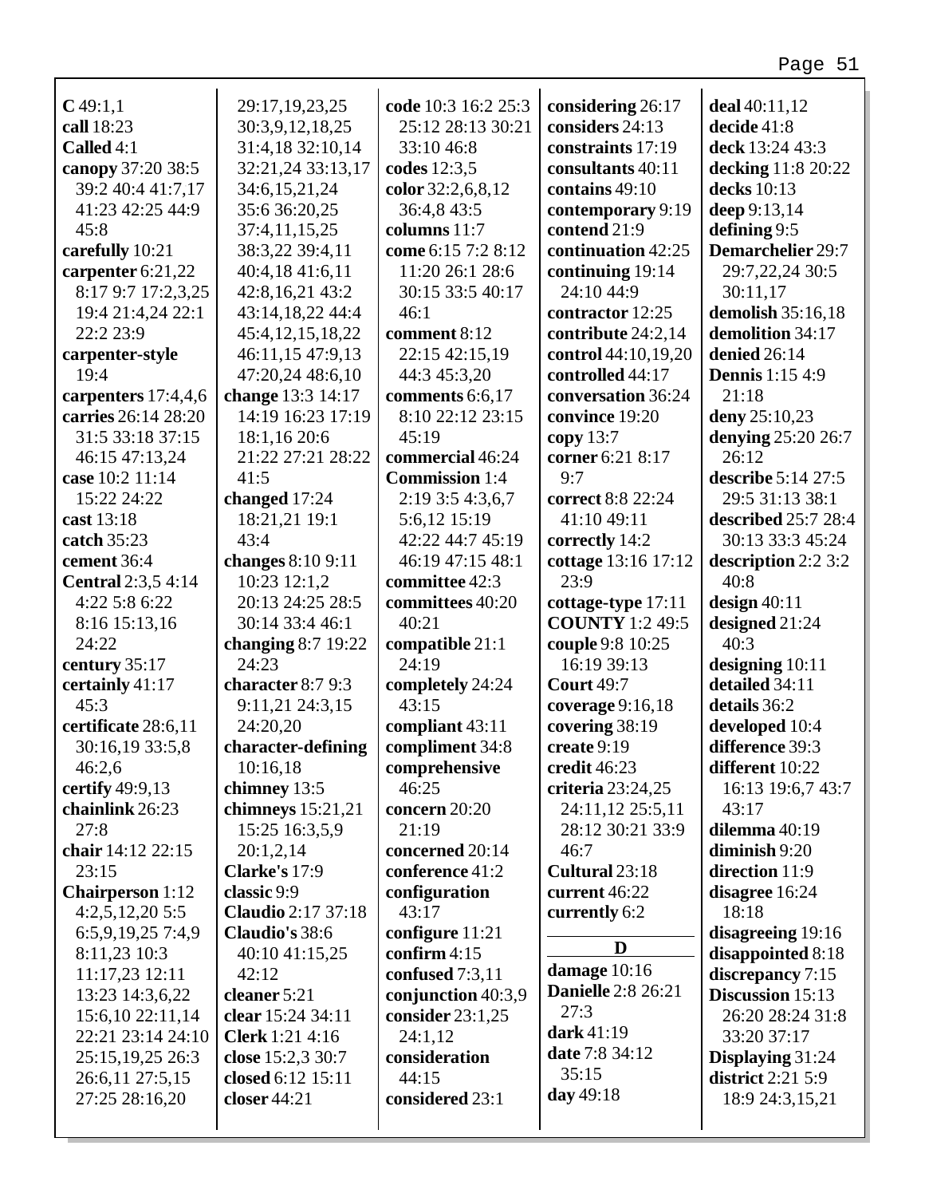**C** 49:1,1
**call** 18:23
**Called** 4:1
**canopy** 37:20 38:5 39:2 40:4 41:7,17 41:23 42:25 44:9 45:8
**carefully** 10:21
**carpenter** 6:21,22 8:17 9:7 17:2,3,25 19:4 21:4,24 22:1 22:2 23:9
**carpenter-style** 19:4
**carpenters** 17:4,4,6
**carries** 26:14 28:20 31:5 33:18 37:15 46:15 47:13,24
**case** 10:2 11:14 15:22 24:22
**cast** 13:18
**catch** 35:23
**cement** 36:4
**Central** 2:3,5 4:14 4:22 5:8 6:22 8:16 15:13,16 24:22
**century** 35:17
**certainly** 41:17 45:3
**certificate** 28:6,11 30:16,19 33:5,8 46:2,6
**certify** 49:9,13
**chainlink** 26:23 27:8
**chair** 14:12 22:15 23:15
**Chairperson** 1:12 4:2,5,12,20 5:5 6:5,9,19,25 7:4,9 8:11,23 10:3 11:17,23 12:11 13:23 14:3,6,22 15:6,10 22:11,14 22:21 23:14 24:10 25:15,19,25 26:3 26:6,11 27:5,15 27:25 28:16,20 29:17,19,23,25 30:3,9,12,18,25 31:4,18 32:10,14 32:21,24 33:13,17 34:6,15,21,24 35:6 36:20,25 37:4,11,15,25 38:3,22 39:4,11 40:4,18 41:6,11 42:8,16,21 43:2 43:14,18,22 44:4 45:4,12,15,18,22 46:11,15 47:9,13 47:20,24 48:6,10
**change** 13:3 14:17 14:19 16:23 17:19 18:1,16 20:6 21:22 27:21 28:22 41:5
**changed** 17:24 18:21,21 19:1 43:4
**changes** 8:10 9:11 10:23 12:1,2 20:13 24:25 28:5 30:14 33:4 46:1
**changing** 8:7 19:22 24:23
**character** 8:7 9:3 9:11,21 24:3,15 24:20,20
**character-defining** 10:16,18
**chimney** 13:5
**chimneys** 15:21,21 15:25 16:3,5,9 20:1,2,14
**Clarke's** 17:9
**classic** 9:9
**Claudio** 2:17 37:18
**Claudio's** 38:6 40:10 41:15,25 42:12
**cleaner** 5:21
**clear** 15:24 34:11
**Clerk** 1:21 4:16
**close** 15:2,3 30:7
**closed** 6:12 15:11
**closer** 44:21
**code** 10:3 16:2 25:3 25:12 28:13 30:21 33:10 46:8
**codes** 12:3,5
**color** 32:2,6,8,12 36:4,8 43:5
**columns** 11:7
**come** 6:15 7:2 8:12 11:20 26:1 28:6 30:15 33:5 40:17 46:1
**comment** 8:12 22:15 42:15,19 44:3 45:3,20
**comments** 6:6,17 8:10 22:12 23:15 45:19
**commercial** 46:24
**Commission** 1:4 2:19 3:5 4:3,6,7 5:6,12 15:19 42:22 44:7 45:19 46:19 47:15 48:1
**committee** 42:3
**committees** 40:20 40:21
**compatible** 21:1 24:19
**completely** 24:24 43:15
**compliant** 43:11
**compliment** 34:8
**comprehensive** 46:25
**concern** 20:20 21:19
**concerned** 20:14
**conference** 41:2
**configuration** 43:17
**configure** 11:21
**confirm** 4:15
**confused** 7:3,11
**conjunction** 40:3,9
**consider** 23:1,25 24:1,12
**consideration** 44:15
**considered** 23:1
**considering** 26:17
**considers** 24:13
**constraints** 17:19
**consultants** 40:11
**contains** 49:10
**contemporary** 9:19
**contend** 21:9
**continuation** 42:25
**continuing** 19:14 24:10 44:9
**contractor** 12:25
**contribute** 24:2,14
**control** 44:10,19,20
**controlled** 44:17
**conversation** 36:24
**convince** 19:20
**copy** 13:7
**corner** 6:21 8:17 9:7
**correct** 8:8 22:24 41:10 49:11
**correctly** 14:2
**cottage** 13:16 17:12 23:9
**cottage-type** 17:11
**COUNTY** 1:2 49:5
**couple** 9:8 10:25 16:19 39:13
**Court** 49:7
**coverage** 9:16,18
**covering** 38:19
**create** 9:19
**credit** 46:23
**criteria** 23:24,25 24:11,12 25:5,11 28:12 30:21 33:9 46:7
**Cultural** 23:18
**current** 46:22
**currently** 6:2

## D

**damage** 10:16
**Danielle** 2:8 26:21 27:3
**dark** 41:19
**date** 7:8 34:12 35:15
**day** 49:18
**deal** 40:11,12
**decide** 41:8
**deck** 13:24 43:3
**decking** 11:8 20:22
**decks** 10:13
**deep** 9:13,14
**defining** 9:5
**Demarchelier** 29:7 29:7,22,24 30:5 30:11,17
**demolish** 35:16,18
**demolition** 34:17
**denied** 26:14
**Dennis** 1:15 4:9 21:18
**deny** 25:10,23
**denying** 25:20 26:7 26:12
**describe** 5:14 27:5 29:5 31:13 38:1
**described** 25:7 28:4 30:13 33:3 45:24
**description** 2:2 3:2 40:8
**design** 40:11
**designed** 21:24 40:3
**designing** 10:11
**detailed** 34:11
**details** 36:2
**developed** 10:4
**difference** 39:3
**different** 10:22 16:13 19:6,7 43:7 43:17
**dilemma** 40:19
**diminish** 9:20
**direction** 11:9
**disagree** 16:24 18:18
**disagreeing** 19:16
**disappointed** 8:18
**discrepancy** 7:15
**Discussion** 15:13 26:20 28:24 31:8 33:20 37:17
**Displaying** 31:24
**district** 2:21 5:9 18:9 24:3,15,21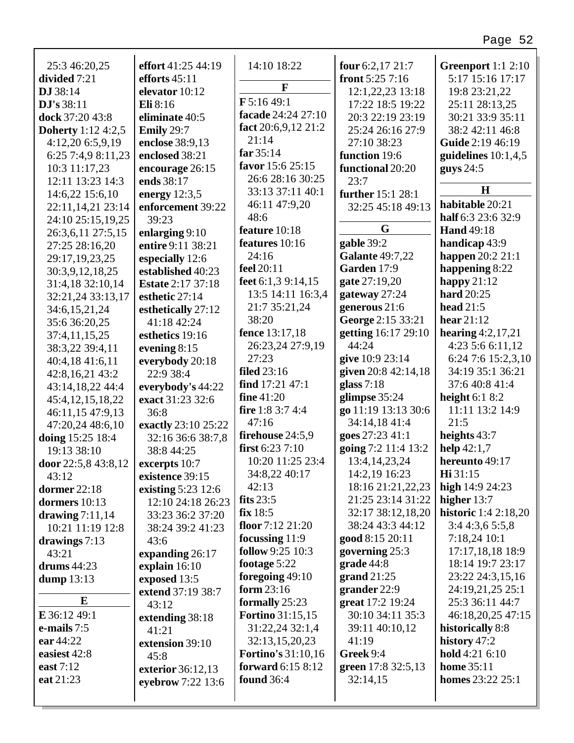25:3 46:20,25
**divided** 7:21
**DJ** 38:14
**DJ's** 38:11
**dock** 37:20 43:8
**Doherty** 1:12 4:2,5 4:12,20 6:5,9,19 6:25 7:4,9 8:11,23 10:3 11:17,23 12:11 13:23 14:3 14:6,22 15:6,10 22:11,14,21 23:14 24:10 25:15,19,25 26:3,6,11 27:5,15 27:25 28:16,20 29:17,19,23,25 30:3,9,12,18,25 31:4,18 32:10,14 32:21,24 33:13,17 34:6,15,21,24 35:6 36:20,25 37:4,11,15,25 38:3,22 39:4,11 40:4,18 41:6,11 42:8,16,21 43:2 43:14,18,22 44:4 45:4,12,15,18,22 46:11,15 47:9,13 47:20,24 48:6,10
**doing** 15:25 18:4 19:13 38:10
**door** 22:5,8 43:8,12 43:12
**dormer** 22:18
**dormers** 10:13
**drawing** 7:11,14 10:21 11:19 12:8
**drawings** 7:13 43:21
**drums** 44:23
**dump** 13:13

**E**

**E** 36:12 49:1
**e-mails** 7:5
**ear** 44:22
**easiest** 42:8
**east** 7:12
**eat** 21:23
**effort** 41:25 44:19
**efforts** 45:11
**elevator** 10:12
**Eli** 8:16
**eliminate** 40:5
**Emily** 29:7
**enclose** 38:9,13
**enclosed** 38:21
**encourage** 26:15
**ends** 38:17
**energy** 12:3,5
**enforcement** 39:22 39:23
**enlarging** 9:10
**entire** 9:11 38:21
**especially** 12:6
**established** 40:23
**Estate** 2:17 37:18
**esthetic** 27:14
**esthetically** 27:12 41:18 42:24
**esthetics** 19:16
**evening** 8:15
**everybody** 20:18 22:9 38:4
**everybody's** 44:22
**exact** 31:23 32:6 36:8
**exactly** 23:10 25:22 32:16 36:6 38:7,8 38:8 44:25
**excerpts** 10:7
**existence** 39:15
**existing** 5:23 12:6 12:10 24:18 26:23 33:23 36:2 37:20 38:24 39:2 41:23 43:6
**expanding** 26:17
**explain** 16:10
**exposed** 13:5
**extend** 37:19 38:7 43:12
**extending** 38:18 41:21
**extension** 39:10 45:8
**exterior** 36:12,13
**eyebrow** 7:22 13:6
14:10 18:22

**F**

**F** 5:16 49:1
**facade** 24:24 27:10
**fact** 20:6,9,12 21:2 21:14
**far** 35:14
**favor** 15:6 25:15 26:6 28:16 30:25 33:13 37:11 40:1 46:11 47:9,20 48:6
**feature** 10:18
**features** 10:16 24:16
**feel** 20:11
**feet** 6:1,3 9:14,15 13:5 14:11 16:3,4 21:7 35:21,24 38:20
**fence** 13:17,18 26:23,24 27:9,19 27:23
**filed** 23:16
**find** 17:21 47:1
**fine** 41:20
**fire** 1:8 3:7 4:4 47:16
**firehouse** 24:5,9
**first** 6:23 7:10 10:20 11:25 23:4 34:8,22 40:17 42:13
**fits** 23:5
**fix** 18:5
**floor** 7:12 21:20
**focussing** 11:9
**follow** 9:25 10:3
**footage** 5:22
**foregoing** 49:10
**form** 23:16
**formally** 25:23
**Fortino** 31:15,15 31:22,24 32:1,4 32:13,15,20,23
**Fortino's** 31:10,16
**forward** 6:15 8:12
**found** 36:4
**four** 6:2,17 21:7
**front** 5:25 7:16 12:1,22,23 13:18 17:22 18:5 19:22 20:3 22:19 23:19 25:24 26:16 27:9 27:10 38:23
**function** 19:6
**functional** 20:20 23:7
**further** 15:1 28:1 32:25 45:18 49:13

**G**

**gable** 39:2
**Galante** 49:7,22
**Garden** 17:9
**gate** 27:19,20
**gateway** 27:24
**generous** 21:6
**George** 2:15 33:21
**getting** 16:17 29:10 44:24
**give** 10:9 23:14
**given** 20:8 42:14,18
**glass** 7:18
**glimpse** 35:24
**go** 11:19 13:13 30:6 34:14,18 41:4
**goes** 27:23 41:1
**going** 7:2 11:4 13:2 13:4,14,23,24 14:2,19 16:23 18:16 21:21,22,23 21:25 23:14 31:22 32:17 38:12,18,20 38:24 43:3 44:12
**good** 8:15 20:11
**governing** 25:3
**grade** 44:8
**grand** 21:25
**grander** 22:9
**great** 17:2 19:24 30:10 34:11 35:3 39:11 40:10,12 41:19
**Greek** 9:4
**green** 17:8 32:5,13 32:14,15
**Greenport** 1:1 2:10 5:17 15:16 17:17 19:8 23:21,22 25:11 28:13,25 30:21 33:9 35:11 38:2 42:11 46:8
**Guide** 2:19 46:19
**guidelines** 10:1,4,5
**guys** 24:5

**H**

**habitable** 20:21
**half** 6:3 23:6 32:9
**Hand** 49:18
**handicap** 43:9
**happen** 20:2 21:1
**happening** 8:22
**happy** 21:12
**hard** 20:25
**head** 21:5
**hear** 21:12
**hearing** 4:2,17,21 4:23 5:6 6:11,12 6:24 7:6 15:2,3,10 34:19 35:1 36:21 37:6 40:8 41:4
**height** 6:1 8:2 11:11 13:2 14:9 21:5
**heights** 43:7
**help** 42:1,7
**hereunto** 49:17
**Hi** 31:15
**high** 14:9 24:23
**higher** 13:7
**historic** 1:4 2:18,20 3:4 4:3,6 5:5,8 7:18,24 10:1 17:17,18,18 18:9 18:14 19:7 23:17 23:22 24:3,15,16 24:19,21,25 25:1 25:3 36:11 44:7 46:18,20,25 47:15
**historically** 8:8
**history** 47:2
**hold** 4:21 6:10
**home** 35:11
**homes** 23:22 25:1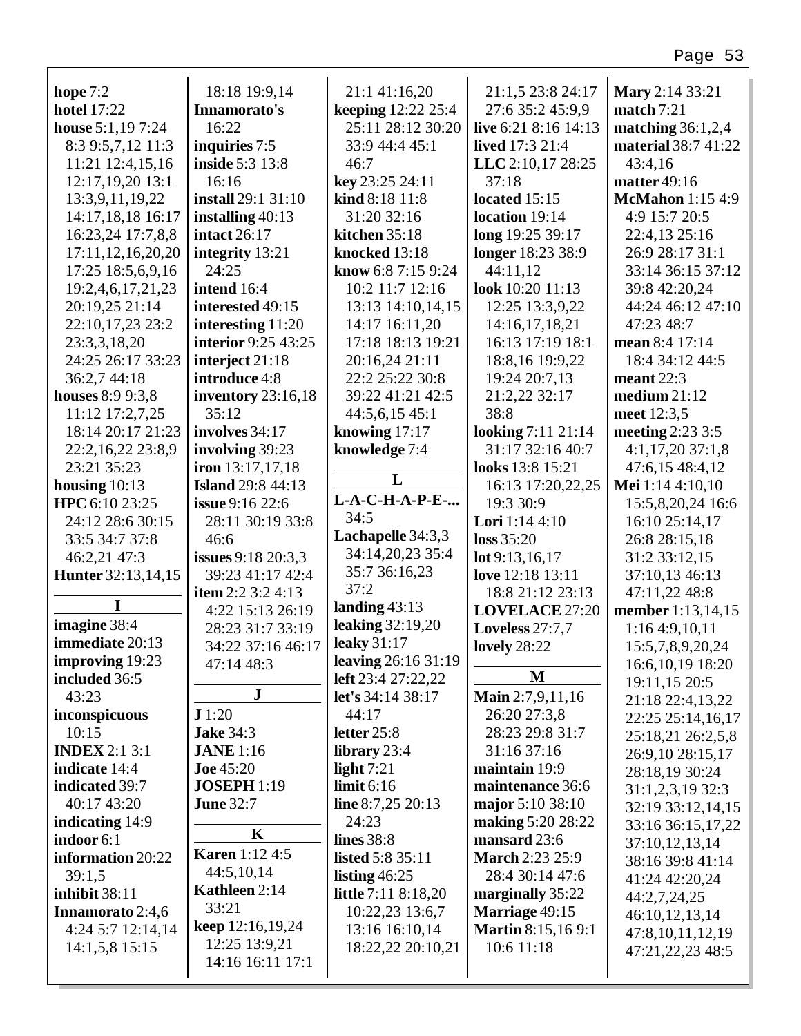**hope** 7:2
**hotel** 17:22
**house** 5:1,19 7:24 8:3 9:5,7,12 11:3 11:21 12:4,15,16 12:17,19,20 13:1 13:3,9,11,19,22 14:17,18,18 16:17 16:23,24 17:7,8,8 17:11,12,16,20,20 17:25 18:5,6,9,16 19:2,4,6,17,21,23 20:19,25 21:14 22:10,17,23 23:2 23:3,3,18,20 24:25 26:17 33:23 36:2,7 44:18
**houses** 8:9 9:3,8 11:12 17:2,7,25 18:14 20:17 21:23 22:2,16,22 23:8,9 23:21 35:23
**housing** 10:13
**HPC** 6:10 23:25 24:12 28:6 30:15 33:5 34:7 37:8 46:2,21 47:3
**Hunter** 32:13,14,15

**I**

**imagine** 38:4
**immediate** 20:13
**improving** 19:23
**included** 36:5 43:23
**inconspicuous** 10:15
**INDEX** 2:1 3:1
**indicate** 14:4
**indicated** 39:7 40:17 43:20
**indicating** 14:9
**indoor** 6:1
**information** 20:22 39:1,5
**inhibit** 38:11
**Innamorato** 2:4,6 4:24 5:7 12:14,14 14:1,5,8 15:15 18:18 19:9,14
**Innamorato's** 16:22
**inquiries** 7:5
**inside** 5:3 13:8 16:16
**install** 29:1 31:10
**installing** 40:13
**intact** 26:17
**integrity** 13:21 24:25
**intend** 16:4
**interested** 49:15
**interesting** 11:20
**interior** 9:25 43:25
**interject** 21:18
**introduce** 4:8
**inventory** 23:16,18 35:12
**involves** 34:17
**involving** 39:23
**iron** 13:17,17,18
**Island** 29:8 44:13
**issue** 9:16 22:6 28:11 30:19 33:8 46:6
**issues** 9:18 20:3,3 39:23 41:17 42:4
**item** 2:2 3:2 4:13 4:22 15:13 26:19 28:23 31:7 33:19 34:22 37:16 46:17 47:14 48:3

**J**

**J** 1:20
**Jake** 34:3
**JANE** 1:16
**Joe** 45:20
**JOSEPH** 1:19
**June** 32:7

**K**

**Karen** 1:12 4:5 44:5,10,14
**Kathleen** 2:14 33:21
**keep** 12:16,19,24 12:25 13:9,21 14:16 16:11 17:1 21:1 41:16,20
**keeping** 12:22 25:4 25:11 28:12 30:20 33:9 44:4 45:1 46:7
**key** 23:25 24:11
**kind** 8:18 11:8 31:20 32:16
**kitchen** 35:18
**knocked** 13:18
**know** 6:8 7:15 9:24 10:2 11:7 12:16 13:13 14:10,14,15 14:17 16:11,20 17:18 18:13 19:21 20:16,24 21:11 22:2 25:22 30:8 39:22 41:21 42:5 44:5,6,15 45:1
**knowing** 17:17
**knowledge** 7:4

**L**

**L-A-C-H-A-P-E-...** 34:5
**Lachapelle** 34:3,3 34:14,20,23 35:4 35:7 36:16,23 37:2
**landing** 43:13
**leaking** 32:19,20
**leaky** 31:17
**leaving** 26:16 31:19
**left** 23:4 27:22,22
**let's** 34:14 38:17 44:17
**letter** 25:8
**library** 23:4
**light** 7:21
**limit** 6:16
**line** 8:7,25 20:13 24:23
**lines** 38:8
**listed** 5:8 35:11
**listing** 46:25
**little** 7:11 8:18,20 10:22,23 13:6,7 13:16 16:10,14 18:22,22 20:10,21 21:1,5 23:8 24:17 27:6 35:2 45:9,9
**live** 6:21 8:16 14:13
**lived** 17:3 21:4
**LLC** 2:10,17 28:25 37:18
**located** 15:15
**location** 19:14
**long** 19:25 39:17
**longer** 18:23 38:9 44:11,12
**look** 10:20 11:13 12:25 13:3,9,22 14:16,17,18,21 16:13 17:19 18:1 18:8,16 19:9,22 19:24 20:7,13 21:2,22 32:17 38:8
**looking** 7:11 21:14 31:17 32:16 40:7
**looks** 13:8 15:21 16:13 17:20,22,25 19:3 30:9
**Lori** 1:14 4:10
**loss** 35:20
**lot** 9:13,16,17
**love** 12:18 13:11 18:8 21:12 23:13
**LOVELACE** 27:20
**Loveless** 27:7,7
**lovely** 28:22

**M**

**Main** 2:7,9,11,16 26:20 27:3,8 28:23 29:8 31:7 31:16 37:16
**maintain** 19:9
**maintenance** 36:6
**major** 5:10 38:10
**making** 5:20 28:22
**mansard** 23:6
**March** 2:23 25:9 28:4 30:14 47:6
**marginally** 35:22
**Marriage** 49:15
**Martin** 8:15,16 9:1 10:6 11:18
**Mary** 2:14 33:21
**match** 7:21
**matching** 36:1,2,4
**material** 38:7 41:22 43:4,16
**matter** 49:16
**McMahon** 1:15 4:9 4:9 15:7 20:5 22:4,13 25:16 26:9 28:17 31:1 33:14 36:15 37:12 39:8 42:20,24 44:24 46:12 47:10 47:23 48:7
**mean** 8:4 17:14 18:4 34:12 44:5
**meant** 22:3
**medium** 21:12
**meet** 12:3,5
**meeting** 2:23 3:5 4:1,17,20 37:1,8 47:6,15 48:4,12
**Mei** 1:14 4:10,10 15:5,8,20,24 16:6 16:10 25:14,17 26:8 28:15,18 31:2 33:12,15 37:10,13 46:13 47:11,22 48:8
**member** 1:13,14,15 1:16 4:9,10,11 15:5,7,8,9,20,24 16:6,10,19 18:20 19:11,15 20:5 21:18 22:4,13,22 22:25 25:14,16,17 25:18,21 26:2,5,8 26:9,10 28:15,17 28:18,19 30:24 31:1,2,3,19 32:3 32:19 33:12,14,15 33:16 36:15,17,22 37:10,12,13,14 38:16 39:8 41:14 41:24 42:20,24 44:2,7,24,25 46:10,12,13,14 47:8,10,11,12,19 47:21,22,23 48:5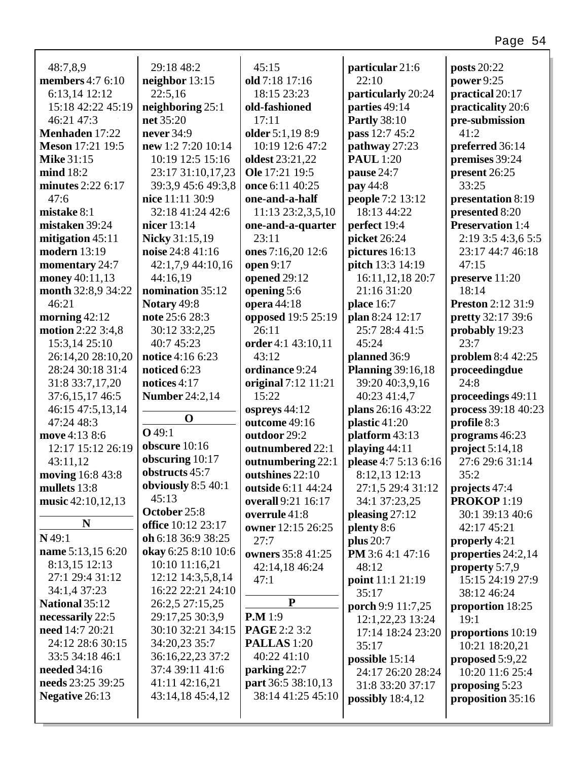48:7,8,9
**members** 4:7 6:10 6:13,14 12:12 15:18 42:22 45:19 46:21 47:3
**Menhaden** 17:22
**Meson** 17:21 19:5
**Mike** 31:15
**mind** 18:2
**minutes** 2:22 6:17 47:6
**mistake** 8:1
**mistaken** 39:24
**mitigation** 45:11
**modern** 13:19
**momentary** 24:7
**money** 40:11,13
**month** 32:8,9 34:22 46:21
**morning** 42:12
**motion** 2:22 3:4,8 15:3,14 25:10 26:14,20 28:10,20 28:24 30:18 31:4 31:8 33:7,17,20 37:6,15,17 46:5 46:15 47:5,13,14 47:24 48:3
**move** 4:13 8:6 12:17 15:12 26:19 43:11,12
**moving** 16:8 43:8
**mullets** 13:8
**music** 42:10,12,13

**N**

**N** 49:1
**name** 5:13,15 6:20 8:13,15 12:13 27:1 29:4 31:12 34:1,4 37:23
**National** 35:12
**necessarily** 22:5
**need** 14:7 20:21 24:12 28:6 30:15 33:5 34:18 46:1
**needed** 34:16
**needs** 23:25 39:25
**Negative** 26:13
29:18 48:2
**neighbor** 13:15 22:5,16
**neighboring** 25:1
**net** 35:20
**never** 34:9
**new** 1:2 7:20 10:14 10:19 12:5 15:16 23:17 31:10,17,23 39:3,9 45:6 49:3,8
**nice** 11:11 30:9 32:18 41:24 42:6
**nicer** 13:14
**Nicky** 31:15,19
**noise** 24:8 41:16 42:1,7,9 44:10,16 44:16,19
**nomination** 35:12
**Notary** 49:8
**note** 25:6 28:3 30:12 33:2,25 40:7 45:23
**notice** 4:16 6:23
**noticed** 6:23
**notices** 4:17
**Number** 24:2,14

**O**

**O** 49:1
**obscure** 10:16
**obscuring** 10:17
**obstructs** 45:7
**obviously** 8:5 40:1 45:13
**October** 25:8
**office** 10:12 23:17
**oh** 6:18 36:9 38:25
**okay** 6:25 8:10 10:6 10:10 11:16,21 12:12 14:3,5,8,14 16:22 22:21 24:10 26:2,5 27:15,25 29:17,25 30:3,9 30:10 32:21 34:15 34:20,23 35:7 36:16,22,23 37:2 37:4 39:11 41:6 41:11 42:16,21 43:14,18 45:4,12
45:15
**old** 7:18 17:16 18:15 23:23
**old-fashioned** 17:11
**older** 5:1,19 8:9 10:19 12:6 47:2
**oldest** 23:21,22
**Ole** 17:21 19:5
**once** 6:11 40:25
**one-and-a-half** 11:13 23:2,3,5,10
**one-and-a-quarter** 23:11
**ones** 7:16,20 12:6
**open** 9:17
**opened** 29:12
**opening** 5:6
**opera** 44:18
**opposed** 19:5 25:19 26:11
**order** 4:1 43:10,11 43:12
**ordinance** 9:24
**original** 7:12 11:21 15:22
**ospreys** 44:12
**outcome** 49:16
**outdoor** 29:2
**outnumbered** 22:1
**outnumbering** 22:1
**outshines** 22:10
**outside** 6:11 44:24
**overall** 9:21 16:17
**overrule** 41:8
**owner** 12:15 26:25 27:7
**owners** 35:8 41:25 42:14,18 46:24 47:1

**P**

**P.M** 1:9
**PAGE** 2:2 3:2
**PALLAS** 1:20 40:22 41:10
**parking** 22:7
**part** 36:5 38:10,13 38:14 41:25 45:10
**particular** 21:6 22:10
**particularly** 20:24
**parties** 49:14
**Partly** 38:10
**pass** 12:7 45:2
**pathway** 27:23
**PAUL** 1:20
**pause** 24:7
**pay** 44:8
**people** 7:2 13:12 18:13 44:22
**perfect** 19:4
**picket** 26:24
**pictures** 16:13
**pitch** 13:3 14:19 16:11,12,18 20:7 21:16 31:20
**place** 16:7
**plan** 8:24 12:17 25:7 28:4 41:5 45:24
**planned** 36:9
**Planning** 39:16,18 39:20 40:3,9,16 40:23 41:4,7
**plans** 26:16 43:22
**plastic** 41:20
**platform** 43:13
**playing** 44:11
**please** 4:7 5:13 6:16 8:12,13 12:13 27:1,5 29:4 31:12 34:1 37:23,25
**pleasing** 27:12
**plenty** 8:6
**plus** 20:7
**PM** 3:6 4:1 47:16 48:12
**point** 11:1 21:19 35:17
**porch** 9:9 11:7,25 12:1,22,23 13:24 17:14 18:24 23:20 35:17
**possible** 15:14 24:17 26:20 28:24 31:8 33:20 37:17
**possibly** 18:4,12
**posts** 20:22
**power** 9:25
**practical** 20:17
**practicality** 20:6
**pre-submission** 41:2
**preferred** 36:14
**premises** 39:24
**present** 26:25 33:25
**presentation** 8:19
**presented** 8:20
**Preservation** 1:4 2:19 3:5 4:3,6 5:5 23:17 44:7 46:18 47:15
**preserve** 11:20 18:14
**Preston** 2:12 31:9
**pretty** 32:17 39:6
**probably** 19:23 23:7
**problem** 8:4 42:25
**proceedingdue** 24:8
**proceedings** 49:11
**process** 39:18 40:23
**profile** 8:3
**programs** 46:23
**project** 5:14,18 27:6 29:6 31:14 35:2
**projects** 47:4
**PROKOP** 1:19 30:1 39:13 40:6 42:17 45:21
**properly** 4:21
**properties** 24:2,14
**property** 5:7,9 15:15 24:19 27:9 38:12 46:24
**proportion** 18:25 19:1
**proportions** 10:19 10:21 18:20,21
**proposed** 5:9,22 10:20 11:6 25:4
**proposing** 5:23
**proposition** 35:16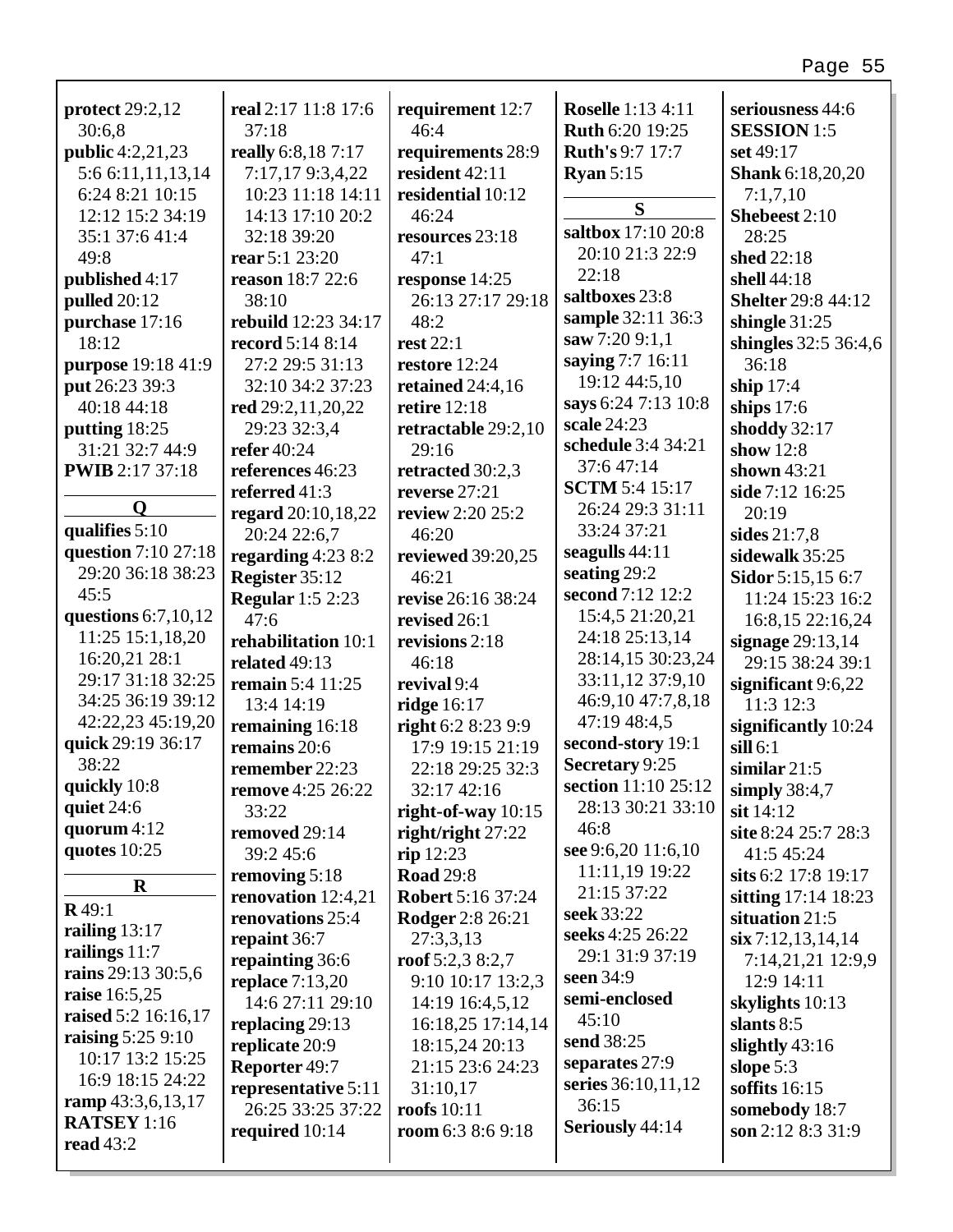**protect** 29:2,12 30:6,8
**public** 4:2,21,23 5:6 6:11,11,13,14 6:24 8:21 10:15 12:12 15:2 34:19 35:1 37:6 41:4 49:8
**published** 4:17
**pulled** 20:12
**purchase** 17:16 18:12
**purpose** 19:18 41:9
**put** 26:23 39:3 40:18 44:18
**putting** 18:25 31:21 32:7 44:9
**PWIB** 2:17 37:18

**Q**

**qualifies** 5:10
**question** 7:10 27:18 29:20 36:18 38:23 45:5
**questions** 6:7,10,12 11:25 15:1,18,20 16:20,21 28:1 29:17 31:18 32:25 34:25 36:19 39:12 42:22,23 45:19,20
**quick** 29:19 36:17 38:22
**quickly** 10:8
**quiet** 24:6
**quorum** 4:12
**quotes** 10:25

**R**

**R** 49:1
**railing** 13:17
**railings** 11:7
**rains** 29:13 30:5,6
**raise** 16:5,25
**raised** 5:2 16:16,17
**raising** 5:25 9:10 10:17 13:2 15:25 16:9 18:15 24:22
**ramp** 43:3,6,13,17
**RATSEY** 1:16
**read** 43:2
**real** 2:17 11:8 17:6 37:18
**really** 6:8,18 7:17 7:17,17 9:3,4,22 10:23 11:18 14:11 14:13 17:10 20:2 32:18 39:20
**rear** 5:1 23:20
**reason** 18:7 22:6 38:10
**rebuild** 12:23 34:17
**record** 5:14 8:14 27:2 29:5 31:13 32:10 34:2 37:23
**red** 29:2,11,20,22 29:23 32:3,4
**refer** 40:24
**references** 46:23
**referred** 41:3
**regard** 20:10,18,22 20:24 22:6,7
**regarding** 4:23 8:2
**Register** 35:12
**Regular** 1:5 2:23 47:6
**rehabilitation** 10:1
**related** 49:13
**remain** 5:4 11:25 13:4 14:19
**remaining** 16:18
**remains** 20:6
**remember** 22:23
**remove** 4:25 26:22 33:22
**removed** 29:14 39:2 45:6
**removing** 5:18
**renovation** 12:4,21
**renovations** 25:4
**repaint** 36:7
**repainting** 36:6
**replace** 7:13,20 14:6 27:11 29:10
**replacing** 29:13
**replicate** 20:9
**Reporter** 49:7
**representative** 5:11 26:25 33:25 37:22
**required** 10:14
**requirement** 12:7 46:4
**requirements** 28:9
**resident** 42:11
**residential** 10:12 46:24
**resources** 23:18 47:1
**response** 14:25 26:13 27:17 29:18 48:2
**rest** 22:1
**restore** 12:24
**retained** 24:4,16
**retire** 12:18
**retractable** 29:2,10 29:16
**retracted** 30:2,3
**reverse** 27:21
**review** 2:20 25:2 46:20
**reviewed** 39:20,25 46:21
**revise** 26:16 38:24
**revised** 26:1
**revisions** 2:18 46:18
**revival** 9:4
**ridge** 16:17
**right** 6:2 8:23 9:9 17:9 19:15 21:19 22:18 29:25 32:3 32:17 42:16
**right-of-way** 10:15
**right/right** 27:22
**rip** 12:23
**Road** 29:8
**Robert** 5:16 37:24
**Rodger** 2:8 26:21 27:3,3,13
**roof** 5:2,3 8:2,7 9:10 10:17 13:2,3 14:19 16:4,5,12 16:18,25 17:14,14 18:15,24 20:13 21:15 23:6 24:23 31:10,17
**roofs** 10:11
**room** 6:3 8:6 9:18
**Roselle** 1:13 4:11
**Ruth** 6:20 19:25
**Ruth's** 9:7 17:7
**Ryan** 5:15

**S**

**saltbox** 17:10 20:8 20:10 21:3 22:9 22:18
**saltboxes** 23:8
**sample** 32:11 36:3
**saw** 7:20 9:1,1
**saying** 7:7 16:11 19:12 44:5,10
**says** 6:24 7:13 10:8
**scale** 24:23
**schedule** 3:4 34:21 37:6 47:14
**SCTM** 5:4 15:17 26:24 29:3 31:11 33:24 37:21
**seagulls** 44:11
**seating** 29:2
**second** 7:12 12:2 15:4,5 21:20,21 24:18 25:13,14 28:14,15 30:23,24 33:11,12 37:9,10 46:9,10 47:7,8,18 47:19 48:4,5
**second-story** 19:1
**Secretary** 9:25
**section** 11:10 25:12 28:13 30:21 33:10 46:8
**see** 9:6,20 11:6,10 11:11,19 19:22 21:15 37:22
**seek** 33:22
**seeks** 4:25 26:22 29:1 31:9 37:19
**seen** 34:9
**semi-enclosed** 45:10
**send** 38:25
**separates** 27:9
**series** 36:10,11,12 36:15
**Seriously** 44:14
**seriousness** 44:6
**SESSION** 1:5
**set** 49:17
**Shank** 6:18,20,20 7:1,7,10
**Shebeest** 2:10 28:25
**shed** 22:18
**shell** 44:18
**Shelter** 29:8 44:12
**shingle** 31:25
**shingles** 32:5 36:4,6 36:18
**ship** 17:4
**ships** 17:6
**shoddy** 32:17
**show** 12:8
**shown** 43:21
**side** 7:12 16:25 20:19
**sides** 21:7,8
**sidewalk** 35:25
**Sidor** 5:15,15 6:7 11:24 15:23 16:2 16:8,15 22:16,24
**signage** 29:13,14 29:15 38:24 39:1
**significant** 9:6,22 11:3 12:3
**significantly** 10:24
**sill** 6:1
**similar** 21:5
**simply** 38:4,7
**sit** 14:12
**site** 8:24 25:7 28:3 41:5 45:24
**sits** 6:2 17:8 19:17
**sitting** 17:14 18:23
**situation** 21:5
**six** 7:12,13,14,14 7:14,21,21 12:9,9 12:9 14:11
**skylights** 10:13
**slants** 8:5
**slightly** 43:16
**slope** 5:3
**soffits** 16:15
**somebody** 18:7
**son** 2:12 8:3 31:9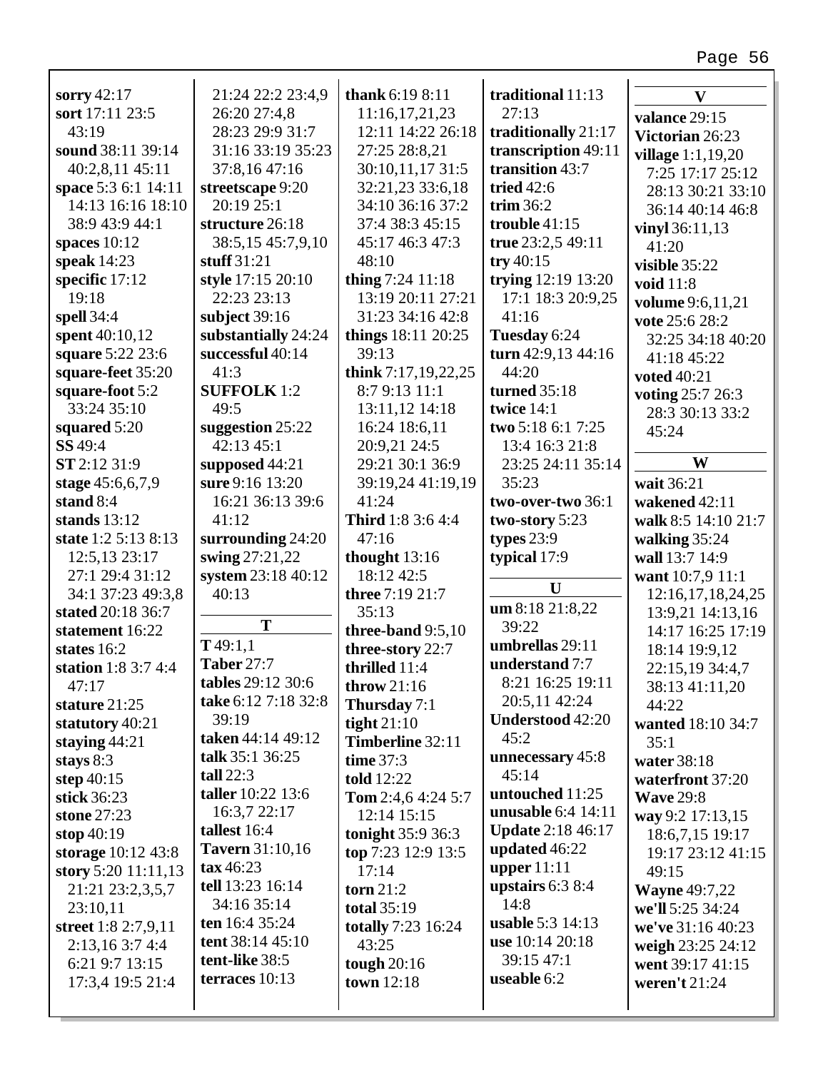**sorry** 42:17
**sort** 17:11 23:5 43:19
**sound** 38:11 39:14 40:2,8,11 45:11
**space** 5:3 6:1 14:11 14:13 16:16 18:10 38:9 43:9 44:1
**spaces** 10:12
**speak** 14:23
**specific** 17:12 19:18
**spell** 34:4
**spent** 40:10,12
**square** 5:22 23:6
**square-feet** 35:20
**square-foot** 5:2 33:24 35:10
**squared** 5:20
**SS** 49:4
**ST** 2:12 31:9
**stage** 45:6,6,7,9
**stand** 8:4
**stands** 13:12
**state** 1:2 5:13 8:13 12:5,13 23:17 27:1 29:4 31:12 34:1 37:23 49:3,8
**stated** 20:18 36:7
**statement** 16:22
**states** 16:2
**station** 1:8 3:7 4:4 47:17
**stature** 21:25
**statutory** 40:21
**staying** 44:21
**stays** 8:3
**step** 40:15
**stick** 36:23
**stone** 27:23
**stop** 40:19
**storage** 10:12 43:8
**story** 5:20 11:11,13 21:21 23:2,3,5,7 23:10,11
**street** 1:8 2:7,9,11 2:13,16 3:7 4:4 6:21 9:7 13:15 17:3,4 19:5 21:4 21:24 22:2 23:4,9 26:20 27:4,8 28:23 29:9 31:7 31:16 33:19 35:23 37:8,16 47:16
**streetscape** 9:20 20:19 25:1
**structure** 26:18 38:5,15 45:7,9,10
**stuff** 31:21
**style** 17:15 20:10 22:23 23:13
**subject** 39:16
**substantially** 24:24
**successful** 40:14 41:3
**SUFFOLK** 1:2 49:5
**suggestion** 25:22 42:13 45:1
**supposed** 44:21
**sure** 9:16 13:20 16:21 36:13 39:6 41:12
**surrounding** 24:20
**swing** 27:21,22
**system** 23:18 40:12 40:13

**T**

**T** 49:1,1
**Taber** 27:7
**tables** 29:12 30:6
**take** 6:12 7:18 32:8 39:19
**taken** 44:14 49:12
**talk** 35:1 36:25
**tall** 22:3
**taller** 10:22 13:6 16:3,7 22:17
**tallest** 16:4
**Tavern** 31:10,16
**tax** 46:23
**tell** 13:23 16:14 34:16 35:14
**ten** 16:4 35:24
**tent** 38:14 45:10
**tent-like** 38:5
**terraces** 10:13
**thank** 6:19 8:11 11:16,17,21,23 12:11 14:22 26:18 27:25 28:8,21 30:10,11,17 31:5 32:21,23 33:6,18 34:10 36:16 37:2 37:4 38:3 45:15 45:17 46:3 47:3 48:10
**thing** 7:24 11:18 13:19 20:11 27:21 31:23 34:16 42:8
**things** 18:11 20:25 39:13
**think** 7:17,19,22,25 8:7 9:13 11:1 13:11,12 14:18 16:24 18:6,11 20:9,21 24:5 29:21 30:1 36:9 39:19,24 41:19,19 41:24
**Third** 1:8 3:6 4:4 47:16
**thought** 13:16 18:12 42:5
**three** 7:19 21:7 35:13
**three-band** 9:5,10
**three-story** 22:7
**thrilled** 11:4
**throw** 21:16
**Thursday** 7:1
**tight** 21:10
**Timberline** 32:11
**time** 37:3
**told** 12:22
**Tom** 2:4,6 4:24 5:7 12:14 15:15
**tonight** 35:9 36:3
**top** 7:23 12:9 13:5 17:14
**torn** 21:2
**total** 35:19
**totally** 7:23 16:24 43:25
**tough** 20:16
**town** 12:18
**traditional** 11:13 27:13
**traditionally** 21:17
**transcription** 49:11
**transition** 43:7
**tried** 42:6
**trim** 36:2
**trouble** 41:15
**true** 23:2,5 49:11
**try** 40:15
**trying** 12:19 13:20 17:1 18:3 20:9,25 41:16
**Tuesday** 6:24
**turn** 42:9,13 44:16 44:20
**turned** 35:18
**twice** 14:1
**two** 5:18 6:1 7:25 13:4 16:3 21:8 23:25 24:11 35:14 35:23
**two-over-two** 36:1
**two-story** 5:23
**types** 23:9
**typical** 17:9

**U**

**um** 8:18 21:8,22 39:22
**umbrellas** 29:11
**understand** 7:7 8:21 16:25 19:11 20:5,11 42:24
**Understood** 42:20 45:2
**unnecessary** 45:8 45:14
**untouched** 11:25
**unusable** 6:4 14:11
**Update** 2:18 46:17
**updated** 46:22
**upper** 11:11
**upstairs** 6:3 8:4 14:8
**usable** 5:3 14:13
**use** 10:14 20:18 39:15 47:1
**useable** 6:2

**V**

**valance** 29:15
**Victorian** 26:23
**village** 1:1,19,20 7:25 17:17 25:12 28:13 30:21 33:10 36:14 40:14 46:8
**vinyl** 36:11,13 41:20
**visible** 35:22
**void** 11:8
**volume** 9:6,11,21
**vote** 25:6 28:2 32:25 34:18 40:20 41:18 45:22
**voted** 40:21
**voting** 25:7 26:3 28:3 30:13 33:2 45:24

**W**

**wait** 36:21
**wakened** 42:11
**walk** 8:5 14:10 21:7
**walking** 35:24
**wall** 13:7 14:9
**want** 10:7,9 11:1 12:16,17,18,24,25 13:9,21 14:13,16 14:17 16:25 17:19 18:14 19:9,12 22:15,19 34:4,7 38:13 41:11,20 44:22
**wanted** 18:10 34:7 35:1
**water** 38:18
**waterfront** 37:20
**Wave** 29:8
**way** 9:2 17:13,15 18:6,7,15 19:17 19:17 23:12 41:15 49:15
**Wayne** 49:7,22
**we'll** 5:25 34:24
**we've** 31:16 40:23
**weigh** 23:25 24:12
**went** 39:17 41:15
**weren't** 21:24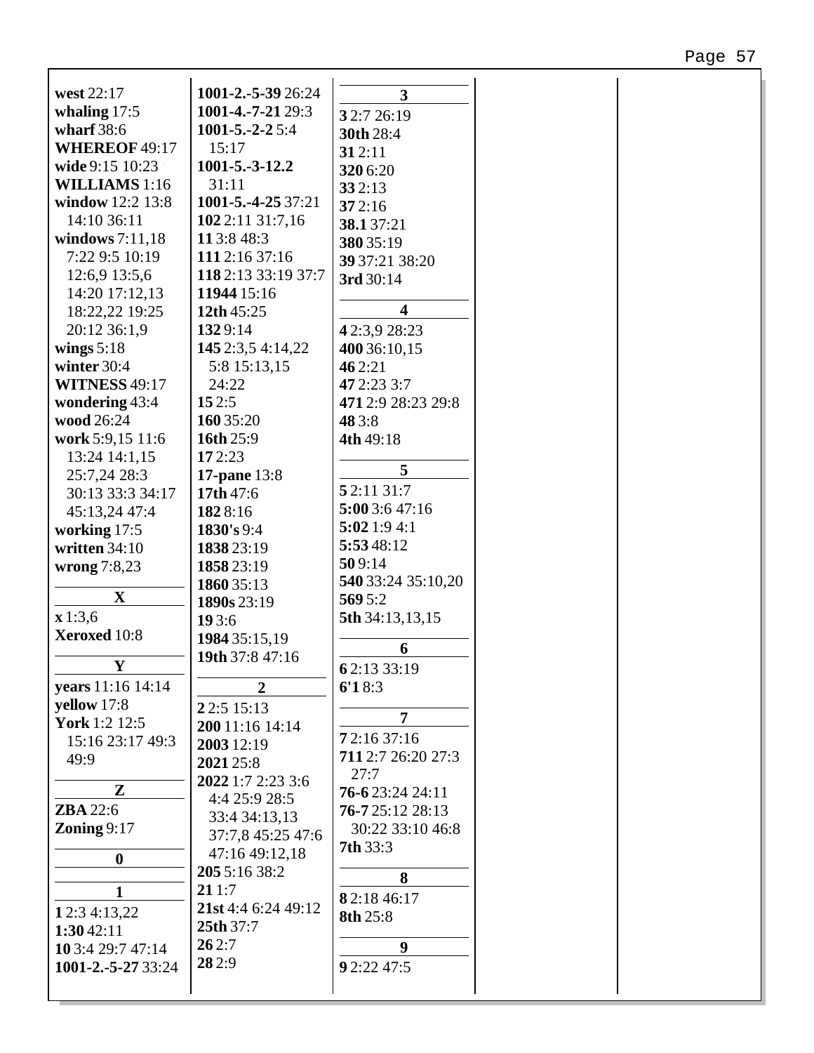**west** 22:17
**whaling** 17:5
**wharf** 38:6
**WHEREOF** 49:17
**wide** 9:15 10:23
**WILLIAMS** 1:16
**window** 12:2 13:8 14:10 36:11
**windows** 7:11,18 7:22 9:5 10:19 12:6,9 13:5,6 14:20 17:12,13 18:22,22 19:25 20:12 36:1,9
**wings** 5:18
**winter** 30:4
**WITNESS** 49:17
**wondering** 43:4
**wood** 26:24
**work** 5:9,15 11:6 13:24 14:1,15 25:7,24 28:3 30:13 33:3 34:17 45:13,24 47:4
**working** 17:5
**written** 34:10
**wrong** 7:8,23

**X**

**x** 1:3,6
**Xeroxed** 10:8

**Y**

**years** 11:16 14:14
**yellow** 17:8
**York** 1:2 12:5 15:16 23:17 49:3 49:9

**Z**

**ZBA** 22:6
**Zoning** 9:17

**0**

**1**

**1** 2:3 4:13,22
**1:30** 42:11
**10** 3:4 29:7 47:14
**1001-2.-5-27** 33:24
**1001-2.-5-39** 26:24
**1001-4.-7-21** 29:3
**1001-5.-2-2** 5:4 15:17
**1001-5.-3-12.2** 31:11
**1001-5.-4-25** 37:21
**102** 2:11 31:7,16
**11** 3:8 48:3
**111** 2:16 37:16
**118** 2:13 33:19 37:7
**11944** 15:16
**12th** 45:25
**132** 9:14
**145** 2:3,5 4:14,22 5:8 15:13,15 24:22
**15** 2:5
**160** 35:20
**16th** 25:9
**17** 2:23
**17-pane** 13:8
**17th** 47:6
**182** 8:16
**1830's** 9:4
**1838** 23:19
**1858** 23:19
**1860** 35:13
**1890s** 23:19
**19** 3:6
**1984** 35:15,19
**19th** 37:8 47:16

**2**

**2** 2:5 15:13
**200** 11:16 14:14
**2003** 12:19
**2021** 25:8
**2022** 1:7 2:23 3:6 4:4 25:9 28:5 33:4 34:13,13 37:7,8 45:25 47:6 47:16 49:12,18
**205** 5:16 38:2
**21** 1:7
**21st** 4:4 6:24 49:12
**25th** 37:7
**26** 2:7
**28** 2:9

**3**

**3** 2:7 26:19
**30th** 28:4
**31** 2:11
**320** 6:20
**33** 2:13
**37** 2:16
**38.1** 37:21
**380** 35:19
**39** 37:21 38:20
**3rd** 30:14

**4**

**4** 2:3,9 28:23
**400** 36:10,15
**46** 2:21
**47** 2:23 3:7
**471** 2:9 28:23 29:8
**48** 3:8
**4th** 49:18

**5**

**5** 2:11 31:7
**5:00** 3:6 47:16
**5:02** 1:9 4:1
**5:53** 48:12
**50** 9:14
**540** 33:24 35:10,20
**569** 5:2
**5th** 34:13,13,15

**6**

**6** 2:13 33:19
**6'1** 8:3

**7**

**7** 2:16 37:16
**711** 2:7 26:20 27:3 27:7
**76-6** 23:24 24:11
**76-7** 25:12 28:13 30:22 33:10 46:8
**7th** 33:3

**8**

**8** 2:18 46:17
**8th** 25:8

**9**

**9** 2:22 47:5